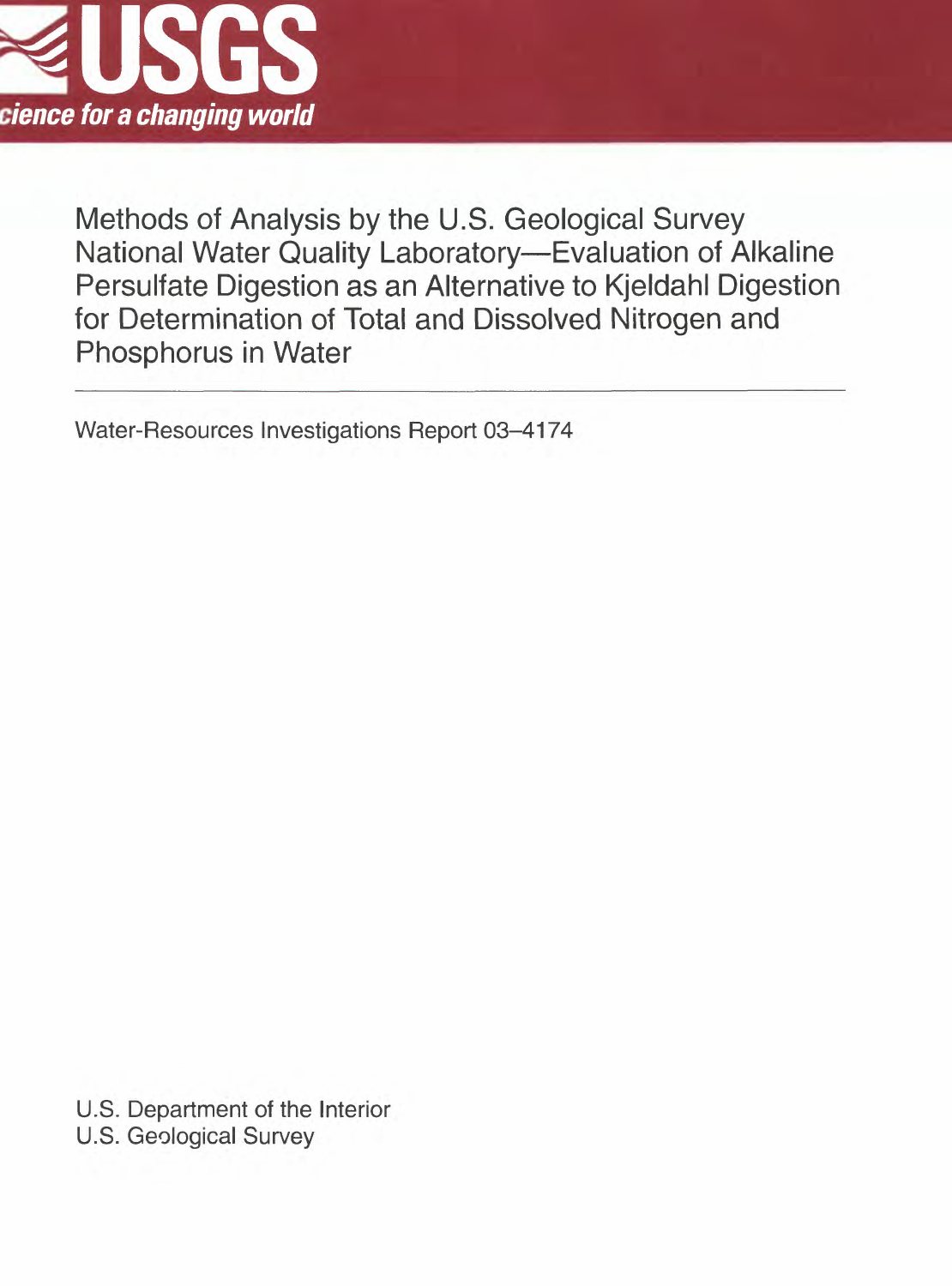USGS

science for a changing world

# Methods of Analysis by the U.S. Geological Survey National Water Quality Laboratory—Evaluation of Alkaline Persulfate Digestion as an Alternative to Kjeldahl Digestion for Determination of Total and Dissolved Nitrogen and Phosphorus in Water

Water-Resources Investigations Report 03–4174

U.S. Department of the Interior
U.S. Geological Survey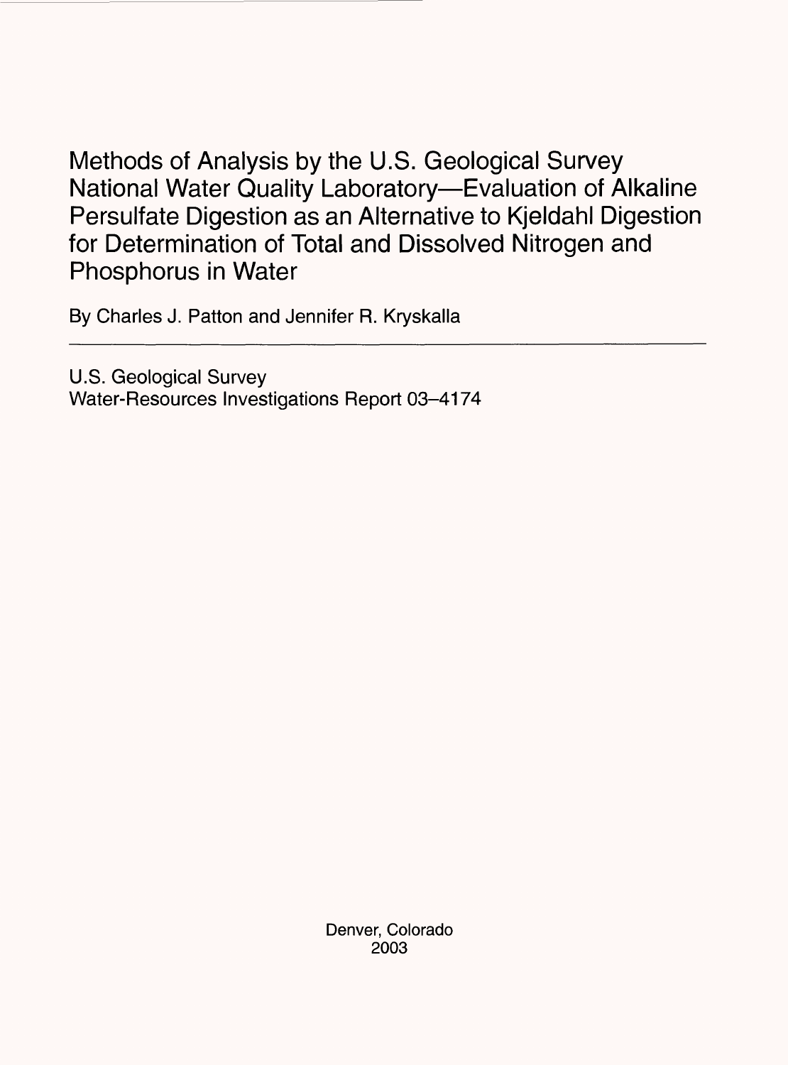# Methods of Analysis by the U.S. Geological Survey National Water Quality Laboratory—Evaluation of Alkaline Persulfate Digestion as an Alternative to Kjeldahl Digestion for Determination of Total and Dissolved Nitrogen and Phosphorus in Water

By Charles J. Patton and Jennifer R. Kryskalla

---

U.S. Geological Survey
Water-Resources Investigations Report 03–4174

Denver, Colorado
2003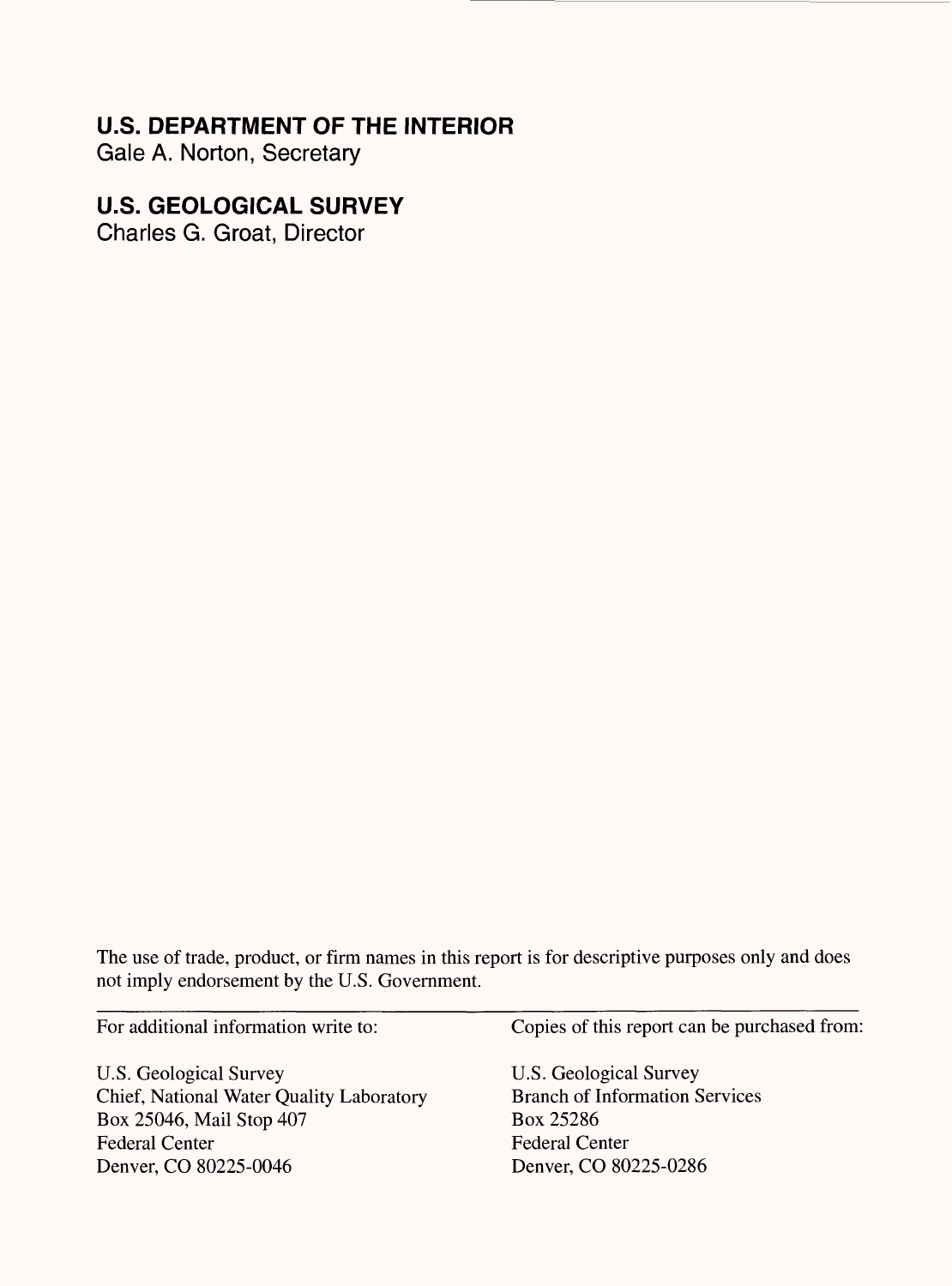**U.S. DEPARTMENT OF THE INTERIOR**
Gale A. Norton, Secretary

**U.S. GEOLOGICAL SURVEY**
Charles G. Groat, Director

The use of trade, product, or firm names in this report is for descriptive purposes only and does not imply endorsement by the U.S. Government.

---

For additional information write to:

U.S. Geological Survey
Chief, National Water Quality Laboratory
Box 25046, Mail Stop 407
Federal Center
Denver, CO 80225-0046

Copies of this report can be purchased from:

U.S. Geological Survey
Branch of Information Services
Box 25286
Federal Center
Denver, CO 80225-0286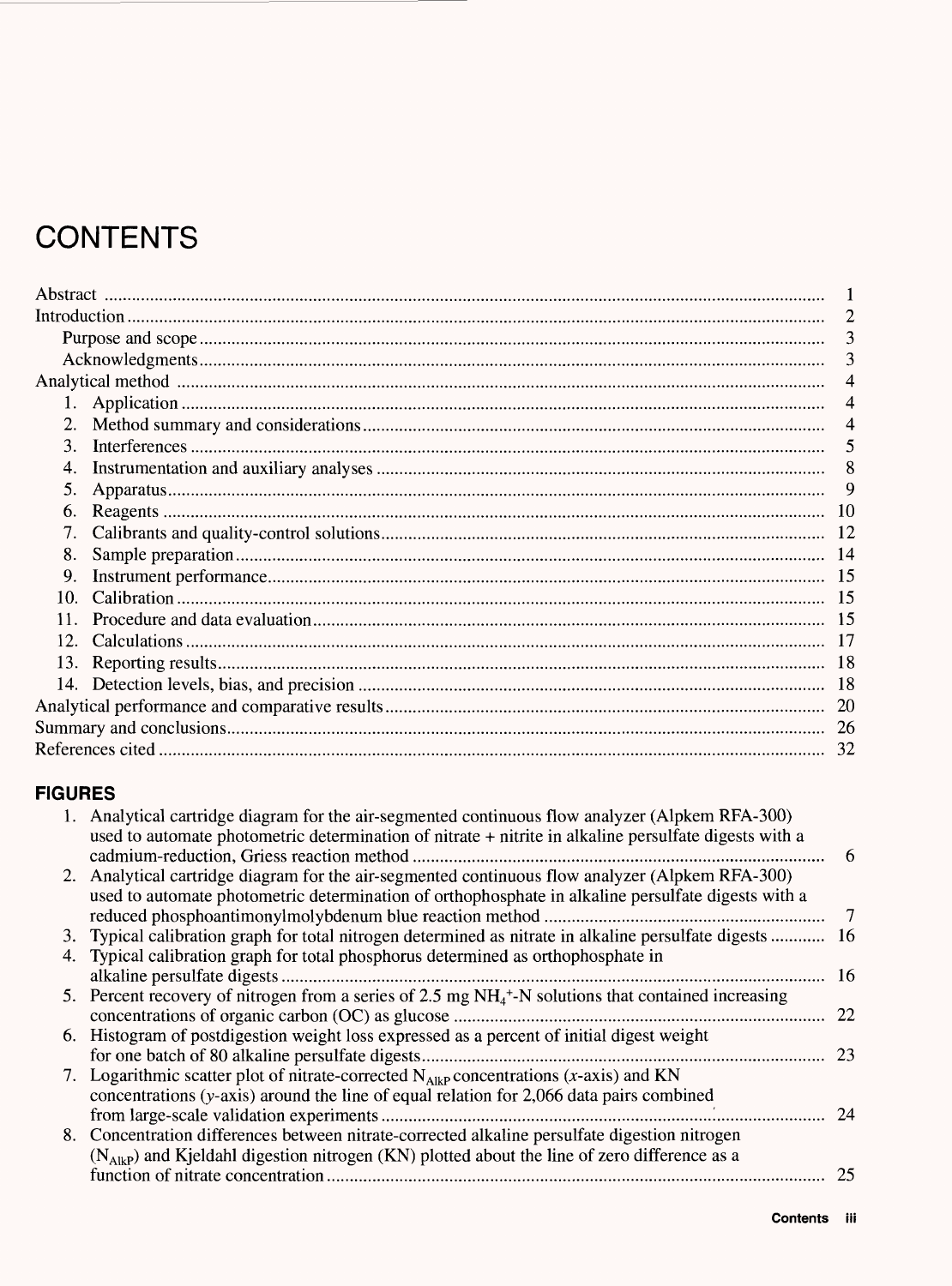# CONTENTS

Abstract ..... 1
Introduction ..... 2
  Purpose and scope ..... 3
  Acknowledgments ..... 3
Analytical method ..... 4
  1. Application ..... 4
  2. Method summary and considerations ..... 4
  3. Interferences ..... 5
  4. Instrumentation and auxiliary analyses ..... 8
  5. Apparatus ..... 9
  6. Reagents ..... 10
  7. Calibrants and quality-control solutions ..... 12
  8. Sample preparation ..... 14
  9. Instrument performance ..... 15
  10. Calibration ..... 15
  11. Procedure and data evaluation ..... 15
  12. Calculations ..... 17
  13. Reporting results ..... 18
  14. Detection levels, bias, and precision ..... 18
Analytical performance and comparative results ..... 20
Summary and conclusions ..... 26
References cited ..... 32

## FIGURES

1. Analytical cartridge diagram for the air-segmented continuous flow analyzer (Alpkem RFA-300) used to automate photometric determination of nitrate + nitrite in alkaline persulfate digests with a cadmium-reduction, Griess reaction method ..... 6
2. Analytical cartridge diagram for the air-segmented continuous flow analyzer (Alpkem RFA-300) used to automate photometric determination of orthophosphate in alkaline persulfate digests with a reduced phosphoantimonylmolybdenum blue reaction method ..... 7
3. Typical calibration graph for total nitrogen determined as nitrate in alkaline persulfate digests ..... 16
4. Typical calibration graph for total phosphorus determined as orthophosphate in alkaline persulfate digests ..... 16
5. Percent recovery of nitrogen from a series of 2.5 mg $NH_4^+$-N solutions that contained increasing concentrations of organic carbon (OC) as glucose ..... 22
6. Histogram of postdigestion weight loss expressed as a percent of initial digest weight for one batch of 80 alkaline persulfate digests ..... 23
7. Logarithmic scatter plot of nitrate-corrected $N_{AlkP}$ concentrations (*x*-axis) and KN concentrations (*y*-axis) around the line of equal relation for 2,066 data pairs combined from large-scale validation experiments ..... 24
8. Concentration differences between nitrate-corrected alkaline persulfate digestion nitrogen ($N_{AlkP}$) and Kjeldahl digestion nitrogen (KN) plotted about the line of zero difference as a function of nitrate concentration ..... 25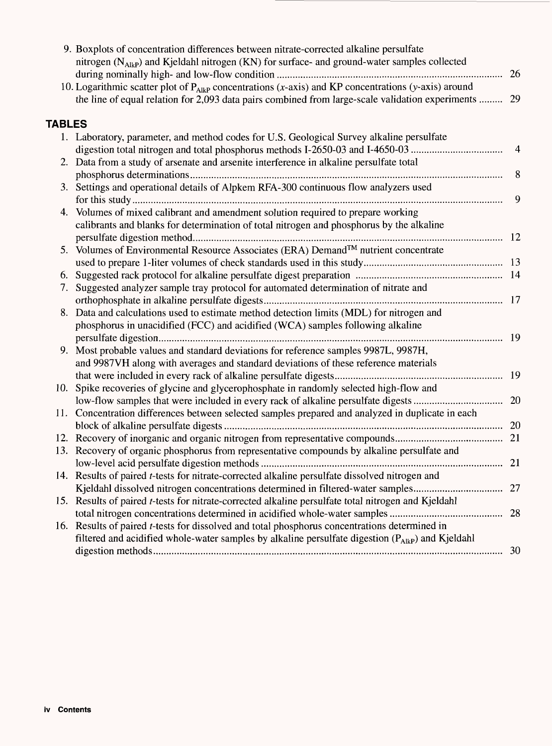9. Boxplots of concentration differences between nitrate-corrected alkaline persulfate nitrogen ($N_{AlkP}$) and Kjeldahl nitrogen (KN) for surface- and ground-water samples collected during nominally high- and low-flow condition ..................... 26
10. Logarithmic scatter plot of $P_{AlkP}$ concentrations (*x*-axis) and KP concentrations (*y*-axis) around the line of equal relation for 2,093 data pairs combined from large-scale validation experiments ......... 29

## TABLES

1. Laboratory, parameter, and method codes for U.S. Geological Survey alkaline persulfate digestion total nitrogen and total phosphorus methods I-2650-03 and I-4650-03 .................. 4
2. Data from a study of arsenate and arsenite interference in alkaline persulfate total phosphorus determinations .................. 8
3. Settings and operational details of Alpkem RFA-300 continuous flow analyzers used for this study .................. 9
4. Volumes of mixed calibrant and amendment solution required to prepare working calibrants and blanks for determination of total nitrogen and phosphorus by the alkaline persulfate digestion method .................. 12
5. Volumes of Environmental Resource Associates (ERA) Demand™ nutrient concentrate used to prepare 1-liter volumes of check standards used in this study .................. 13
6. Suggested rack protocol for alkaline persulfate digest preparation .................. 14
7. Suggested analyzer sample tray protocol for automated determination of nitrate and orthophosphate in alkaline persulfate digests .................. 17
8. Data and calculations used to estimate method detection limits (MDL) for nitrogen and phosphorus in unacidified (FCC) and acidified (WCA) samples following alkaline persulfate digestion .................. 19
9. Most probable values and standard deviations for reference samples 9987L, 9987H, and 9987VH along with averages and standard deviations of these reference materials that were included in every rack of alkaline persulfate digests .................. 19
10. Spike recoveries of glycine and glycerophosphate in randomly selected high-flow and low-flow samples that were included in every rack of alkaline persulfate digests .................. 20
11. Concentration differences between selected samples prepared and analyzed in duplicate in each block of alkaline persulfate digests .................. 20
12. Recovery of inorganic and organic nitrogen from representative compounds .................. 21
13. Recovery of organic phosphorus from representative compounds by alkaline persulfate and low-level acid persulfate digestion methods .................. 21
14. Results of paired *t*-tests for nitrate-corrected alkaline persulfate dissolved nitrogen and Kjeldahl dissolved nitrogen concentrations determined in filtered-water samples .................. 27
15. Results of paired *t*-tests for nitrate-corrected alkaline persulfate total nitrogen and Kjeldahl total nitrogen concentrations determined in acidified whole-water samples .................. 28
16. Results of paired *t*-tests for dissolved and total phosphorus concentrations determined in filtered and acidified whole-water samples by alkaline persulfate digestion ($P_{AlkP}$) and Kjeldahl digestion methods .................. 30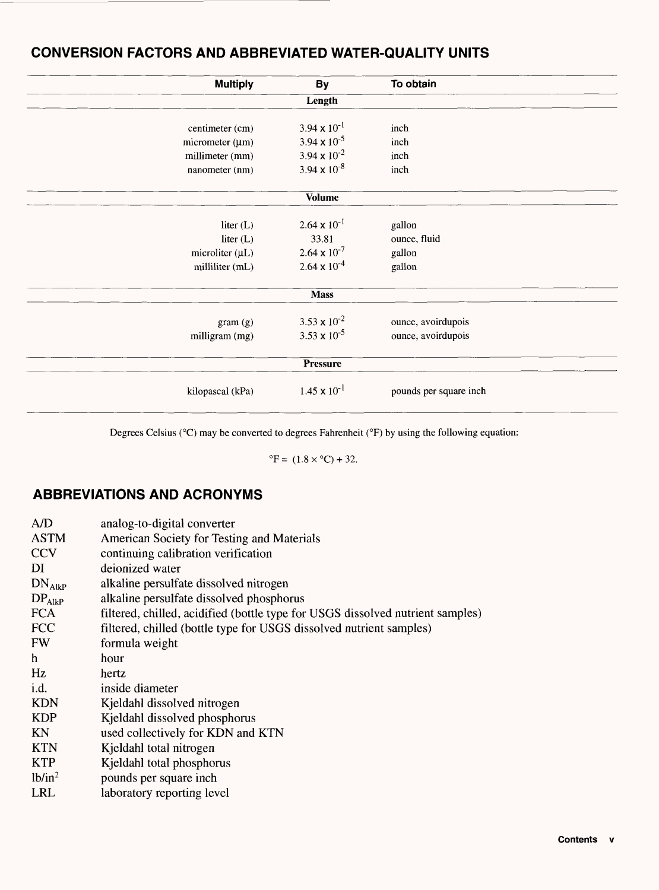## CONVERSION FACTORS AND ABBREVIATED WATER-QUALITY UNITS

| Multiply | By | To obtain |
|---|---|---|
| | **Length** | |
| centimeter (cm) | $3.94 \times 10^{-1}$ | inch |
| micrometer (µm) | $3.94 \times 10^{-5}$ | inch |
| millimeter (mm) | $3.94 \times 10^{-2}$ | inch |
| nanometer (nm) | $3.94 \times 10^{-8}$ | inch |
| | **Volume** | |
| liter (L) | $2.64 \times 10^{-1}$ | gallon |
| liter (L) | 33.81 | ounce, fluid |
| microliter (µL) | $2.64 \times 10^{-7}$ | gallon |
| milliliter (mL) | $2.64 \times 10^{-4}$ | gallon |
| | **Mass** | |
| gram (g) | $3.53 \times 10^{-2}$ | ounce, avoirdupois |
| milligram (mg) | $3.53 \times 10^{-5}$ | ounce, avoirdupois |
| | **Pressure** | |
| kilopascal (kPa) | $1.45 \times 10^{-1}$ | pounds per square inch |

Degrees Celsius (°C) may be converted to degrees Fahrenheit (°F) by using the following equation:

$$°F = (1.8 \times °C) + 32.$$

## ABBREVIATIONS AND ACRONYMS

| | |
|---|---|
| A/D | analog-to-digital converter |
| ASTM | American Society for Testing and Materials |
| CCV | continuing calibration verification |
| DI | deionized water |
| $DN_{AlkP}$ | alkaline persulfate dissolved nitrogen |
| $DP_{AlkP}$ | alkaline persulfate dissolved phosphorus |
| FCA | filtered, chilled, acidified (bottle type for USGS dissolved nutrient samples) |
| FCC | filtered, chilled (bottle type for USGS dissolved nutrient samples) |
| FW | formula weight |
| h | hour |
| Hz | hertz |
| i.d. | inside diameter |
| KDN | Kjeldahl dissolved nitrogen |
| KDP | Kjeldahl dissolved phosphorus |
| KN | used collectively for KDN and KTN |
| KTN | Kjeldahl total nitrogen |
| KTP | Kjeldahl total phosphorus |
| $lb/in^2$ | pounds per square inch |
| LRL | laboratory reporting level |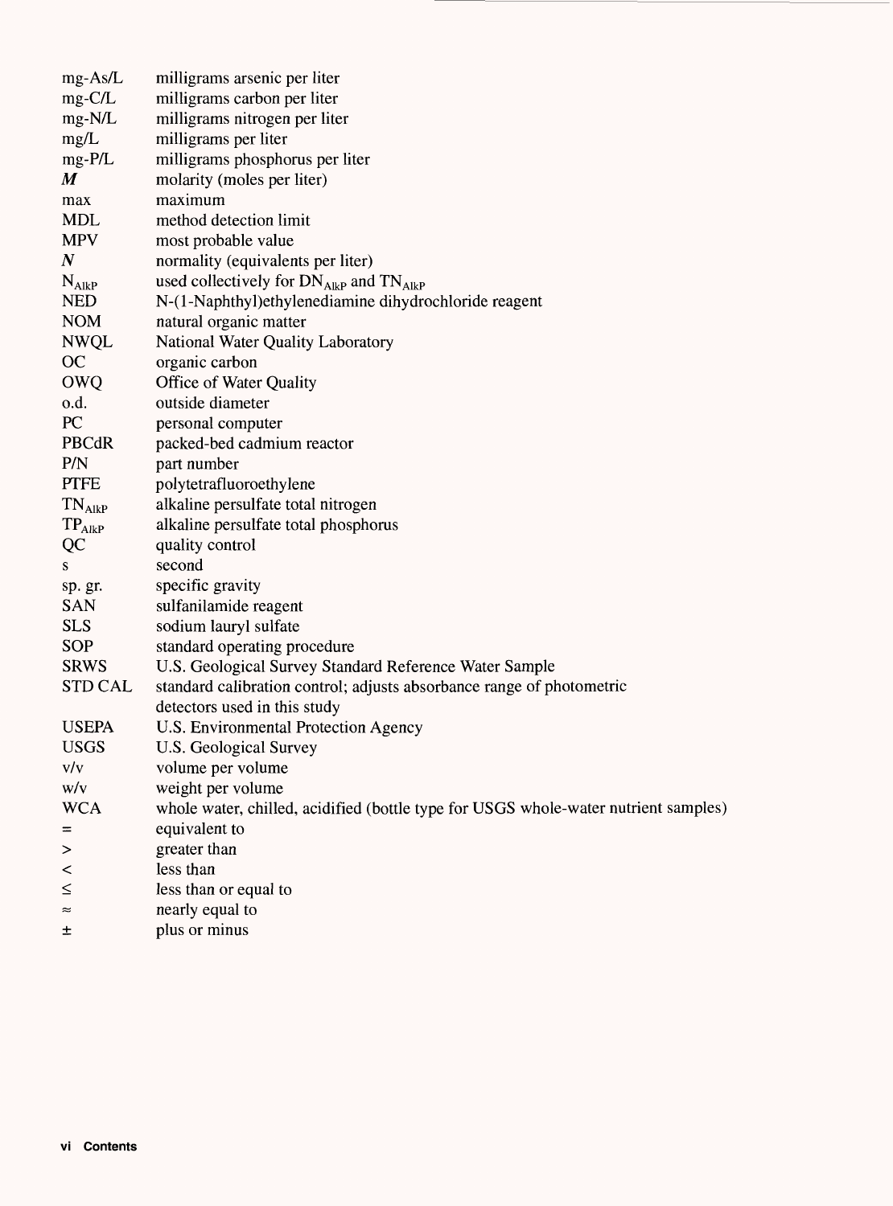| | |
|---|---|
| mg-As/L | milligrams arsenic per liter |
| mg-C/L | milligrams carbon per liter |
| mg-N/L | milligrams nitrogen per liter |
| mg/L | milligrams per liter |
| mg-P/L | milligrams phosphorus per liter |
| ***M*** | molarity (moles per liter) |
| max | maximum |
| MDL | method detection limit |
| MPV | most probable value |
| ***N*** | normality (equivalents per liter) |
| $N_{AlkP}$ | used collectively for $DN_{AlkP}$ and $TN_{AlkP}$ |
| NED | N-(1-Naphthyl)ethylenediamine dihydrochloride reagent |
| NOM | natural organic matter |
| NWQL | National Water Quality Laboratory |
| OC | organic carbon |
| OWQ | Office of Water Quality |
| o.d. | outside diameter |
| PC | personal computer |
| PBCdR | packed-bed cadmium reactor |
| P/N | part number |
| PTFE | polytetrafluoroethylene |
| $TN_{AlkP}$ | alkaline persulfate total nitrogen |
| $TP_{AlkP}$ | alkaline persulfate total phosphorus |
| QC | quality control |
| s | second |
| sp. gr. | specific gravity |
| SAN | sulfanilamide reagent |
| SLS | sodium lauryl sulfate |
| SOP | standard operating procedure |
| SRWS | U.S. Geological Survey Standard Reference Water Sample |
| STD CAL | standard calibration control; adjusts absorbance range of photometric detectors used in this study |
| USEPA | U.S. Environmental Protection Agency |
| USGS | U.S. Geological Survey |
| v/v | volume per volume |
| w/v | weight per volume |
| WCA | whole water, chilled, acidified (bottle type for USGS whole-water nutrient samples) |
| = | equivalent to |
| > | greater than |
| < | less than |
| ≤ | less than or equal to |
| ≈ | nearly equal to |
| ± | plus or minus |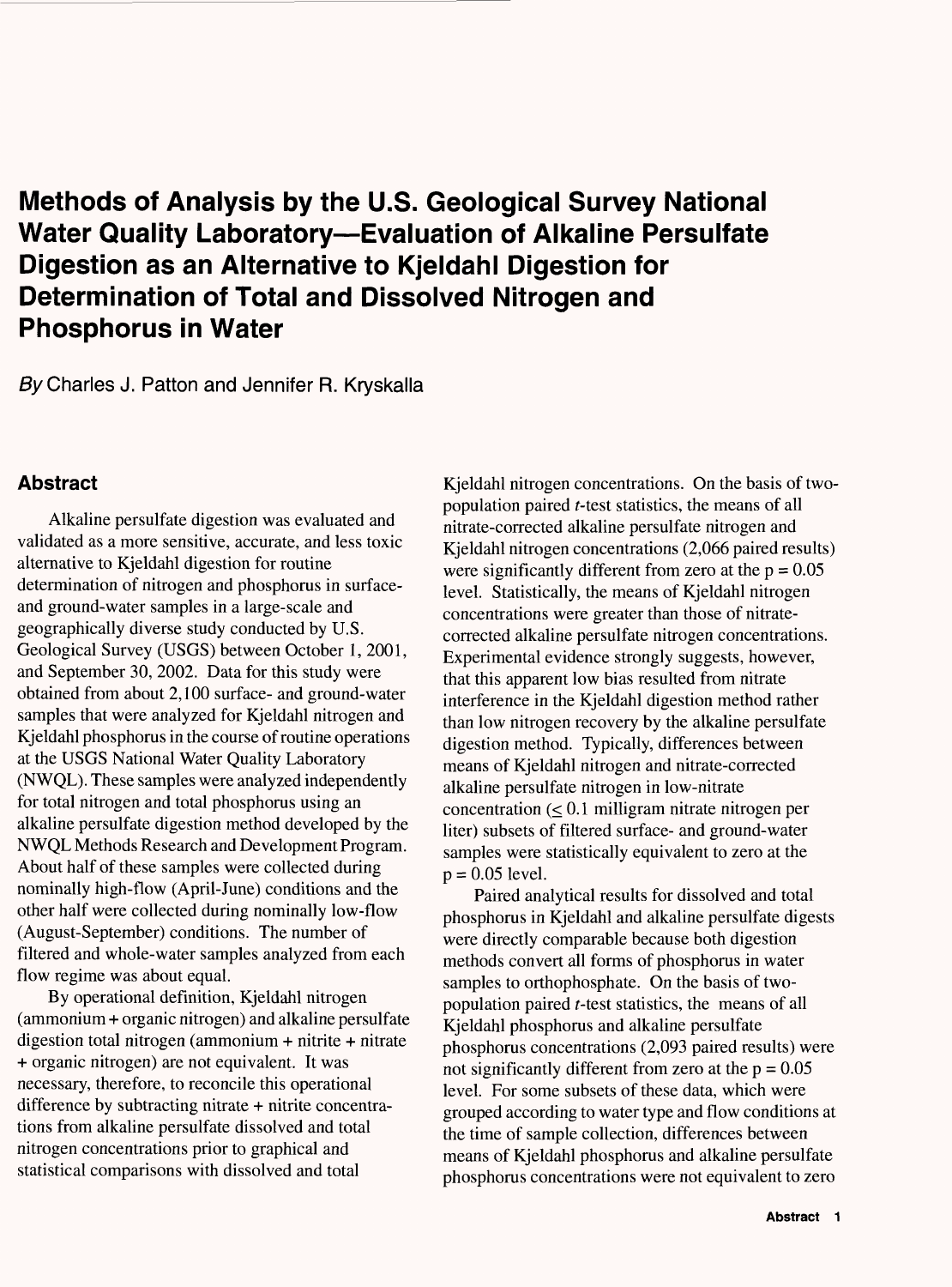# Methods of Analysis by the U.S. Geological Survey National Water Quality Laboratory—Evaluation of Alkaline Persulfate Digestion as an Alternative to Kjeldahl Digestion for Determination of Total and Dissolved Nitrogen and Phosphorus in Water

*By* Charles J. Patton and Jennifer R. Kryskalla

## Abstract

Alkaline persulfate digestion was evaluated and validated as a more sensitive, accurate, and less toxic alternative to Kjeldahl digestion for routine determination of nitrogen and phosphorus in surface- and ground-water samples in a large-scale and geographically diverse study conducted by U.S. Geological Survey (USGS) between October 1, 2001, and September 30, 2002. Data for this study were obtained from about 2,100 surface- and ground-water samples that were analyzed for Kjeldahl nitrogen and Kjeldahl phosphorus in the course of routine operations at the USGS National Water Quality Laboratory (NWQL). These samples were analyzed independently for total nitrogen and total phosphorus using an alkaline persulfate digestion method developed by the NWQL Methods Research and Development Program. About half of these samples were collected during nominally high-flow (April-June) conditions and the other half were collected during nominally low-flow (August-September) conditions. The number of filtered and whole-water samples analyzed from each flow regime was about equal.

By operational definition, Kjeldahl nitrogen (ammonium + organic nitrogen) and alkaline persulfate digestion total nitrogen (ammonium + nitrite + nitrate + organic nitrogen) are not equivalent. It was necessary, therefore, to reconcile this operational difference by subtracting nitrate + nitrite concentrations from alkaline persulfate dissolved and total nitrogen concentrations prior to graphical and statistical comparisons with dissolved and total Kjeldahl nitrogen concentrations. On the basis of two-population paired *t*-test statistics, the means of all nitrate-corrected alkaline persulfate nitrogen and Kjeldahl nitrogen concentrations (2,066 paired results) were significantly different from zero at the $p = 0.05$ level. Statistically, the means of Kjeldahl nitrogen concentrations were greater than those of nitrate-corrected alkaline persulfate nitrogen concentrations. Experimental evidence strongly suggests, however, that this apparent low bias resulted from nitrate interference in the Kjeldahl digestion method rather than low nitrogen recovery by the alkaline persulfate digestion method. Typically, differences between means of Kjeldahl nitrogen and nitrate-corrected alkaline persulfate nitrogen in low-nitrate concentration ($\leq$ 0.1 milligram nitrate nitrogen per liter) subsets of filtered surface- and ground-water samples were statistically equivalent to zero at the $p = 0.05$ level.

Paired analytical results for dissolved and total phosphorus in Kjeldahl and alkaline persulfate digests were directly comparable because both digestion methods convert all forms of phosphorus in water samples to orthophosphate. On the basis of two-population paired *t*-test statistics, the means of all Kjeldahl phosphorus and alkaline persulfate phosphorus concentrations (2,093 paired results) were not significantly different from zero at the $p = 0.05$ level. For some subsets of these data, which were grouped according to water type and flow conditions at the time of sample collection, differences between means of Kjeldahl phosphorus and alkaline persulfate phosphorus concentrations were not equivalent to zero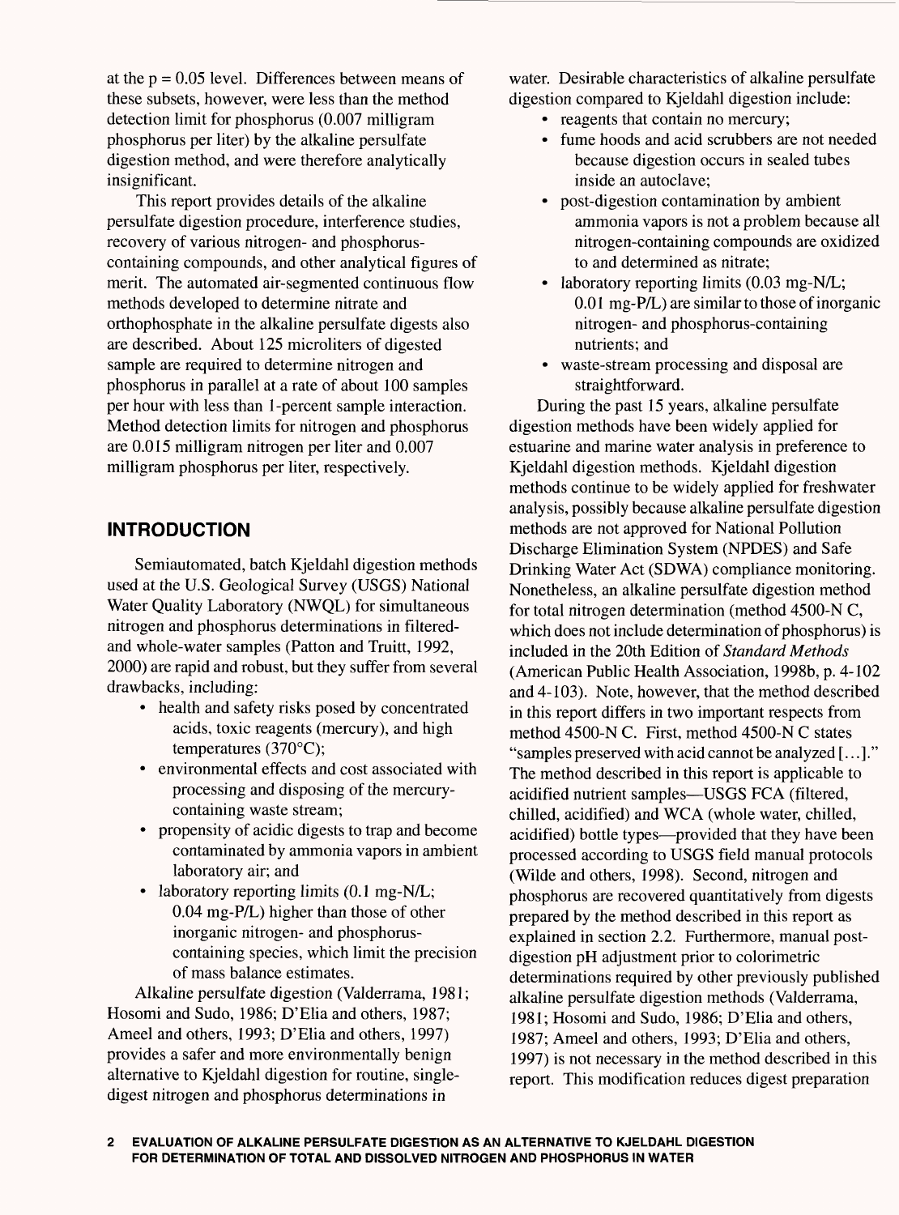at the p = 0.05 level. Differences between means of these subsets, however, were less than the method detection limit for phosphorus (0.007 milligram phosphorus per liter) by the alkaline persulfate digestion method, and were therefore analytically insignificant.

This report provides details of the alkaline persulfate digestion procedure, interference studies, recovery of various nitrogen- and phosphorus-containing compounds, and other analytical figures of merit. The automated air-segmented continuous flow methods developed to determine nitrate and orthophosphate in the alkaline persulfate digests also are described. About 125 microliters of digested sample are required to determine nitrogen and phosphorus in parallel at a rate of about 100 samples per hour with less than 1-percent sample interaction. Method detection limits for nitrogen and phosphorus are 0.015 milligram nitrogen per liter and 0.007 milligram phosphorus per liter, respectively.

## INTRODUCTION

Semiautomated, batch Kjeldahl digestion methods used at the U.S. Geological Survey (USGS) National Water Quality Laboratory (NWQL) for simultaneous nitrogen and phosphorus determinations in filtered- and whole-water samples (Patton and Truitt, 1992, 2000) are rapid and robust, but they suffer from several drawbacks, including:

- health and safety risks posed by concentrated acids, toxic reagents (mercury), and high temperatures (370°C);
- environmental effects and cost associated with processing and disposing of the mercury-containing waste stream;
- propensity of acidic digests to trap and become contaminated by ammonia vapors in ambient laboratory air; and
- laboratory reporting limits (0.1 mg-N/L; 0.04 mg-P/L) higher than those of other inorganic nitrogen- and phosphorus-containing species, which limit the precision of mass balance estimates.

Alkaline persulfate digestion (Valderrama, 1981; Hosomi and Sudo, 1986; D'Elia and others, 1987; Ameel and others, 1993; D'Elia and others, 1997) provides a safer and more environmentally benign alternative to Kjeldahl digestion for routine, single-digest nitrogen and phosphorus determinations in water. Desirable characteristics of alkaline persulfate digestion compared to Kjeldahl digestion include:

- reagents that contain no mercury;
- fume hoods and acid scrubbers are not needed because digestion occurs in sealed tubes inside an autoclave;
- post-digestion contamination by ambient ammonia vapors is not a problem because all nitrogen-containing compounds are oxidized to and determined as nitrate;
- laboratory reporting limits (0.03 mg-N/L; 0.01 mg-P/L) are similar to those of inorganic nitrogen- and phosphorus-containing nutrients; and
- waste-stream processing and disposal are straightforward.

During the past 15 years, alkaline persulfate digestion methods have been widely applied for estuarine and marine water analysis in preference to Kjeldahl digestion methods. Kjeldahl digestion methods continue to be widely applied for freshwater analysis, possibly because alkaline persulfate digestion methods are not approved for National Pollution Discharge Elimination System (NPDES) and Safe Drinking Water Act (SDWA) compliance monitoring. Nonetheless, an alkaline persulfate digestion method for total nitrogen determination (method 4500-N C, which does not include determination of phosphorus) is included in the 20th Edition of *Standard Methods* (American Public Health Association, 1998b, p. 4-102 and 4-103). Note, however, that the method described in this report differs in two important respects from method 4500-N C. First, method 4500-N C states "samples preserved with acid cannot be analyzed [...]." The method described in this report is applicable to acidified nutrient samples—USGS FCA (filtered, chilled, acidified) and WCA (whole water, chilled, acidified) bottle types—provided that they have been processed according to USGS field manual protocols (Wilde and others, 1998). Second, nitrogen and phosphorus are recovered quantitatively from digests prepared by the method described in this report as explained in section 2.2. Furthermore, manual post-digestion pH adjustment prior to colorimetric determinations required by other previously published alkaline persulfate digestion methods (Valderrama, 1981; Hosomi and Sudo, 1986; D'Elia and others, 1987; Ameel and others, 1993; D'Elia and others, 1997) is not necessary in the method described in this report. This modification reduces digest preparation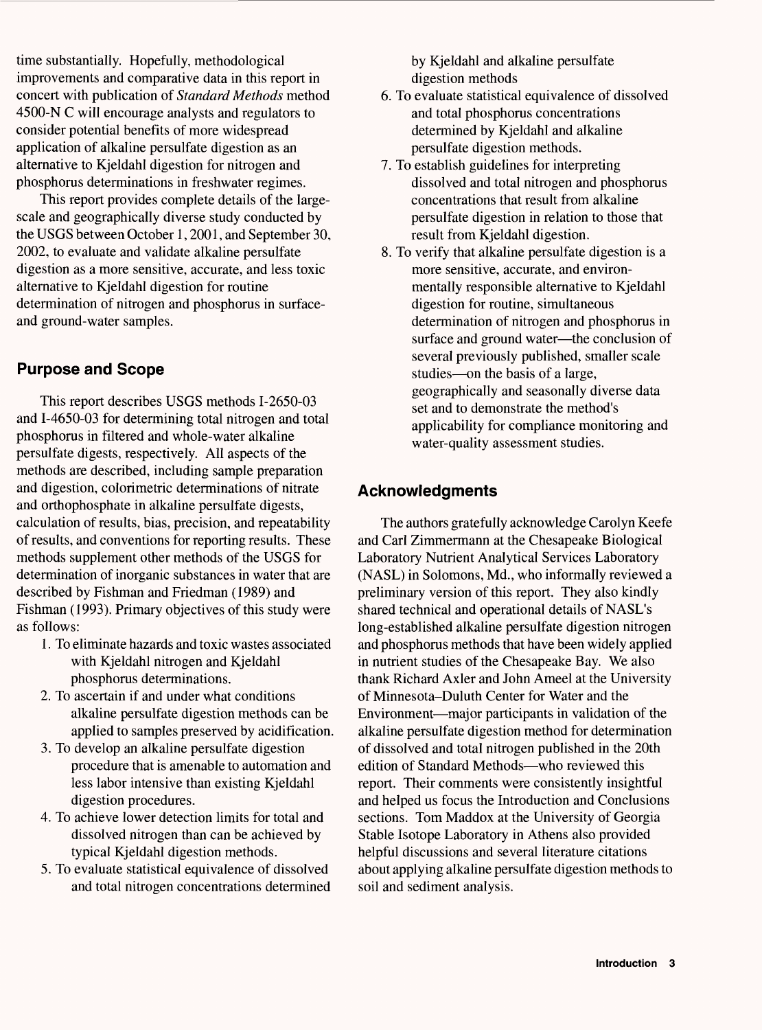time substantially. Hopefully, methodological improvements and comparative data in this report in concert with publication of *Standard Methods* method 4500-N C will encourage analysts and regulators to consider potential benefits of more widespread application of alkaline persulfate digestion as an alternative to Kjeldahl digestion for nitrogen and phosphorus determinations in freshwater regimes.

This report provides complete details of the large-scale and geographically diverse study conducted by the USGS between October 1, 2001, and September 30, 2002, to evaluate and validate alkaline persulfate digestion as a more sensitive, accurate, and less toxic alternative to Kjeldahl digestion for routine determination of nitrogen and phosphorus in surface- and ground-water samples.

## Purpose and Scope

This report describes USGS methods I-2650-03 and I-4650-03 for determining total nitrogen and total phosphorus in filtered and whole-water alkaline persulfate digests, respectively. All aspects of the methods are described, including sample preparation and digestion, colorimetric determinations of nitrate and orthophosphate in alkaline persulfate digests, calculation of results, bias, precision, and repeatability of results, and conventions for reporting results. These methods supplement other methods of the USGS for determination of inorganic substances in water that are described by Fishman and Friedman (1989) and Fishman (1993). Primary objectives of this study were as follows:

1. To eliminate hazards and toxic wastes associated with Kjeldahl nitrogen and Kjeldahl phosphorus determinations.
2. To ascertain if and under what conditions alkaline persulfate digestion methods can be applied to samples preserved by acidification.
3. To develop an alkaline persulfate digestion procedure that is amenable to automation and less labor intensive than existing Kjeldahl digestion procedures.
4. To achieve lower detection limits for total and dissolved nitrogen than can be achieved by typical Kjeldahl digestion methods.
5. To evaluate statistical equivalence of dissolved and total nitrogen concentrations determined by Kjeldahl and alkaline persulfate digestion methods
6. To evaluate statistical equivalence of dissolved and total phosphorus concentrations determined by Kjeldahl and alkaline persulfate digestion methods.
7. To establish guidelines for interpreting dissolved and total nitrogen and phosphorus concentrations that result from alkaline persulfate digestion in relation to those that result from Kjeldahl digestion.
8. To verify that alkaline persulfate digestion is a more sensitive, accurate, and environmentally responsible alternative to Kjeldahl digestion for routine, simultaneous determination of nitrogen and phosphorus in surface and ground water—the conclusion of several previously published, smaller scale studies—on the basis of a large, geographically and seasonally diverse data set and to demonstrate the method's applicability for compliance monitoring and water-quality assessment studies.

## Acknowledgments

The authors gratefully acknowledge Carolyn Keefe and Carl Zimmermann at the Chesapeake Biological Laboratory Nutrient Analytical Services Laboratory (NASL) in Solomons, Md., who informally reviewed a preliminary version of this report. They also kindly shared technical and operational details of NASL's long-established alkaline persulfate digestion nitrogen and phosphorus methods that have been widely applied in nutrient studies of the Chesapeake Bay. We also thank Richard Axler and John Ameel at the University of Minnesota–Duluth Center for Water and the Environment—major participants in validation of the alkaline persulfate digestion method for determination of dissolved and total nitrogen published in the 20th edition of Standard Methods—who reviewed this report. Their comments were consistently insightful and helped us focus the Introduction and Conclusions sections. Tom Maddox at the University of Georgia Stable Isotope Laboratory in Athens also provided helpful discussions and several literature citations about applying alkaline persulfate digestion methods to soil and sediment analysis.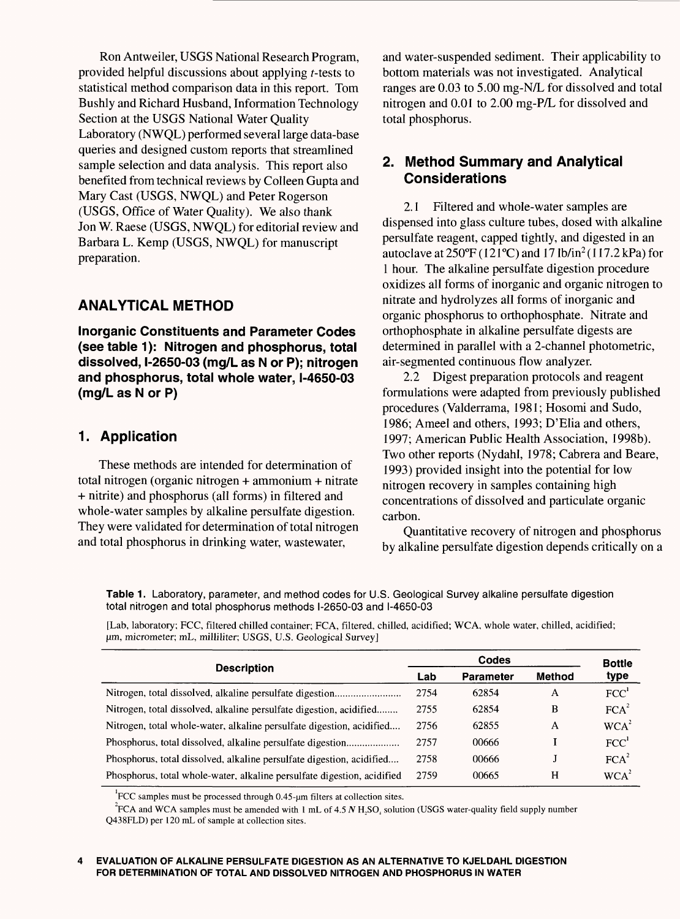Ron Antweiler, USGS National Research Program, provided helpful discussions about applying *t*-tests to statistical method comparison data in this report. Tom Bushly and Richard Husband, Information Technology Section at the USGS National Water Quality Laboratory (NWQL) performed several large data-base queries and designed custom reports that streamlined sample selection and data analysis. This report also benefited from technical reviews by Colleen Gupta and Mary Cast (USGS, NWQL) and Peter Rogerson (USGS, Office of Water Quality). We also thank Jon W. Raese (USGS, NWQL) for editorial review and Barbara L. Kemp (USGS, NWQL) for manuscript preparation.

## ANALYTICAL METHOD

### Inorganic Constituents and Parameter Codes (see table 1): Nitrogen and phosphorus, total dissolved, I-2650-03 (mg/L as N or P); nitrogen and phosphorus, total whole water, I-4650-03 (mg/L as N or P)

## 1. Application

These methods are intended for determination of total nitrogen (organic nitrogen + ammonium + nitrate + nitrite) and phosphorus (all forms) in filtered and whole-water samples by alkaline persulfate digestion. They were validated for determination of total nitrogen and total phosphorus in drinking water, wastewater, and water-suspended sediment. Their applicability to bottom materials was not investigated. Analytical ranges are 0.03 to 5.00 mg-N/L for dissolved and total nitrogen and 0.01 to 2.00 mg-P/L for dissolved and total phosphorus.

## 2. Method Summary and Analytical Considerations

2.1 Filtered and whole-water samples are dispensed into glass culture tubes, dosed with alkaline persulfate reagent, capped tightly, and digested in an autoclave at 250°F (121°C) and 17 lb/in$^2$ (117.2 kPa) for 1 hour. The alkaline persulfate digestion procedure oxidizes all forms of inorganic and organic nitrogen to nitrate and hydrolyzes all forms of inorganic and organic phosphorus to orthophosphate. Nitrate and orthophosphate in alkaline persulfate digests are determined in parallel with a 2-channel photometric, air-segmented continuous flow analyzer.

2.2 Digest preparation protocols and reagent formulations were adapted from previously published procedures (Valderrama, 1981; Hosomi and Sudo, 1986; Ameel and others, 1993; D'Elia and others, 1997; American Public Health Association, 1998b). Two other reports (Nydahl, 1978; Cabrera and Beare, 1993) provided insight into the potential for low nitrogen recovery in samples containing high concentrations of dissolved and particulate organic carbon.

Quantitative recovery of nitrogen and phosphorus by alkaline persulfate digestion depends critically on a

**Table 1.** Laboratory, parameter, and method codes for U.S. Geological Survey alkaline persulfate digestion total nitrogen and total phosphorus methods I-2650-03 and I-4650-03

[Lab, laboratory; FCC, filtered chilled container; FCA, filtered, chilled, acidified; WCA, whole water, chilled, acidified; µm, micrometer; mL, milliliter; USGS, U.S. Geological Survey]

| Description | Codes | | | Bottle type |
|---|---|---|---|---|
| | Lab | Parameter | Method | |
| Nitrogen, total dissolved, alkaline persulfate digestion | 2754 | 62854 | A | FCC[1] |
| Nitrogen, total dissolved, alkaline persulfate digestion, acidified | 2755 | 62854 | B | FCA[2] |
| Nitrogen, total whole-water, alkaline persulfate digestion, acidified | 2756 | 62855 | A | WCA[2] |
| Phosphorus, total dissolved, alkaline persulfate digestion | 2757 | 00666 | I | FCC[1] |
| Phosphorus, total dissolved, alkaline persulfate digestion, acidified | 2758 | 00666 | J | FCA[2] |
| Phosphorus, total whole-water, alkaline persulfate digestion, acidified | 2759 | 00665 | H | WCA[2] |

[1]FCC samples must be processed through 0.45-µm filters at collection sites.

[2]FCA and WCA samples must be amended with 1 mL of 4.5 *N* $H_2SO_4$ solution (USGS water-quality field supply number Q438FLD) per 120 mL of sample at collection sites.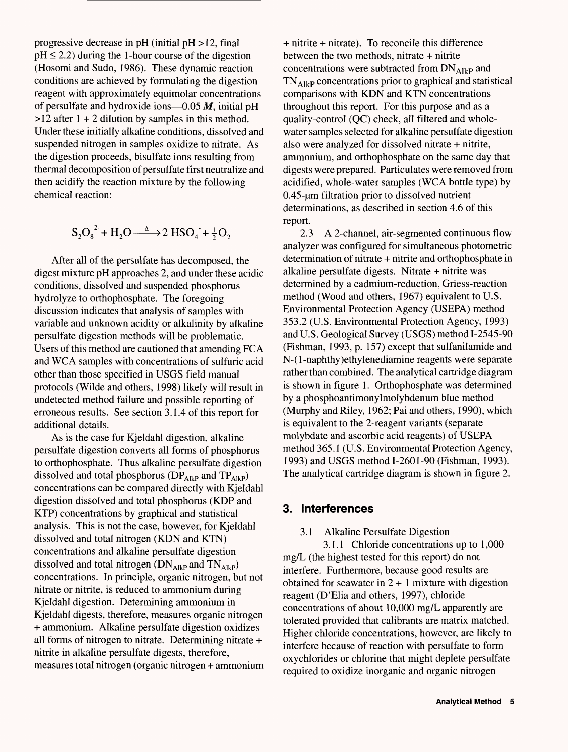progressive decrease in pH (initial pH >12, final pH ≤ 2.2) during the 1-hour course of the digestion (Hosomi and Sudo, 1986). These dynamic reaction conditions are achieved by formulating the digestion reagent with approximately equimolar concentrations of persulfate and hydroxide ions—0.05 ***M***, initial pH >12 after 1 + 2 dilution by samples in this method. Under these initially alkaline conditions, dissolved and suspended nitrogen in samples oxidize to nitrate. As the digestion proceeds, bisulfate ions resulting from thermal decomposition of persulfate first neutralize and then acidify the reaction mixture by the following chemical reaction:

$$S_2O_8^{2-} + H_2O \xrightarrow{\Delta} 2\ HSO_4^{-} + \tfrac{1}{2}O_2$$

After all of the persulfate has decomposed, the digest mixture pH approaches 2, and under these acidic conditions, dissolved and suspended phosphorus hydrolyze to orthophosphate. The foregoing discussion indicates that analysis of samples with variable and unknown acidity or alkalinity by alkaline persulfate digestion methods will be problematic. Users of this method are cautioned that amending FCA and WCA samples with concentrations of sulfuric acid other than those specified in USGS field manual protocols (Wilde and others, 1998) likely will result in undetected method failure and possible reporting of erroneous results. See section 3.1.4 of this report for additional details.

As is the case for Kjeldahl digestion, alkaline persulfate digestion converts all forms of phosphorus to orthophosphate. Thus alkaline persulfate digestion dissolved and total phosphorus ($DP_{AlkP}$ and $TP_{AlkP}$) concentrations can be compared directly with Kjeldahl digestion dissolved and total phosphorus (KDP and KTP) concentrations by graphical and statistical analysis. This is not the case, however, for Kjeldahl dissolved and total nitrogen (KDN and KTN) concentrations and alkaline persulfate digestion dissolved and total nitrogen ($DN_{AlkP}$ and $TN_{AlkP}$) concentrations. In principle, organic nitrogen, but not nitrate or nitrite, is reduced to ammonium during Kjeldahl digestion. Determining ammonium in Kjeldahl digests, therefore, measures organic nitrogen + ammonium. Alkaline persulfate digestion oxidizes all forms of nitrogen to nitrate. Determining nitrate + nitrite in alkaline persulfate digests, therefore, measures total nitrogen (organic nitrogen + ammonium + nitrite + nitrate). To reconcile this difference between the two methods, nitrate + nitrite concentrations were subtracted from $DN_{AlkP}$ and $TN_{AlkP}$ concentrations prior to graphical and statistical comparisons with KDN and KTN concentrations throughout this report. For this purpose and as a quality-control (QC) check, all filtered and whole-water samples selected for alkaline persulfate digestion also were analyzed for dissolved nitrate + nitrite, ammonium, and orthophosphate on the same day that digests were prepared. Particulates were removed from acidified, whole-water samples (WCA bottle type) by 0.45-µm filtration prior to dissolved nutrient determinations, as described in section 4.6 of this report.

2.3 A 2-channel, air-segmented continuous flow analyzer was configured for simultaneous photometric determination of nitrate + nitrite and orthophosphate in alkaline persulfate digests. Nitrate + nitrite was determined by a cadmium-reduction, Griess-reaction method (Wood and others, 1967) equivalent to U.S. Environmental Protection Agency (USEPA) method 353.2 (U.S. Environmental Protection Agency, 1993) and U.S. Geological Survey (USGS) method I-2545-90 (Fishman, 1993, p. 157) except that sulfanilamide and N-(1-naphthy)ethylenediamine reagents were separate rather than combined. The analytical cartridge diagram is shown in figure 1. Orthophosphate was determined by a phosphoantimonylmolybdenum blue method (Murphy and Riley, 1962; Pai and others, 1990), which is equivalent to the 2-reagent variants (separate molybdate and ascorbic acid reagents) of USEPA method 365.1 (U.S. Environmental Protection Agency, 1993) and USGS method I-2601-90 (Fishman, 1993). The analytical cartridge diagram is shown in figure 2.

## 3. Interferences

3.1 Alkaline Persulfate Digestion

3.1.1 Chloride concentrations up to 1,000 mg/L (the highest tested for this report) do not interfere. Furthermore, because good results are obtained for seawater in 2 + 1 mixture with digestion reagent (D'Elia and others, 1997), chloride concentrations of about 10,000 mg/L apparently are tolerated provided that calibrants are matrix matched. Higher chloride concentrations, however, are likely to interfere because of reaction with persulfate to form oxychlorides or chlorine that might deplete persulfate required to oxidize inorganic and organic nitrogen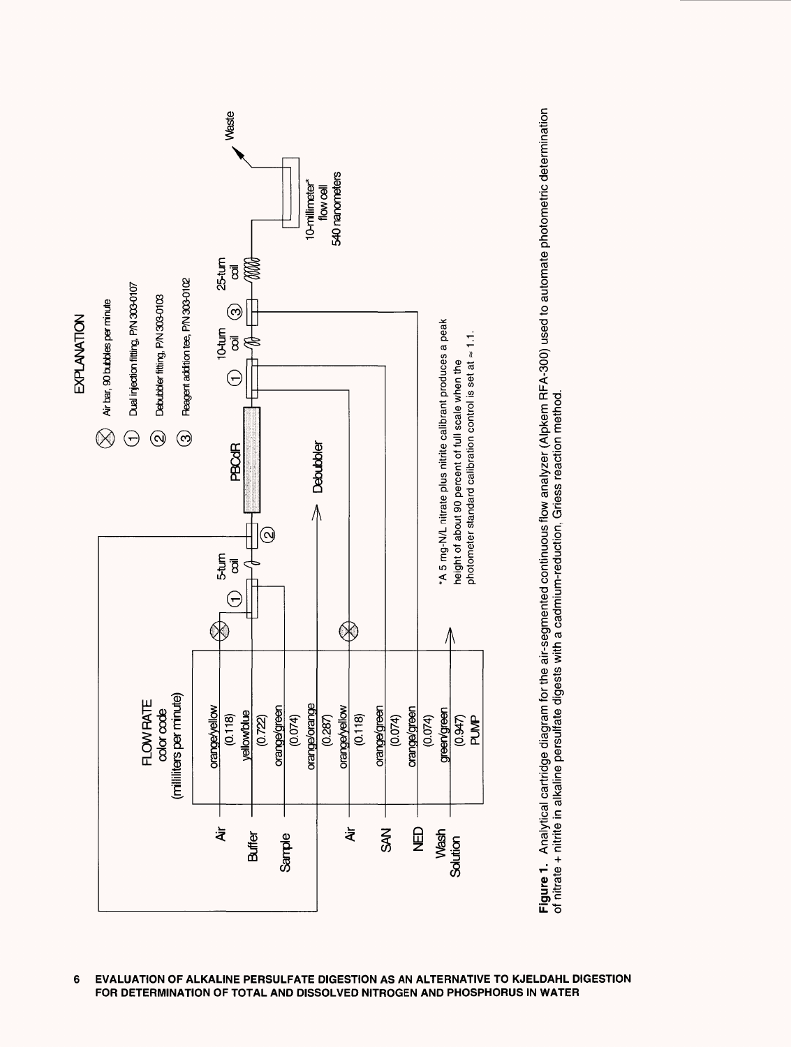EXPLANATION

Air bar, 90 bubbles per minute

① Dual injection fitting, P/N 303-0107

② Debubbler fitting, P/N 303-0103

③ Reagent addition tee, P/N 303-0102

FLOW RATE
color code
(milliliters per minute)

Air orange/yellow (0.118)

Buffer yellow/blue (0.722)

Sample orange/green (0.074)

orange/orange (0.287)

Air orange/yellow (0.118)

SAN orange/green (0.074)

NED orange/green (0.074)

Wash Solution green/green (0.947)

PUMP

5-turn coil

PBCdR

Debubbler

10-turn coil

25-turn coil

10-millimeter* flow cell 540 nanometers

Waste

*A 5 mg-N/L nitrate plus nitrite calibrant produces a peak height of about 90 percent of full scale when the photometer standard calibration control is set at ≈ 1.1.

**Figure 1.** Analytical cartridge diagram for the air-segmented continuous flow analyzer (Alpkem RFA-300) used to automate photometric determination of nitrate + nitrite in alkaline persulfate digests with a cadmium-reduction, Griess reaction method.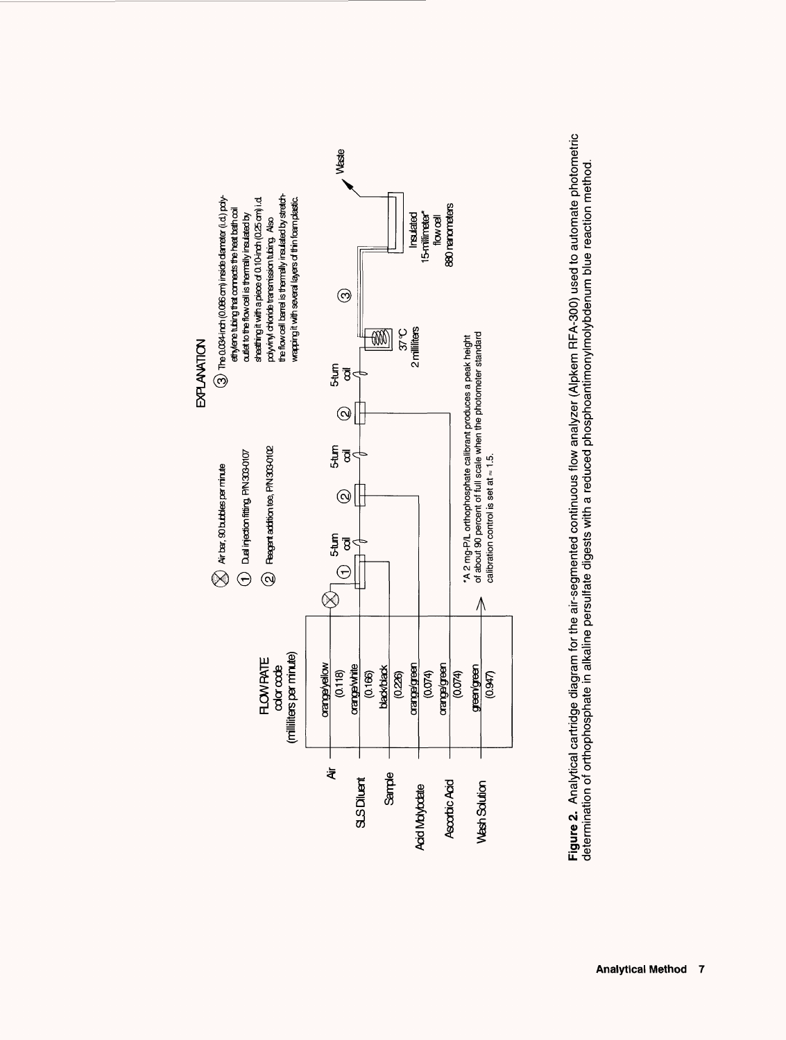FLOW RATE
color code
(milliliters per minute)

Air — orange/yellow (0.118)

SLS Diluent — orange/white (0.166)

Sample — black/black (0.226)

Acid Molybdate — orange/green (0.074)

Ascorbic Acid — orange/green (0.074)

Wash Solution — green/green (0.947)

5-turn coil

5-turn coil

5-turn coil

37 °C
2 milliliters

Insulated
15-millimeter*
flow cell
880 nanometers

Waste

EXPLANATION

⊗ Air bar, 90 bubbles per minute

① Dual injection fitting, P/N 303-0107

② Reagent addition tee, P/N 303-0102

③ The 0.034-inch (0.086 cm) inside diameter (i.d.) polyethylene tubing that connects the heat bath coil outlet to the flow cell is thermally insulated by sheathing it with a piece of 0.10-inch (0.25 cm) i.d. polyvinyl chloride transmission tubing. Also the flow cell barrel is thermally insulated by stretch-wrapping it with several layers of thin foam plastic.

*A 2 mg-P/L orthophosphate calibrant produces a peak height of about 90 percent of full scale when the photometer standard calibration control is set at ≈ 1.5.

**Figure 2.** Analytical cartridge diagram for the air-segmented continuous flow analyzer (Alpkem RFA-300) used to automate photometric determination of orthophosphate in alkaline persulfate digests with a reduced phosphoantimonylmolybdenum blue reaction method.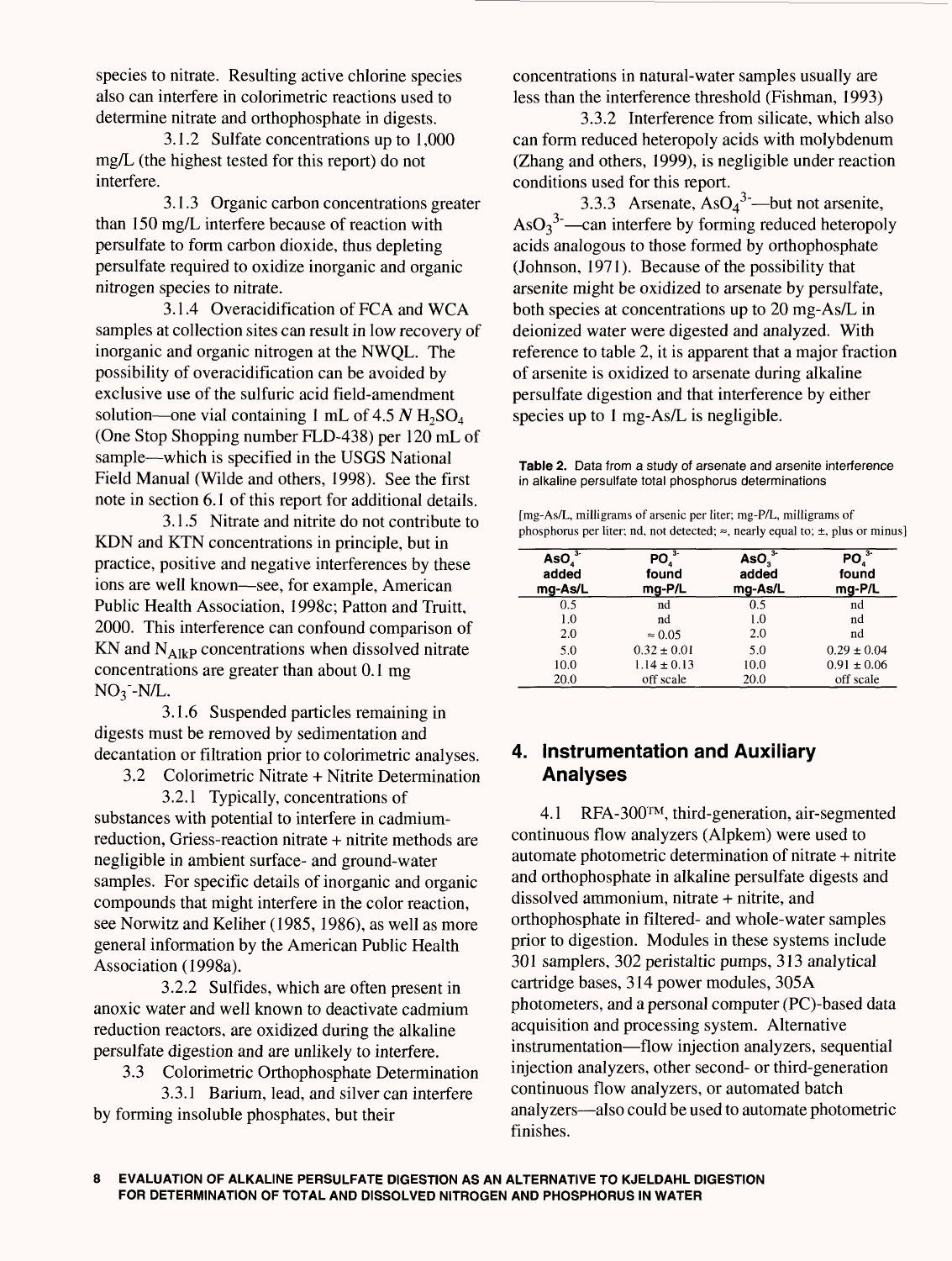species to nitrate. Resulting active chlorine species also can interfere in colorimetric reactions used to determine nitrate and orthophosphate in digests.

3.1.2 Sulfate concentrations up to 1,000 mg/L (the highest tested for this report) do not interfere.

3.1.3 Organic carbon concentrations greater than 150 mg/L interfere because of reaction with persulfate to form carbon dioxide, thus depleting persulfate required to oxidize inorganic and organic nitrogen species to nitrate.

3.1.4 Overacidification of FCA and WCA samples at collection sites can result in low recovery of inorganic and organic nitrogen at the NWQL. The possibility of overacidification can be avoided by exclusive use of the sulfuric acid field-amendment solution—one vial containing 1 mL of 4.5 *N* $H_2SO_4$ (One Stop Shopping number FLD-438) per 120 mL of sample—which is specified in the USGS National Field Manual (Wilde and others, 1998). See the first note in section 6.1 of this report for additional details.

3.1.5 Nitrate and nitrite do not contribute to KDN and KTN concentrations in principle, but in practice, positive and negative interferences by these ions are well known—see, for example, American Public Health Association, 1998c; Patton and Truitt, 2000. This interference can confound comparison of KN and $N_{AlkP}$ concentrations when dissolved nitrate concentrations are greater than about 0.1 mg $NO_3^-$-N/L.

3.1.6 Suspended particles remaining in digests must be removed by sedimentation and decantation or filtration prior to colorimetric analyses.

3.2 Colorimetric Nitrate + Nitrite Determination

3.2.1 Typically, concentrations of substances with potential to interfere in cadmium-reduction, Griess-reaction nitrate + nitrite methods are negligible in ambient surface- and ground-water samples. For specific details of inorganic and organic compounds that might interfere in the color reaction, see Norwitz and Keliher (1985, 1986), as well as more general information by the American Public Health Association (1998a).

3.2.2 Sulfides, which are often present in anoxic water and well known to deactivate cadmium reduction reactors, are oxidized during the alkaline persulfate digestion and are unlikely to interfere.

3.3 Colorimetric Orthophosphate Determination

3.3.1 Barium, lead, and silver can interfere by forming insoluble phosphates, but their concentrations in natural-water samples usually are less than the interference threshold (Fishman, 1993)

3.3.2 Interference from silicate, which also can form reduced heteropoly acids with molybdenum (Zhang and others, 1999), is negligible under reaction conditions used for this report.

3.3.3 Arsenate, $AsO_4^{3-}$—but not arsenite, $AsO_3^{3-}$—can interfere by forming reduced heteropoly acids analogous to those formed by orthophosphate (Johnson, 1971). Because of the possibility that arsenite might be oxidized to arsenate by persulfate, both species at concentrations up to 20 mg-As/L in deionized water were digested and analyzed. With reference to table 2, it is apparent that a major fraction of arsenite is oxidized to arsenate during alkaline persulfate digestion and that interference by either species up to 1 mg-As/L is negligible.

**Table 2.** Data from a study of arsenate and arsenite interference in alkaline persulfate total phosphorus determinations

[mg-As/L, milligrams of arsenic per liter; mg-P/L, milligrams of phosphorus per liter; nd, not detected; ≈, nearly equal to; ±, plus or minus]

| $AsO_4^{3-}$ added mg-As/L | $PO_4^{3-}$ found mg-P/L | $AsO_3^{3-}$ added mg-As/L | $PO_4^{3-}$ found mg-P/L |
|---|---|---|---|
| 0.5 | nd | 0.5 | nd |
| 1.0 | nd | 1.0 | nd |
| 2.0 | ≈ 0.05 | 2.0 | nd |
| 5.0 | 0.32 ± 0.01 | 5.0 | 0.29 ± 0.04 |
| 10.0 | 1.14 ± 0.13 | 10.0 | 0.91 ± 0.06 |
| 20.0 | off scale | 20.0 | off scale |

## 4. Instrumentation and Auxiliary Analyses

4.1 RFA-300™, third-generation, air-segmented continuous flow analyzers (Alpkem) were used to automate photometric determination of nitrate + nitrite and orthophosphate in alkaline persulfate digests and dissolved ammonium, nitrate + nitrite, and orthophosphate in filtered- and whole-water samples prior to digestion. Modules in these systems include 301 samplers, 302 peristaltic pumps, 313 analytical cartridge bases, 314 power modules, 305A photometers, and a personal computer (PC)-based data acquisition and processing system. Alternative instrumentation—flow injection analyzers, sequential injection analyzers, other second- or third-generation continuous flow analyzers, or automated batch analyzers—also could be used to automate photometric finishes.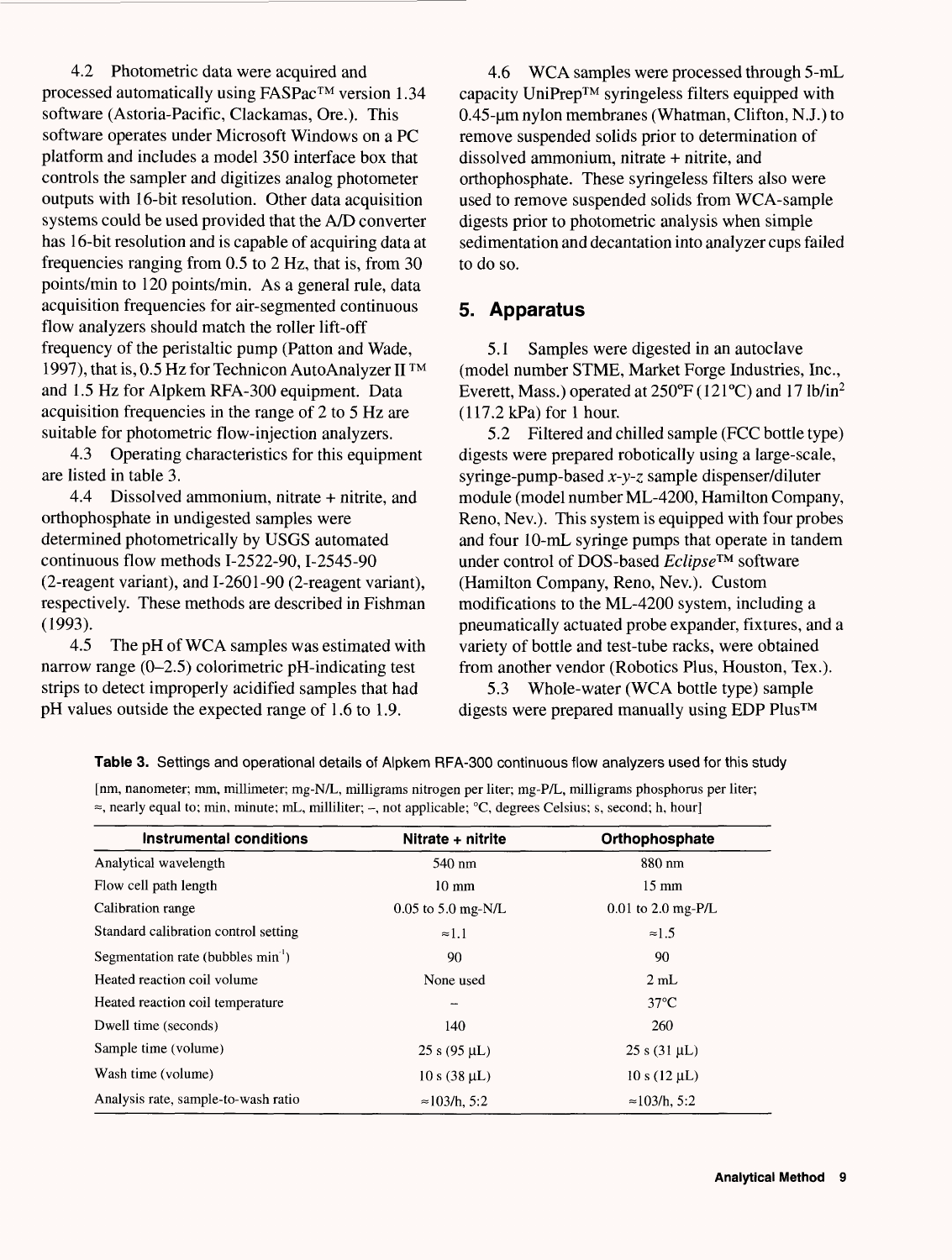4.2 Photometric data were acquired and processed automatically using FASPac™ version 1.34 software (Astoria-Pacific, Clackamas, Ore.). This software operates under Microsoft Windows on a PC platform and includes a model 350 interface box that controls the sampler and digitizes analog photometer outputs with 16-bit resolution. Other data acquisition systems could be used provided that the A/D converter has 16-bit resolution and is capable of acquiring data at frequencies ranging from 0.5 to 2 Hz, that is, from 30 points/min to 120 points/min. As a general rule, data acquisition frequencies for air-segmented continuous flow analyzers should match the roller lift-off frequency of the peristaltic pump (Patton and Wade, 1997), that is, 0.5 Hz for Technicon AutoAnalyzer II ™ and 1.5 Hz for Alpkem RFA-300 equipment. Data acquisition frequencies in the range of 2 to 5 Hz are suitable for photometric flow-injection analyzers.

4.3 Operating characteristics for this equipment are listed in table 3.

4.4 Dissolved ammonium, nitrate + nitrite, and orthophosphate in undigested samples were determined photometrically by USGS automated continuous flow methods I-2522-90, I-2545-90 (2-reagent variant), and I-2601-90 (2-reagent variant), respectively. These methods are described in Fishman (1993).

4.5 The pH of WCA samples was estimated with narrow range (0–2.5) colorimetric pH-indicating test strips to detect improperly acidified samples that had pH values outside the expected range of 1.6 to 1.9.

4.6 WCA samples were processed through 5-mL capacity UniPrep™ syringeless filters equipped with 0.45-μm nylon membranes (Whatman, Clifton, N.J.) to remove suspended solids prior to determination of dissolved ammonium, nitrate + nitrite, and orthophosphate. These syringeless filters also were used to remove suspended solids from WCA-sample digests prior to photometric analysis when simple sedimentation and decantation into analyzer cups failed to do so.

## 5. Apparatus

5.1 Samples were digested in an autoclave (model number STME, Market Forge Industries, Inc., Everett, Mass.) operated at 250°F (121°C) and 17 lb/in$^2$ (117.2 kPa) for 1 hour.

5.2 Filtered and chilled sample (FCC bottle type) digests were prepared robotically using a large-scale, syringe-pump-based *x-y-z* sample dispenser/diluter module (model number ML-4200, Hamilton Company, Reno, Nev.). This system is equipped with four probes and four 10-mL syringe pumps that operate in tandem under control of DOS-based *Eclipse*™ software (Hamilton Company, Reno, Nev.). Custom modifications to the ML-4200 system, including a pneumatically actuated probe expander, fixtures, and a variety of bottle and test-tube racks, were obtained from another vendor (Robotics Plus, Houston, Tex.).

5.3 Whole-water (WCA bottle type) sample digests were prepared manually using EDP Plus™

**Table 3.** Settings and operational details of Alpkem RFA-300 continuous flow analyzers used for this study

[nm, nanometer; mm, millimeter; mg-N/L, milligrams nitrogen per liter; mg-P/L, milligrams phosphorus per liter; ≈, nearly equal to; min, minute; mL, milliliter; –, not applicable; °C, degrees Celsius; s, second; h, hour]

| Instrumental conditions | Nitrate + nitrite | Orthophosphate |
|---|---|---|
| Analytical wavelength | 540 nm | 880 nm |
| Flow cell path length | 10 mm | 15 mm |
| Calibration range | 0.05 to 5.0 mg-N/L | 0.01 to 2.0 mg-P/L |
| Standard calibration control setting | ≈1.1 | ≈1.5 |
| Segmentation rate (bubbles min$^{-1}$) | 90 | 90 |
| Heated reaction coil volume | None used | 2 mL |
| Heated reaction coil temperature | – | 37°C |
| Dwell time (seconds) | 140 | 260 |
| Sample time (volume) | 25 s (95 μL) | 25 s (31 μL) |
| Wash time (volume) | 10 s (38 μL) | 10 s (12 μL) |
| Analysis rate, sample-to-wash ratio | ≈103/h, 5:2 | ≈103/h, 5:2 |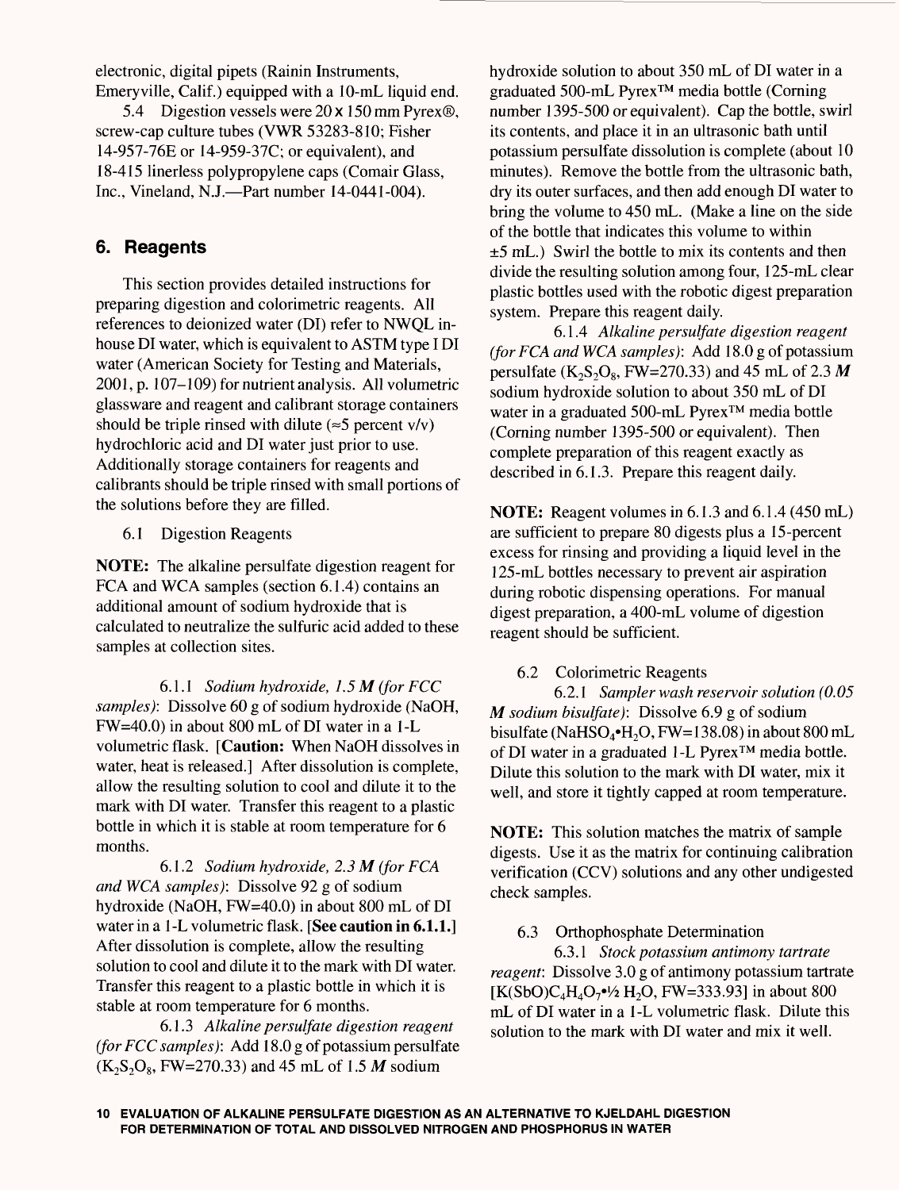electronic, digital pipets (Rainin Instruments, Emeryville, Calif.) equipped with a 10-mL liquid end.

5.4 Digestion vessels were 20 x 150 mm Pyrex®, screw-cap culture tubes (VWR 53283-810; Fisher 14-957-76E or 14-959-37C; or equivalent), and 18-415 linerless polypropylene caps (Comair Glass, Inc., Vineland, N.J.—Part number 14-0441-004).

## 6. Reagents

This section provides detailed instructions for preparing digestion and colorimetric reagents. All references to deionized water (DI) refer to NWQL in-house DI water, which is equivalent to ASTM type I DI water (American Society for Testing and Materials, 2001, p. 107–109) for nutrient analysis. All volumetric glassware and reagent and calibrant storage containers should be triple rinsed with dilute (≈5 percent v/v) hydrochloric acid and DI water just prior to use. Additionally storage containers for reagents and calibrants should be triple rinsed with small portions of the solutions before they are filled.

6.1 Digestion Reagents

**NOTE:** The alkaline persulfate digestion reagent for FCA and WCA samples (section 6.1.4) contains an additional amount of sodium hydroxide that is calculated to neutralize the sulfuric acid added to these samples at collection sites.

6.1.1 *Sodium hydroxide, 1.5 **M** (for FCC samples)*: Dissolve 60 g of sodium hydroxide (NaOH, FW=40.0) in about 800 mL of DI water in a 1-L volumetric flask. [**Caution:** When NaOH dissolves in water, heat is released.] After dissolution is complete, allow the resulting solution to cool and dilute it to the mark with DI water. Transfer this reagent to a plastic bottle in which it is stable at room temperature for 6 months.

6.1.2 *Sodium hydroxide, 2.3 **M** (for FCA and WCA samples)*: Dissolve 92 g of sodium hydroxide (NaOH, FW=40.0) in about 800 mL of DI water in a 1-L volumetric flask. [**See caution in 6.1.1.**] After dissolution is complete, allow the resulting solution to cool and dilute it to the mark with DI water. Transfer this reagent to a plastic bottle in which it is stable at room temperature for 6 months.

6.1.3 *Alkaline persulfate digestion reagent (for FCC samples)*: Add 18.0 g of potassium persulfate ($K_2S_2O_8$, FW=270.33) and 45 mL of 1.5 ***M*** sodium hydroxide solution to about 350 mL of DI water in a graduated 500-mL Pyrex™ media bottle (Corning number 1395-500 or equivalent). Cap the bottle, swirl its contents, and place it in an ultrasonic bath until potassium persulfate dissolution is complete (about 10 minutes). Remove the bottle from the ultrasonic bath, dry its outer surfaces, and then add enough DI water to bring the volume to 450 mL. (Make a line on the side of the bottle that indicates this volume to within ±5 mL.) Swirl the bottle to mix its contents and then divide the resulting solution among four, 125-mL clear plastic bottles used with the robotic digest preparation system. Prepare this reagent daily.

6.1.4 *Alkaline persulfate digestion reagent (for FCA and WCA samples)*: Add 18.0 g of potassium persulfate ($K_2S_2O_8$, FW=270.33) and 45 mL of 2.3 ***M*** sodium hydroxide solution to about 350 mL of DI water in a graduated 500-mL Pyrex™ media bottle (Corning number 1395-500 or equivalent). Then complete preparation of this reagent exactly as described in 6.1.3. Prepare this reagent daily.

**NOTE:** Reagent volumes in 6.1.3 and 6.1.4 (450 mL) are sufficient to prepare 80 digests plus a 15-percent excess for rinsing and providing a liquid level in the 125-mL bottles necessary to prevent air aspiration during robotic dispensing operations. For manual digest preparation, a 400-mL volume of digestion reagent should be sufficient.

6.2 Colorimetric Reagents

6.2.1 *Sampler wash reservoir solution (0.05 **M** sodium bisulfate)*: Dissolve 6.9 g of sodium bisulfate ($NaHSO_4 \cdot H_2O$, FW=138.08) in about 800 mL of DI water in a graduated 1-L Pyrex™ media bottle. Dilute this solution to the mark with DI water, mix it well, and store it tightly capped at room temperature.

**NOTE:** This solution matches the matrix of sample digests. Use it as the matrix for continuing calibration verification (CCV) solutions and any other undigested check samples.

6.3 Orthophosphate Determination

6.3.1 *Stock potassium antimony tartrate reagent*: Dissolve 3.0 g of antimony potassium tartrate [$K(SbO)C_4H_4O_7 \cdot \frac{1}{2} H_2O$, FW=333.93] in about 800 mL of DI water in a 1-L volumetric flask. Dilute this solution to the mark with DI water and mix it well.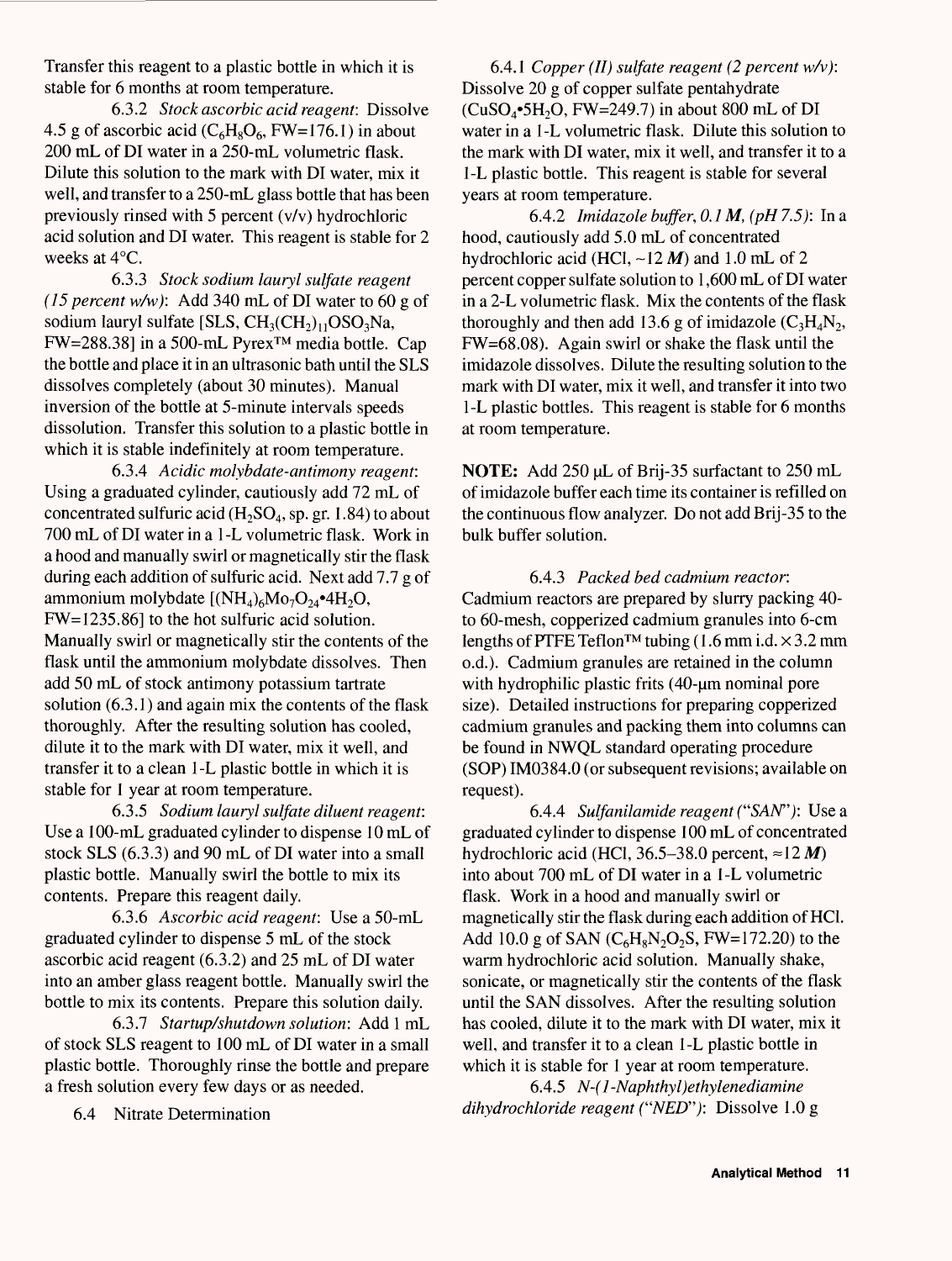Transfer this reagent to a plastic bottle in which it is stable for 6 months at room temperature.

6.3.2 *Stock ascorbic acid reagent*: Dissolve 4.5 g of ascorbic acid ($C_6H_8O_6$, FW=176.1) in about 200 mL of DI water in a 250-mL volumetric flask. Dilute this solution to the mark with DI water, mix it well, and transfer to a 250-mL glass bottle that has been previously rinsed with 5 percent (v/v) hydrochloric acid solution and DI water. This reagent is stable for 2 weeks at 4°C.

6.3.3 *Stock sodium lauryl sulfate reagent (15 percent w/w)*: Add 340 mL of DI water to 60 g of sodium lauryl sulfate [SLS, $CH_3(CH_2)_{11}OSO_3Na$, FW=288.38] in a 500-mL Pyrex™ media bottle. Cap the bottle and place it in an ultrasonic bath until the SLS dissolves completely (about 30 minutes). Manual inversion of the bottle at 5-minute intervals speeds dissolution. Transfer this solution to a plastic bottle in which it is stable indefinitely at room temperature.

6.3.4 *Acidic molybdate-antimony reagent*: Using a graduated cylinder, cautiously add 72 mL of concentrated sulfuric acid ($H_2SO_4$, sp. gr. 1.84) to about 700 mL of DI water in a 1-L volumetric flask. Work in a hood and manually swirl or magnetically stir the flask during each addition of sulfuric acid. Next add 7.7 g of ammonium molybdate [$(NH_4)_6Mo_7O_{24}\cdot 4H_2O$, FW=1235.86] to the hot sulfuric acid solution. Manually swirl or magnetically stir the contents of the flask until the ammonium molybdate dissolves. Then add 50 mL of stock antimony potassium tartrate solution (6.3.1) and again mix the contents of the flask thoroughly. After the resulting solution has cooled, dilute it to the mark with DI water, mix it well, and transfer it to a clean 1-L plastic bottle in which it is stable for 1 year at room temperature.

6.3.5 *Sodium lauryl sulfate diluent reagent*: Use a 100-mL graduated cylinder to dispense 10 mL of stock SLS (6.3.3) and 90 mL of DI water into a small plastic bottle. Manually swirl the bottle to mix its contents. Prepare this reagent daily.

6.3.6 *Ascorbic acid reagent*: Use a 50-mL graduated cylinder to dispense 5 mL of the stock ascorbic acid reagent (6.3.2) and 25 mL of DI water into an amber glass reagent bottle. Manually swirl the bottle to mix its contents. Prepare this solution daily.

6.3.7 *Startup/shutdown solution*: Add 1 mL of stock SLS reagent to 100 mL of DI water in a small plastic bottle. Thoroughly rinse the bottle and prepare a fresh solution every few days or as needed.

6.4 Nitrate Determination

6.4.1 *Copper (II) sulfate reagent (2 percent w/v)*: Dissolve 20 g of copper sulfate pentahydrate ($CuSO_4\cdot 5H_2O$, FW=249.7) in about 800 mL of DI water in a 1-L volumetric flask. Dilute this solution to the mark with DI water, mix it well, and transfer it to a 1-L plastic bottle. This reagent is stable for several years at room temperature.

6.4.2 *Imidazole buffer, 0.1 **M**, (pH 7.5)*: In a hood, cautiously add 5.0 mL of concentrated hydrochloric acid (HCl, ~12 ***M***) and 1.0 mL of 2 percent copper sulfate solution to 1,600 mL of DI water in a 2-L volumetric flask. Mix the contents of the flask thoroughly and then add 13.6 g of imidazole ($C_3H_4N_2$, FW=68.08). Again swirl or shake the flask until the imidazole dissolves. Dilute the resulting solution to the mark with DI water, mix it well, and transfer it into two 1-L plastic bottles. This reagent is stable for 6 months at room temperature.

**NOTE:** Add 250 µL of Brij-35 surfactant to 250 mL of imidazole buffer each time its container is refilled on the continuous flow analyzer. Do not add Brij-35 to the bulk buffer solution.

6.4.3 *Packed bed cadmium reactor*: Cadmium reactors are prepared by slurry packing 40- to 60-mesh, copperized cadmium granules into 6-cm lengths of PTFE Teflon™ tubing (1.6 mm i.d. × 3.2 mm o.d.). Cadmium granules are retained in the column with hydrophilic plastic frits (40-µm nominal pore size). Detailed instructions for preparing copperized cadmium granules and packing them into columns can be found in NWQL standard operating procedure (SOP) IM0384.0 (or subsequent revisions; available on request).

6.4.4 *Sulfanilamide reagent ("SAN")*: Use a graduated cylinder to dispense 100 mL of concentrated hydrochloric acid (HCl, 36.5–38.0 percent, ≈12 ***M***) into about 700 mL of DI water in a 1-L volumetric flask. Work in a hood and manually swirl or magnetically stir the flask during each addition of HCl. Add 10.0 g of SAN ($C_6H_8N_2O_2S$, FW=172.20) to the warm hydrochloric acid solution. Manually shake, sonicate, or magnetically stir the contents of the flask until the SAN dissolves. After the resulting solution has cooled, dilute it to the mark with DI water, mix it well, and transfer it to a clean 1-L plastic bottle in which it is stable for 1 year at room temperature.

6.4.5 *N-(1-Naphthyl)ethylenediamine dihydrochloride reagent ("NED")*: Dissolve 1.0 g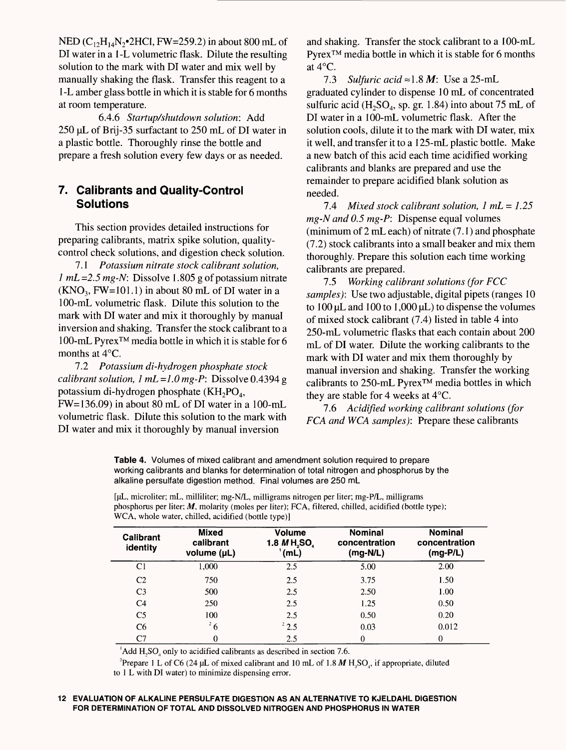NED ($C_{12}H_{14}N_2$•2HCl, FW=259.2) in about 800 mL of DI water in a 1-L volumetric flask. Dilute the resulting solution to the mark with DI water and mix well by manually shaking the flask. Transfer this reagent to a 1-L amber glass bottle in which it is stable for 6 months at room temperature.

6.4.6 *Startup/shutdown solution*: Add 250 µL of Brij-35 surfactant to 250 mL of DI water in a plastic bottle. Thoroughly rinse the bottle and prepare a fresh solution every few days or as needed.

## 7. Calibrants and Quality-Control Solutions

This section provides detailed instructions for preparing calibrants, matrix spike solution, quality-control check solutions, and digestion check solution.

7.1 *Potassium nitrate stock calibrant solution, 1 mL =2.5 mg-N*: Dissolve 1.805 g of potassium nitrate ($KNO_3$, FW=101.1) in about 80 mL of DI water in a 100-mL volumetric flask. Dilute this solution to the mark with DI water and mix it thoroughly by manual inversion and shaking. Transfer the stock calibrant to a 100-mL Pyrex™ media bottle in which it is stable for 6 months at 4°C.

7.2 *Potassium di-hydrogen phosphate stock calibrant solution, 1 mL =1.0 mg-P*: Dissolve 0.4394 g potassium di-hydrogen phosphate ($KH_2PO_4$, FW=136.09) in about 80 mL of DI water in a 100-mL volumetric flask. Dilute this solution to the mark with DI water and mix it thoroughly by manual inversion and shaking. Transfer the stock calibrant to a 100-mL Pyrex™ media bottle in which it is stable for 6 months at 4°C.

7.3 *Sulfuric acid ≈1.8 M*: Use a 25-mL graduated cylinder to dispense 10 mL of concentrated sulfuric acid ($H_2SO_4$, sp. gr. 1.84) into about 75 mL of DI water in a 100-mL volumetric flask. After the solution cools, dilute it to the mark with DI water, mix it well, and transfer it to a 125-mL plastic bottle. Make a new batch of this acid each time acidified working calibrants and blanks are prepared and use the remainder to prepare acidified blank solution as needed.

7.4 *Mixed stock calibrant solution, 1 mL = 1.25 mg-N and 0.5 mg-P*: Dispense equal volumes (minimum of 2 mL each) of nitrate (7.1) and phosphate (7.2) stock calibrants into a small beaker and mix them thoroughly. Prepare this solution each time working calibrants are prepared.

7.5 *Working calibrant solutions (for FCC samples)*: Use two adjustable, digital pipets (ranges 10 to 100 µL and 100 to 1,000 µL) to dispense the volumes of mixed stock calibrant (7.4) listed in table 4 into 250-mL volumetric flasks that each contain about 200 mL of DI water. Dilute the working calibrants to the mark with DI water and mix them thoroughly by manual inversion and shaking. Transfer the working calibrants to 250-mL Pyrex™ media bottles in which they are stable for 4 weeks at 4°C.

7.6 *Acidified working calibrant solutions (for FCA and WCA samples)*: Prepare these calibrants

**Table 4.** Volumes of mixed calibrant and amendment solution required to prepare working calibrants and blanks for determination of total nitrogen and phosphorus by the alkaline persulfate digestion method. Final volumes are 250 mL

[µL, microliter; mL, milliliter; mg-N/L, milligrams nitrogen per liter; mg-P/L, milligrams phosphorus per liter; *M*, molarity (moles per liter); FCA, filtered, chilled, acidified (bottle type); WCA, whole water, chilled, acidified (bottle type)]

| Calibrant identity | Mixed calibrant volume (µL) | Volume 1.8 *M* $H_2SO_4$ [1] (mL) | Nominal concentration (mg-N/L) | Nominal concentration (mg-P/L) |
|---|---|---|---|---|
| C1 | 1,000 | 2.5 | 5.00 | 2.00 |
| C2 | 750 | 2.5 | 3.75 | 1.50 |
| C3 | 500 | 2.5 | 2.50 | 1.00 |
| C4 | 250 | 2.5 | 1.25 | 0.50 |
| C5 | 100 | 2.5 | 0.50 | 0.20 |
| C6 | [2] 6 | [2] 2.5 | 0.03 | 0.012 |
| C7 | 0 | 2.5 | 0 | 0 |

[1] Add $H_2SO_4$ only to acidified calibrants as described in section 7.6.

[2] Prepare 1 L of C6 (24 µL of mixed calibrant and 10 mL of 1.8 *M* $H_2SO_4$, if appropriate, diluted to 1 L with DI water) to minimize dispensing error.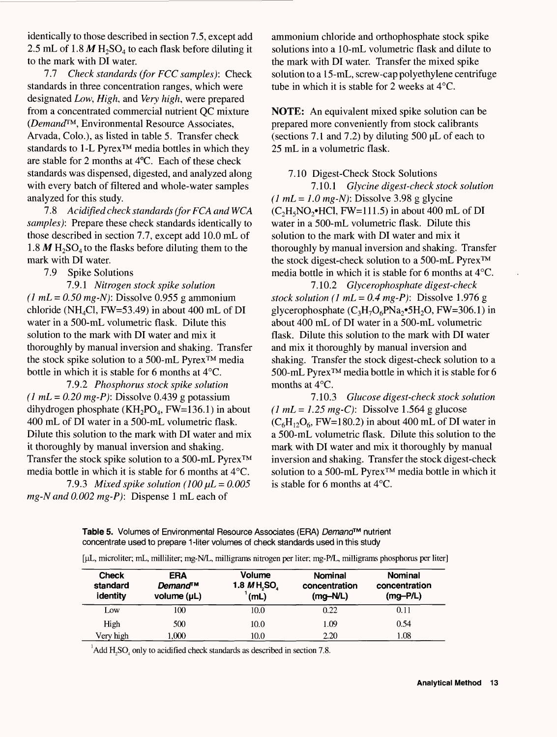identically to those described in section 7.5, except add 2.5 mL of 1.8 *M* $H_2SO_4$ to each flask before diluting it to the mark with DI water.

7.7 *Check standards (for FCC samples)*: Check standards in three concentration ranges, which were designated *Low*, *High*, and *Very high*, were prepared from a concentrated commercial nutrient QC mixture (*Demand*™, Environmental Resource Associates, Arvada, Colo.), as listed in table 5. Transfer check standards to 1-L Pyrex™ media bottles in which they are stable for 2 months at 4°C. Each of these check standards was dispensed, digested, and analyzed along with every batch of filtered and whole-water samples analyzed for this study.

7.8 *Acidified check standards (for FCA and WCA samples)*: Prepare these check standards identically to those described in section 7.7, except add 10.0 mL of 1.8 *M* $H_2SO_4$ to the flasks before diluting them to the mark with DI water.

7.9 Spike Solutions

7.9.1 *Nitrogen stock spike solution (1 mL = 0.50 mg-N)*: Dissolve 0.955 g ammonium chloride ($NH_4Cl$, FW=53.49) in about 400 mL of DI water in a 500-mL volumetric flask. Dilute this solution to the mark with DI water and mix it thoroughly by manual inversion and shaking. Transfer the stock spike solution to a 500-mL Pyrex™ media bottle in which it is stable for 6 months at 4°C.

7.9.2 *Phosphorus stock spike solution (1 mL = 0.20 mg-P)*: Dissolve 0.439 g potassium dihydrogen phosphate ($KH_2PO_4$, FW=136.1) in about 400 mL of DI water in a 500-mL volumetric flask. Dilute this solution to the mark with DI water and mix it thoroughly by manual inversion and shaking. Transfer the stock spike solution to a 500-mL Pyrex™ media bottle in which it is stable for 6 months at 4°C.

7.9.3 *Mixed spike solution (100 µL = 0.005 mg-N and 0.002 mg-P)*: Dispense 1 mL each of ammonium chloride and orthophosphate stock spike solutions into a 10-mL volumetric flask and dilute to the mark with DI water. Transfer the mixed spike solution to a 15-mL, screw-cap polyethylene centrifuge tube in which it is stable for 2 weeks at 4°C.

**NOTE:** An equivalent mixed spike solution can be prepared more conveniently from stock calibrants (sections 7.1 and 7.2) by diluting 500 µL of each to 25 mL in a volumetric flask.

7.10 Digest-Check Stock Solutions

7.10.1 *Glycine digest-check stock solution (1 mL = 1.0 mg-N)*: Dissolve 3.98 g glycine ($C_2H_5NO_2$•HCl, FW=111.5) in about 400 mL of DI water in a 500-mL volumetric flask. Dilute this solution to the mark with DI water and mix it thoroughly by manual inversion and shaking. Transfer the stock digest-check solution to a 500-mL Pyrex™ media bottle in which it is stable for 6 months at 4°C.

7.10.2 *Glycerophosphate digest-check stock solution (1 mL = 0.4 mg-P)*: Dissolve 1.976 g glycerophosphate ($C_3H_7O_6PNa_2$•$5H_2O$, FW=306.1) in about 400 mL of DI water in a 500-mL volumetric flask. Dilute this solution to the mark with DI water and mix it thoroughly by manual inversion and shaking. Transfer the stock digest-check solution to a 500-mL Pyrex™ media bottle in which it is stable for 6 months at 4°C.

7.10.3 *Glucose digest-check stock solution (1 mL = 1.25 mg-C)*: Dissolve 1.564 g glucose ($C_6H_{12}O_6$, FW=180.2) in about 400 mL of DI water in a 500-mL volumetric flask. Dilute this solution to the mark with DI water and mix it thoroughly by manual inversion and shaking. Transfer the stock digest-check solution to a 500-mL Pyrex™ media bottle in which it is stable for 6 months at 4°C.

**Table 5.** Volumes of Environmental Resource Associates (ERA) *Demand*™ nutrient concentrate used to prepare 1-liter volumes of check standards used in this study

[µL, microliter; mL, milliliter; mg-N/L, milligrams nitrogen per liter; mg-P/L, milligrams phosphorus per liter]

| Check standard identity | ERA *Demand*™ volume (µL) | Volume 1.8 *M* $H_2SO_4$ [1] (mL) | Nominal concentration (mg–N/L) | Nominal concentration (mg–P/L) |
|---|---|---|---|---|
| Low | 100 | 10.0 | 0.22 | 0.11 |
| High | 500 | 10.0 | 1.09 | 0.54 |
| Very high | 1,000 | 10.0 | 2.20 | 1.08 |

[1] Add $H_2SO_4$ only to acidified check standards as described in section 7.8.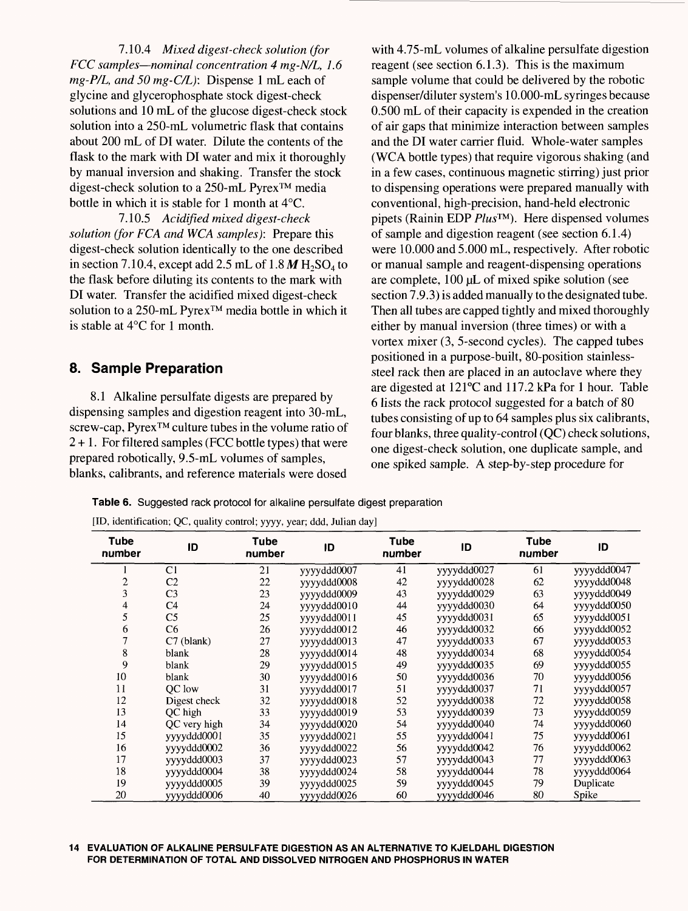7.10.4 *Mixed digest-check solution (for FCC samples—nominal concentration 4 mg-N/L, 1.6 mg-P/L, and 50 mg-C/L)*: Dispense 1 mL each of glycine and glycerophosphate stock digest-check solutions and 10 mL of the glucose digest-check stock solution into a 250-mL volumetric flask that contains about 200 mL of DI water. Dilute the contents of the flask to the mark with DI water and mix it thoroughly by manual inversion and shaking. Transfer the stock digest-check solution to a 250-mL Pyrex™ media bottle in which it is stable for 1 month at 4°C.

7.10.5 *Acidified mixed digest-check solution (for FCA and WCA samples)*: Prepare this digest-check solution identically to the one described in section 7.10.4, except add 2.5 mL of 1.8 ***M*** $H_2SO_4$ to the flask before diluting its contents to the mark with DI water. Transfer the acidified mixed digest-check solution to a 250-mL Pyrex™ media bottle in which it is stable at 4°C for 1 month.

## 8. Sample Preparation

8.1 Alkaline persulfate digests are prepared by dispensing samples and digestion reagent into 30-mL, screw-cap, Pyrex™ culture tubes in the volume ratio of 2 + 1. For filtered samples (FCC bottle types) that were prepared robotically, 9.5-mL volumes of samples, blanks, calibrants, and reference materials were dosed with 4.75-mL volumes of alkaline persulfate digestion reagent (see section 6.1.3). This is the maximum sample volume that could be delivered by the robotic dispenser/diluter system's 10.000-mL syringes because 0.500 mL of their capacity is expended in the creation of air gaps that minimize interaction between samples and the DI water carrier fluid. Whole-water samples (WCA bottle types) that require vigorous shaking (and in a few cases, continuous magnetic stirring) just prior to dispensing operations were prepared manually with conventional, high-precision, hand-held electronic pipets (Rainin EDP *Plus*™). Here dispensed volumes of sample and digestion reagent (see section 6.1.4) were 10.000 and 5.000 mL, respectively. After robotic or manual sample and reagent-dispensing operations are complete, 100 µL of mixed spike solution (see section 7.9.3) is added manually to the designated tube. Then all tubes are capped tightly and mixed thoroughly either by manual inversion (three times) or with a vortex mixer (3, 5-second cycles). The capped tubes positioned in a purpose-built, 80-position stainless-steel rack then are placed in an autoclave where they are digested at 121°C and 117.2 kPa for 1 hour. Table 6 lists the rack protocol suggested for a batch of 80 tubes consisting of up to 64 samples plus six calibrants, four blanks, three quality-control (QC) check solutions, one digest-check solution, one duplicate sample, and one spiked sample. A step-by-step procedure for

**Table 6.** Suggested rack protocol for alkaline persulfate digest preparation

[ID, identification; QC, quality control; yyyy, year; ddd, Julian day]

| Tube number | ID | Tube number | ID | Tube number | ID | Tube number | ID |
|---|---|---|---|---|---|---|---|
| 1 | C1 | 21 | yyyyddd0007 | 41 | yyyyddd0027 | 61 | yyyyddd0047 |
| 2 | C2 | 22 | yyyyddd0008 | 42 | yyyyddd0028 | 62 | yyyyddd0048 |
| 3 | C3 | 23 | yyyyddd0009 | 43 | yyyyddd0029 | 63 | yyyyddd0049 |
| 4 | C4 | 24 | yyyyddd0010 | 44 | yyyyddd0030 | 64 | yyyyddd0050 |
| 5 | C5 | 25 | yyyyddd0011 | 45 | yyyyddd0031 | 65 | yyyyddd0051 |
| 6 | C6 | 26 | yyyyddd0012 | 46 | yyyyddd0032 | 66 | yyyyddd0052 |
| 7 | C7 (blank) | 27 | yyyyddd0013 | 47 | yyyyddd0033 | 67 | yyyyddd0053 |
| 8 | blank | 28 | yyyyddd0014 | 48 | yyyyddd0034 | 68 | yyyyddd0054 |
| 9 | blank | 29 | yyyyddd0015 | 49 | yyyyddd0035 | 69 | yyyyddd0055 |
| 10 | blank | 30 | yyyyddd0016 | 50 | yyyyddd0036 | 70 | yyyyddd0056 |
| 11 | QC low | 31 | yyyyddd0017 | 51 | yyyyddd0037 | 71 | yyyyddd0057 |
| 12 | Digest check | 32 | yyyyddd0018 | 52 | yyyyddd0038 | 72 | yyyyddd0058 |
| 13 | QC high | 33 | yyyyddd0019 | 53 | yyyyddd0039 | 73 | yyyyddd0059 |
| 14 | QC very high | 34 | yyyyddd0020 | 54 | yyyyddd0040 | 74 | yyyyddd0060 |
| 15 | yyyyddd0001 | 35 | yyyyddd0021 | 55 | yyyyddd0041 | 75 | yyyyddd0061 |
| 16 | yyyyddd0002 | 36 | yyyyddd0022 | 56 | yyyyddd0042 | 76 | yyyyddd0062 |
| 17 | yyyyddd0003 | 37 | yyyyddd0023 | 57 | yyyyddd0043 | 77 | yyyyddd0063 |
| 18 | yyyyddd0004 | 38 | yyyyddd0024 | 58 | yyyyddd0044 | 78 | yyyyddd0064 |
| 19 | yyyyddd0005 | 39 | yyyyddd0025 | 59 | yyyyddd0045 | 79 | Duplicate |
| 20 | yyyyddd0006 | 40 | yyyyddd0026 | 60 | yyyyddd0046 | 80 | Spike |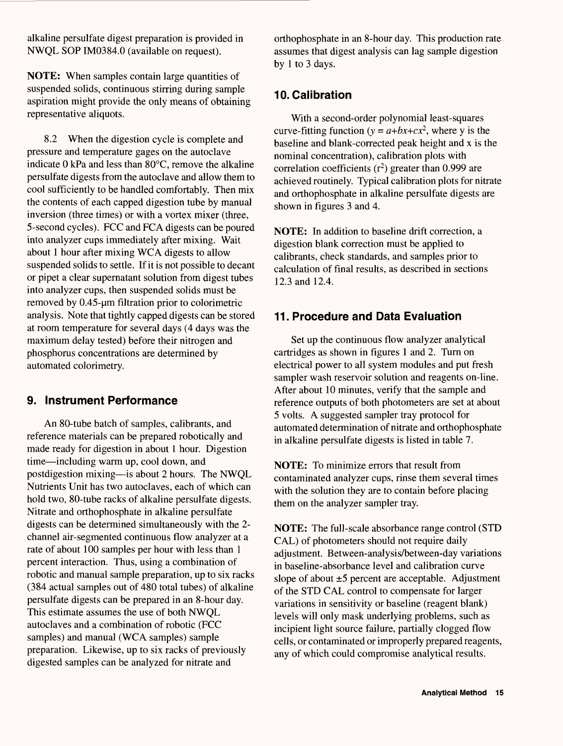alkaline persulfate digest preparation is provided in NWQL SOP IM0384.0 (available on request).

**NOTE:** When samples contain large quantities of suspended solids, continuous stirring during sample aspiration might provide the only means of obtaining representative aliquots.

8.2 When the digestion cycle is complete and pressure and temperature gages on the autoclave indicate 0 kPa and less than 80°C, remove the alkaline persulfate digests from the autoclave and allow them to cool sufficiently to be handled comfortably. Then mix the contents of each capped digestion tube by manual inversion (three times) or with a vortex mixer (three, 5-second cycles). FCC and FCA digests can be poured into analyzer cups immediately after mixing. Wait about 1 hour after mixing WCA digests to allow suspended solids to settle. If it is not possible to decant or pipet a clear supernatant solution from digest tubes into analyzer cups, then suspended solids must be removed by 0.45-µm filtration prior to colorimetric analysis. Note that tightly capped digests can be stored at room temperature for several days (4 days was the maximum delay tested) before their nitrogen and phosphorus concentrations are determined by automated colorimetry.

## 9. Instrument Performance

An 80-tube batch of samples, calibrants, and reference materials can be prepared robotically and made ready for digestion in about 1 hour. Digestion time—including warm up, cool down, and postdigestion mixing—is about 2 hours. The NWQL Nutrients Unit has two autoclaves, each of which can hold two, 80-tube racks of alkaline persulfate digests. Nitrate and orthophosphate in alkaline persulfate digests can be determined simultaneously with the 2-channel air-segmented continuous flow analyzer at a rate of about 100 samples per hour with less than 1 percent interaction. Thus, using a combination of robotic and manual sample preparation, up to six racks (384 actual samples out of 480 total tubes) of alkaline persulfate digests can be prepared in an 8-hour day. This estimate assumes the use of both NWQL autoclaves and a combination of robotic (FCC samples) and manual (WCA samples) sample preparation. Likewise, up to six racks of previously digested samples can be analyzed for nitrate and orthophosphate in an 8-hour day. This production rate assumes that digest analysis can lag sample digestion by 1 to 3 days.

## 10. Calibration

With a second-order polynomial least-squares curve-fitting function ($y = a+bx+cx^2$, where y is the baseline and blank-corrected peak height and x is the nominal concentration), calibration plots with correlation coefficients ($r^2$) greater than 0.999 are achieved routinely. Typical calibration plots for nitrate and orthophosphate in alkaline persulfate digests are shown in figures 3 and 4.

**NOTE:** In addition to baseline drift correction, a digestion blank correction must be applied to calibrants, check standards, and samples prior to calculation of final results, as described in sections 12.3 and 12.4.

## 11. Procedure and Data Evaluation

Set up the continuous flow analyzer analytical cartridges as shown in figures 1 and 2. Turn on electrical power to all system modules and put fresh sampler wash reservoir solution and reagents on-line. After about 10 minutes, verify that the sample and reference outputs of both photometers are set at about 5 volts. A suggested sampler tray protocol for automated determination of nitrate and orthophosphate in alkaline persulfate digests is listed in table 7.

**NOTE:** To minimize errors that result from contaminated analyzer cups, rinse them several times with the solution they are to contain before placing them on the analyzer sampler tray.

**NOTE:** The full-scale absorbance range control (STD CAL) of photometers should not require daily adjustment. Between-analysis/between-day variations in baseline-absorbance level and calibration curve slope of about ±5 percent are acceptable. Adjustment of the STD CAL control to compensate for larger variations in sensitivity or baseline (reagent blank) levels will only mask underlying problems, such as incipient light source failure, partially clogged flow cells, or contaminated or improperly prepared reagents, any of which could compromise analytical results.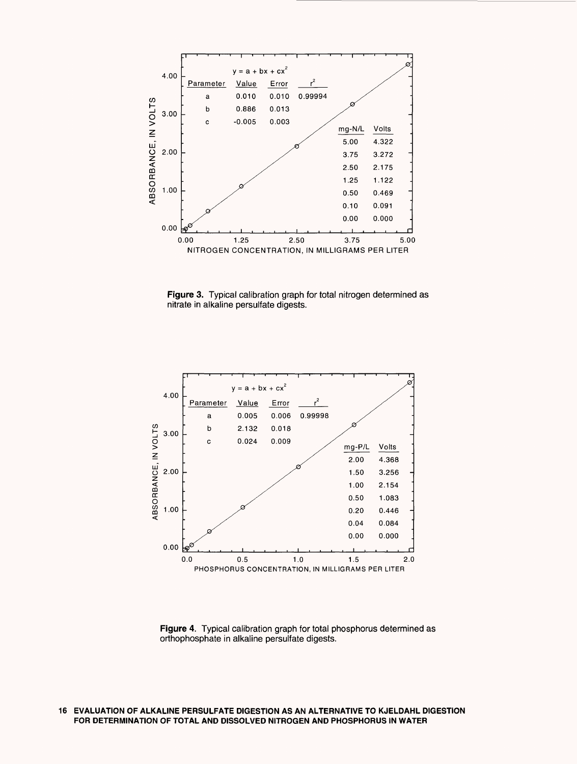$y = a + bx + cx^2$

Parameter Value Error $r^2$

a 0.010 0.010 0.99994

b 0.886 0.013

c -0.005 0.003

mg-N/L Volts

5.00 4.322

3.75 3.272

2.50 2.175

1.25 1.122

0.50 0.469

0.10 0.091

0.00 0.000

ABSORBANCE, IN VOLTS

NITROGEN CONCENTRATION, IN MILLIGRAMS PER LITER

**Figure 3.** Typical calibration graph for total nitrogen determined as nitrate in alkaline persulfate digests.

$y = a + bx + cx^2$

Parameter Value Error $r^2$

a 0.005 0.006 0.99998

b 2.132 0.018

c 0.024 0.009

mg-P/L Volts

2.00 4.368

1.50 3.256

1.00 2.154

0.50 1.083

0.20 0.446

0.04 0.084

0.00 0.000

ABSORBANCE, IN VOLTS

PHOSPHORUS CONCENTRATION, IN MILLIGRAMS PER LITER

**Figure 4.** Typical calibration graph for total phosphorus determined as orthophosphate in alkaline persulfate digests.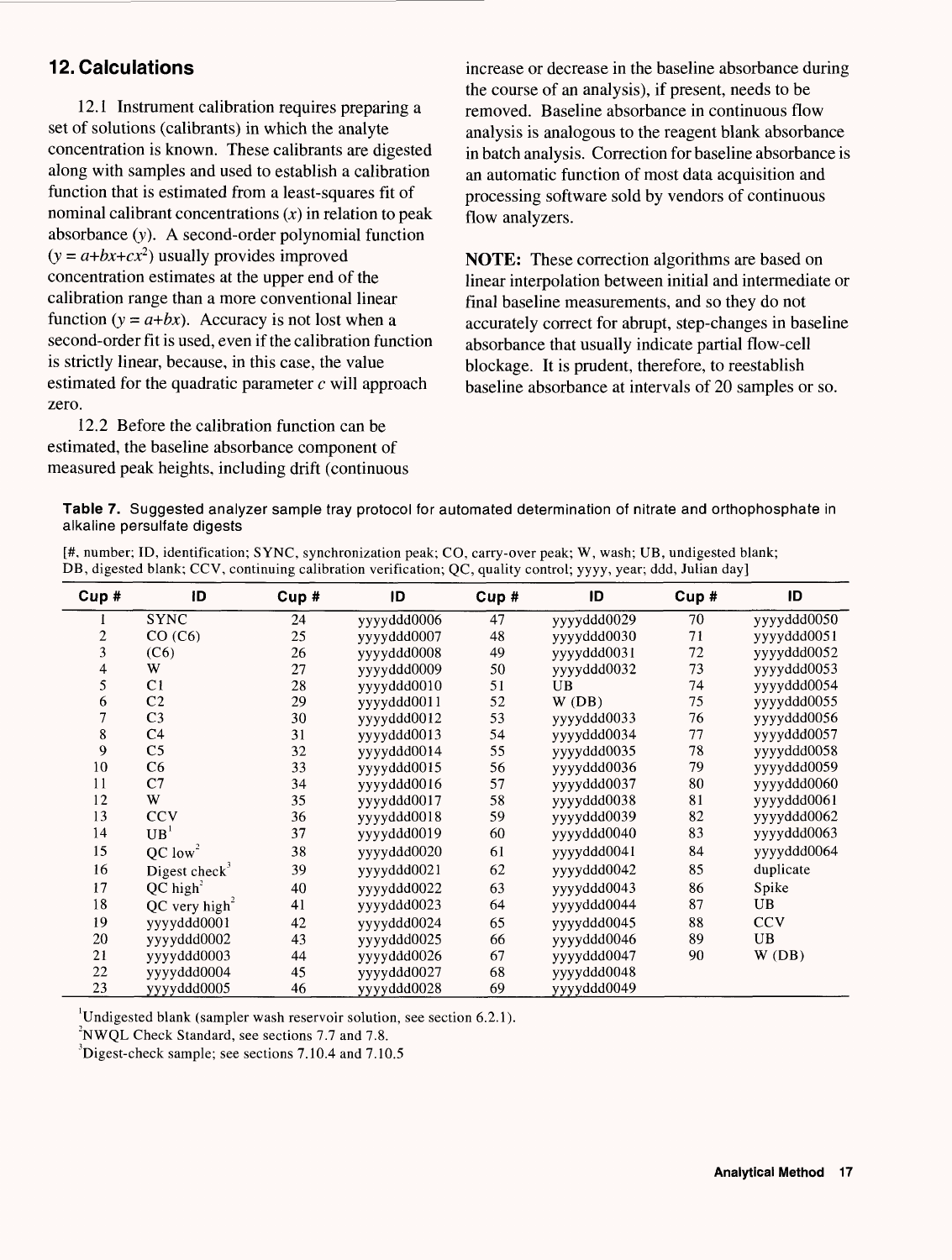## 12. Calculations

12.1 Instrument calibration requires preparing a set of solutions (calibrants) in which the analyte concentration is known. These calibrants are digested along with samples and used to establish a calibration function that is estimated from a least-squares fit of nominal calibrant concentrations ($x$) in relation to peak absorbance ($y$). A second-order polynomial function ($y = a+bx+cx^2$) usually provides improved concentration estimates at the upper end of the calibration range than a more conventional linear function ($y = a+bx$). Accuracy is not lost when a second-order fit is used, even if the calibration function is strictly linear, because, in this case, the value estimated for the quadratic parameter $c$ will approach zero.

12.2 Before the calibration function can be estimated, the baseline absorbance component of measured peak heights, including drift (continuous increase or decrease in the baseline absorbance during the course of an analysis), if present, needs to be removed. Baseline absorbance in continuous flow analysis is analogous to the reagent blank absorbance in batch analysis. Correction for baseline absorbance is an automatic function of most data acquisition and processing software sold by vendors of continuous flow analyzers.

**NOTE:** These correction algorithms are based on linear interpolation between initial and intermediate or final baseline measurements, and so they do not accurately correct for abrupt, step-changes in baseline absorbance that usually indicate partial flow-cell blockage. It is prudent, therefore, to reestablish baseline absorbance at intervals of 20 samples or so.

**Table 7.** Suggested analyzer sample tray protocol for automated determination of nitrate and orthophosphate in alkaline persulfate digests

[#, number; ID, identification; SYNC, synchronization peak; CO, carry-over peak; W, wash; UB, undigested blank; DB, digested blank; CCV, continuing calibration verification; QC, quality control; yyyy, year; ddd, Julian day]

| Cup # | ID | Cup # | ID | Cup # | ID | Cup # | ID |
|---|---|---|---|---|---|---|---|
| 1 | SYNC | 24 | yyyyddd0006 | 47 | yyyyddd0029 | 70 | yyyyddd0050 |
| 2 | CO (C6) | 25 | yyyyddd0007 | 48 | yyyyddd0030 | 71 | yyyyddd0051 |
| 3 | (C6) | 26 | yyyyddd0008 | 49 | yyyyddd0031 | 72 | yyyyddd0052 |
| 4 | W | 27 | yyyyddd0009 | 50 | yyyyddd0032 | 73 | yyyyddd0053 |
| 5 | C1 | 28 | yyyyddd0010 | 51 | UB | 74 | yyyyddd0054 |
| 6 | C2 | 29 | yyyyddd0011 | 52 | W (DB) | 75 | yyyyddd0055 |
| 7 | C3 | 30 | yyyyddd0012 | 53 | yyyyddd0033 | 76 | yyyyddd0056 |
| 8 | C4 | 31 | yyyyddd0013 | 54 | yyyyddd0034 | 77 | yyyyddd0057 |
| 9 | C5 | 32 | yyyyddd0014 | 55 | yyyyddd0035 | 78 | yyyyddd0058 |
| 10 | C6 | 33 | yyyyddd0015 | 56 | yyyyddd0036 | 79 | yyyyddd0059 |
| 11 | C7 | 34 | yyyyddd0016 | 57 | yyyyddd0037 | 80 | yyyyddd0060 |
| 12 | W | 35 | yyyyddd0017 | 58 | yyyyddd0038 | 81 | yyyyddd0061 |
| 13 | CCV | 36 | yyyyddd0018 | 59 | yyyyddd0039 | 82 | yyyyddd0062 |
| 14 | UB[1] | 37 | yyyyddd0019 | 60 | yyyyddd0040 | 83 | yyyyddd0063 |
| 15 | QC low[2] | 38 | yyyyddd0020 | 61 | yyyyddd0041 | 84 | yyyyddd0064 |
| 16 | Digest check[3] | 39 | yyyyddd0021 | 62 | yyyyddd0042 | 85 | duplicate |
| 17 | QC high[2] | 40 | yyyyddd0022 | 63 | yyyyddd0043 | 86 | Spike |
| 18 | QC very high[2] | 41 | yyyyddd0023 | 64 | yyyyddd0044 | 87 | UB |
| 19 | yyyyddd0001 | 42 | yyyyddd0024 | 65 | yyyyddd0045 | 88 | CCV |
| 20 | yyyyddd0002 | 43 | yyyyddd0025 | 66 | yyyyddd0046 | 89 | UB |
| 21 | yyyyddd0003 | 44 | yyyyddd0026 | 67 | yyyyddd0047 | 90 | W (DB) |
| 22 | yyyyddd0004 | 45 | yyyyddd0027 | 68 | yyyyddd0048 | | |
| 23 | yyyyddd0005 | 46 | yyyyddd0028 | 69 | yyyyddd0049 | | |

[1]Undigested blank (sampler wash reservoir solution, see section 6.2.1).

[2]NWQL Check Standard, see sections 7.7 and 7.8.

[3]Digest-check sample; see sections 7.10.4 and 7.10.5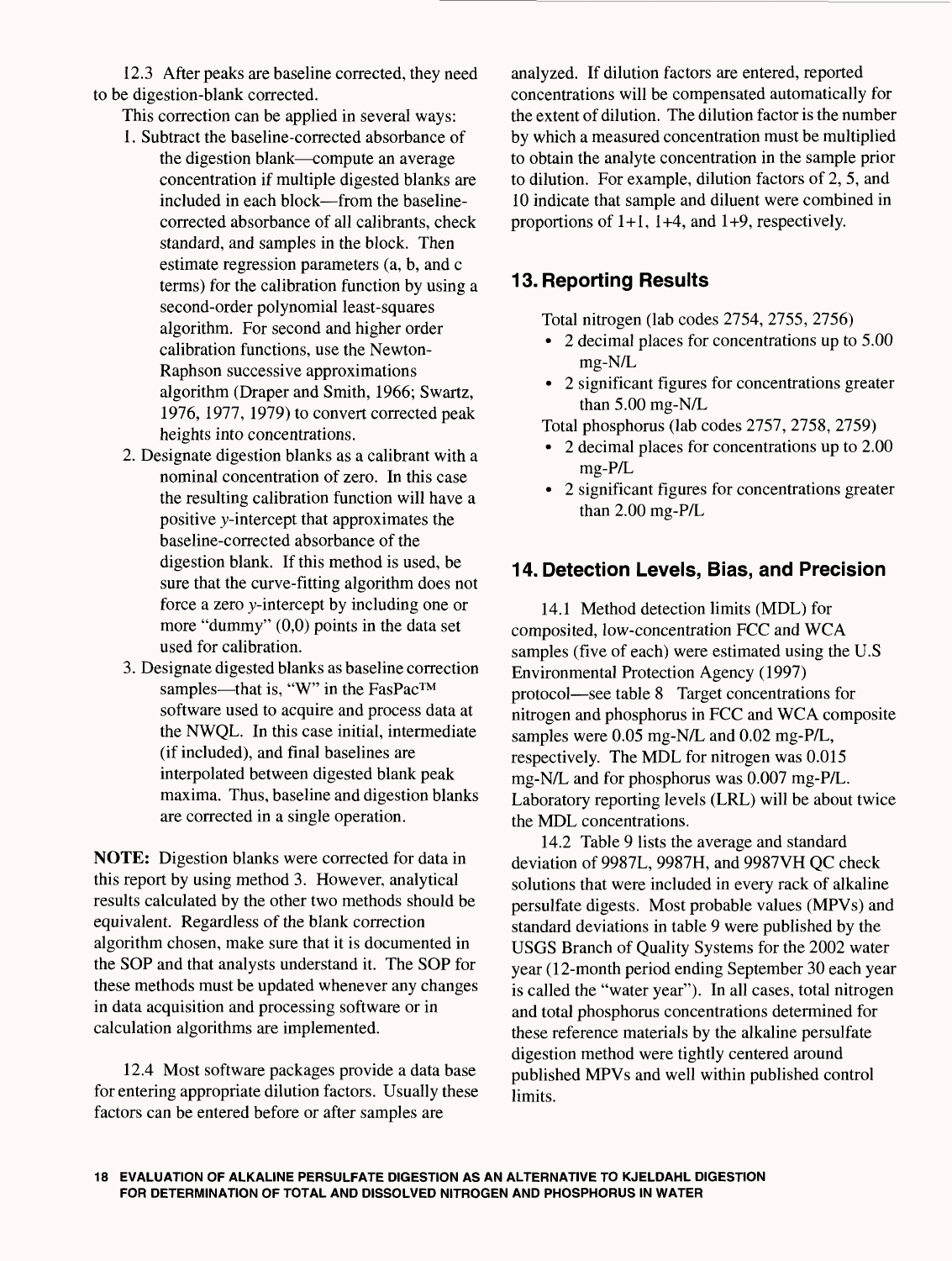12.3 After peaks are baseline corrected, they need to be digestion-blank corrected.

This correction can be applied in several ways:

1. Subtract the baseline-corrected absorbance of the digestion blank—compute an average concentration if multiple digested blanks are included in each block—from the baseline-corrected absorbance of all calibrants, check standard, and samples in the block. Then estimate regression parameters (a, b, and c terms) for the calibration function by using a second-order polynomial least-squares algorithm. For second and higher order calibration functions, use the Newton-Raphson successive approximations algorithm (Draper and Smith, 1966; Swartz, 1976, 1977, 1979) to convert corrected peak heights into concentrations.
2. Designate digestion blanks as a calibrant with a nominal concentration of zero. In this case the resulting calibration function will have a positive *y*-intercept that approximates the baseline-corrected absorbance of the digestion blank. If this method is used, be sure that the curve-fitting algorithm does not force a zero *y*-intercept by including one or more "dummy" (0,0) points in the data set used for calibration.
3. Designate digested blanks as baseline correction samples—that is, "W" in the FasPac™ software used to acquire and process data at the NWQL. In this case initial, intermediate (if included), and final baselines are interpolated between digested blank peak maxima. Thus, baseline and digestion blanks are corrected in a single operation.

**NOTE:** Digestion blanks were corrected for data in this report by using method 3. However, analytical results calculated by the other two methods should be equivalent. Regardless of the blank correction algorithm chosen, make sure that it is documented in the SOP and that analysts understand it. The SOP for these methods must be updated whenever any changes in data acquisition and processing software or in calculation algorithms are implemented.

12.4 Most software packages provide a data base for entering appropriate dilution factors. Usually these factors can be entered before or after samples are analyzed. If dilution factors are entered, reported concentrations will be compensated automatically for the extent of dilution. The dilution factor is the number by which a measured concentration must be multiplied to obtain the analyte concentration in the sample prior to dilution. For example, dilution factors of 2, 5, and 10 indicate that sample and diluent were combined in proportions of 1+1, 1+4, and 1+9, respectively.

## 13. Reporting Results

Total nitrogen (lab codes 2754, 2755, 2756)

- 2 decimal places for concentrations up to 5.00 mg-N/L
- 2 significant figures for concentrations greater than 5.00 mg-N/L

Total phosphorus (lab codes 2757, 2758, 2759)

- 2 decimal places for concentrations up to 2.00 mg-P/L
- 2 significant figures for concentrations greater than 2.00 mg-P/L

## 14. Detection Levels, Bias, and Precision

14.1 Method detection limits (MDL) for composited, low-concentration FCC and WCA samples (five of each) were estimated using the U.S Environmental Protection Agency (1997) protocol—see table 8 Target concentrations for nitrogen and phosphorus in FCC and WCA composite samples were 0.05 mg-N/L and 0.02 mg-P/L, respectively. The MDL for nitrogen was 0.015 mg-N/L and for phosphorus was 0.007 mg-P/L. Laboratory reporting levels (LRL) will be about twice the MDL concentrations.

14.2 Table 9 lists the average and standard deviation of 9987L, 9987H, and 9987VH QC check solutions that were included in every rack of alkaline persulfate digests. Most probable values (MPVs) and standard deviations in table 9 were published by the USGS Branch of Quality Systems for the 2002 water year (12-month period ending September 30 each year is called the "water year"). In all cases, total nitrogen and total phosphorus concentrations determined for these reference materials by the alkaline persulfate digestion method were tightly centered around published MPVs and well within published control limits.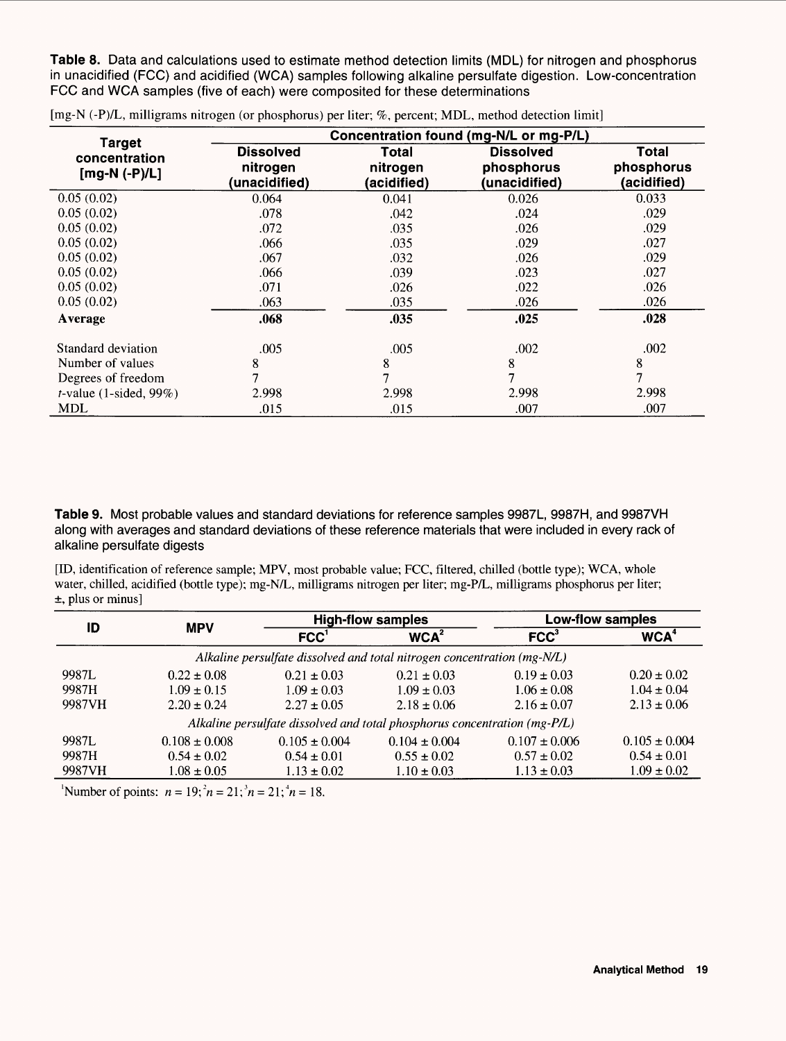**Table 8.** Data and calculations used to estimate method detection limits (MDL) for nitrogen and phosphorus in unacidified (FCC) and acidified (WCA) samples following alkaline persulfate digestion. Low-concentration FCC and WCA samples (five of each) were composited for these determinations

[mg-N (-P)/L, milligrams nitrogen (or phosphorus) per liter; %, percent; MDL, method detection limit]

| Target concentration [mg-N (-P)/L] | Concentration found (mg-N/L or mg-P/L) | | | |
|---|---|---|---|---|
| | Dissolved nitrogen (unacidified) | Total nitrogen (acidified) | Dissolved phosphorus (unacidified) | Total phosphorus (acidified) |
| 0.05 (0.02) | 0.064 | 0.041 | 0.026 | 0.033 |
| 0.05 (0.02) | .078 | .042 | .024 | .029 |
| 0.05 (0.02) | .072 | .035 | .026 | .029 |
| 0.05 (0.02) | .066 | .035 | .029 | .027 |
| 0.05 (0.02) | .067 | .032 | .026 | .029 |
| 0.05 (0.02) | .066 | .039 | .023 | .027 |
| 0.05 (0.02) | .071 | .026 | .022 | .026 |
| 0.05 (0.02) | .063 | .035 | .026 | .026 |
| **Average** | **.068** | **.035** | **.025** | **.028** |
| Standard deviation | .005 | .005 | .002 | .002 |
| Number of values | 8 | 8 | 8 | 8 |
| Degrees of freedom | 7 | 7 | 7 | 7 |
| *t*-value (1-sided, 99%) | 2.998 | 2.998 | 2.998 | 2.998 |
| MDL | .015 | .015 | .007 | .007 |

**Table 9.** Most probable values and standard deviations for reference samples 9987L, 9987H, and 9987VH along with averages and standard deviations of these reference materials that were included in every rack of alkaline persulfate digests

[ID, identification of reference sample; MPV, most probable value; FCC, filtered, chilled (bottle type); WCA, whole water, chilled, acidified (bottle type); mg-N/L, milligrams nitrogen per liter; mg-P/L, milligrams phosphorus per liter; ±, plus or minus]

| ID | MPV | High-flow samples | | Low-flow samples | |
|---|---|---|---|---|---|
| | | FCC[1] | WCA[2] | FCC[3] | WCA[4] |
| *Alkaline persulfate dissolved and total nitrogen concentration (mg-N/L)* | | | | | |
| 9987L | 0.22 ± 0.08 | 0.21 ± 0.03 | 0.21 ± 0.03 | 0.19 ± 0.03 | 0.20 ± 0.02 |
| 9987H | 1.09 ± 0.15 | 1.09 ± 0.03 | 1.09 ± 0.03 | 1.06 ± 0.08 | 1.04 ± 0.04 |
| 9987VH | 2.20 ± 0.24 | 2.27 ± 0.05 | 2.18 ± 0.06 | 2.16 ± 0.07 | 2.13 ± 0.06 |
| *Alkaline persulfate dissolved and total phosphorus concentration (mg-P/L)* | | | | | |
| 9987L | 0.108 ± 0.008 | 0.105 ± 0.004 | 0.104 ± 0.004 | 0.107 ± 0.006 | 0.105 ± 0.004 |
| 9987H | 0.54 ± 0.02 | 0.54 ± 0.01 | 0.55 ± 0.02 | 0.57 ± 0.02 | 0.54 ± 0.01 |
| 9987VH | 1.08 ± 0.05 | 1.13 ± 0.02 | 1.10 ± 0.03 | 1.13 ± 0.03 | 1.09 ± 0.02 |

[1]Number of points: $n = 19$; [2]$n = 21$; [3]$n = 21$; [4]$n = 18$.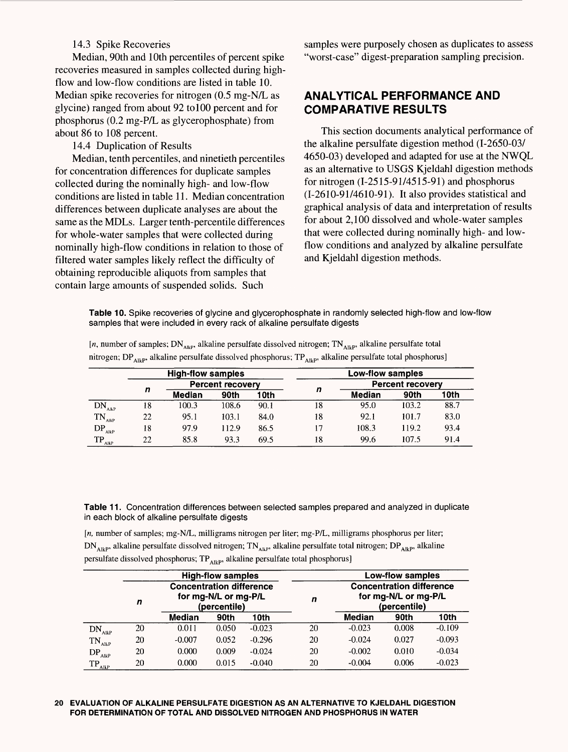### 14.3 Spike Recoveries

Median, 90th and 10th percentiles of percent spike recoveries measured in samples collected during high-flow and low-flow conditions are listed in table 10. Median spike recoveries for nitrogen (0.5 mg-N/L as glycine) ranged from about 92 to100 percent and for phosphorus (0.2 mg-P/L as glycerophosphate) from about 86 to 108 percent.

### 14.4 Duplication of Results

Median, tenth percentiles, and ninetieth percentiles for concentration differences for duplicate samples collected during the nominally high- and low-flow conditions are listed in table 11. Median concentration differences between duplicate analyses are about the same as the MDLs. Larger tenth-percentile differences for whole-water samples that were collected during nominally high-flow conditions in relation to those of filtered water samples likely reflect the difficulty of obtaining reproducible aliquots from samples that contain large amounts of suspended solids. Such samples were purposely chosen as duplicates to assess "worst-case" digest-preparation sampling precision.

## ANALYTICAL PERFORMANCE AND COMPARATIVE RESULTS

This section documents analytical performance of the alkaline persulfate digestion method (I-2650-03/4650-03) developed and adapted for use at the NWQL as an alternative to USGS Kjeldahl digestion methods for nitrogen (I-2515-91/4515-91) and phosphorus (I-2610-91/4610-91). It also provides statistical and graphical analysis of data and interpretation of results for about 2,100 dissolved and whole-water samples that were collected during nominally high- and low-flow conditions and analyzed by alkaline persulfate and Kjeldahl digestion methods.

**Table 10.** Spike recoveries of glycine and glycerophosphate in randomly selected high-flow and low-flow samples that were included in every rack of alkaline persulfate digests

[$n$, number of samples; $DN_{AlkP}$, alkaline persulfate dissolved nitrogen; $TN_{AlkP}$, alkaline persulfate total nitrogen; $DP_{AlkP}$, alkaline persulfate dissolved phosphorus; $TP_{AlkP}$, alkaline persulfate total phosphorus]

| | High-flow samples | | | | Low-flow samples | | | |
|---|---|---|---|---|---|---|---|---|
| | $n$ | Percent recovery | | | $n$ | Percent recovery | | |
| | | Median | 90th | 10th | | Median | 90th | 10th |
| $DN_{AlkP}$ | 18 | 100.3 | 108.6 | 90.1 | 18 | 95.0 | 103.2 | 88.7 |
| $TN_{AlkP}$ | 22 | 95.1 | 103.1 | 84.0 | 18 | 92.1 | 101.7 | 83.0 |
| $DP_{AlkP}$ | 18 | 97.9 | 112.9 | 86.5 | 17 | 108.3 | 119.2 | 93.4 |
| $TP_{AlkP}$ | 22 | 85.8 | 93.3 | 69.5 | 18 | 99.6 | 107.5 | 91.4 |

**Table 11.** Concentration differences between selected samples prepared and analyzed in duplicate in each block of alkaline persulfate digests

[$n$, number of samples; mg-N/L, milligrams nitrogen per liter; mg-P/L, milligrams phosphorus per liter; $DN_{AlkP}$, alkaline persulfate dissolved nitrogen; $TN_{AlkP}$, alkaline persulfate total nitrogen; $DP_{AlkP}$, alkaline persulfate dissolved phosphorus; $TP_{AlkP}$, alkaline persulfate total phosphorus]

| | High-flow samples | | | | Low-flow samples | | | |
|---|---|---|---|---|---|---|---|---|
| | $n$ | Concentration difference for mg-N/L or mg-P/L (percentile) | | | $n$ | Concentration difference for mg-N/L or mg-P/L (percentile) | | |
| | | Median | 90th | 10th | | Median | 90th | 10th |
| $DN_{AlkP}$ | 20 | 0.011 | 0.050 | -0.023 | 20 | -0.023 | 0.008 | -0.109 |
| $TN_{AlkP}$ | 20 | -0.007 | 0.052 | -0.296 | 20 | -0.024 | 0.027 | -0.093 |
| $DP_{AlkP}$ | 20 | 0.000 | 0.009 | -0.024 | 20 | -0.002 | 0.010 | -0.034 |
| $TP_{AlkP}$ | 20 | 0.000 | 0.015 | -0.040 | 20 | -0.004 | 0.006 | -0.023 |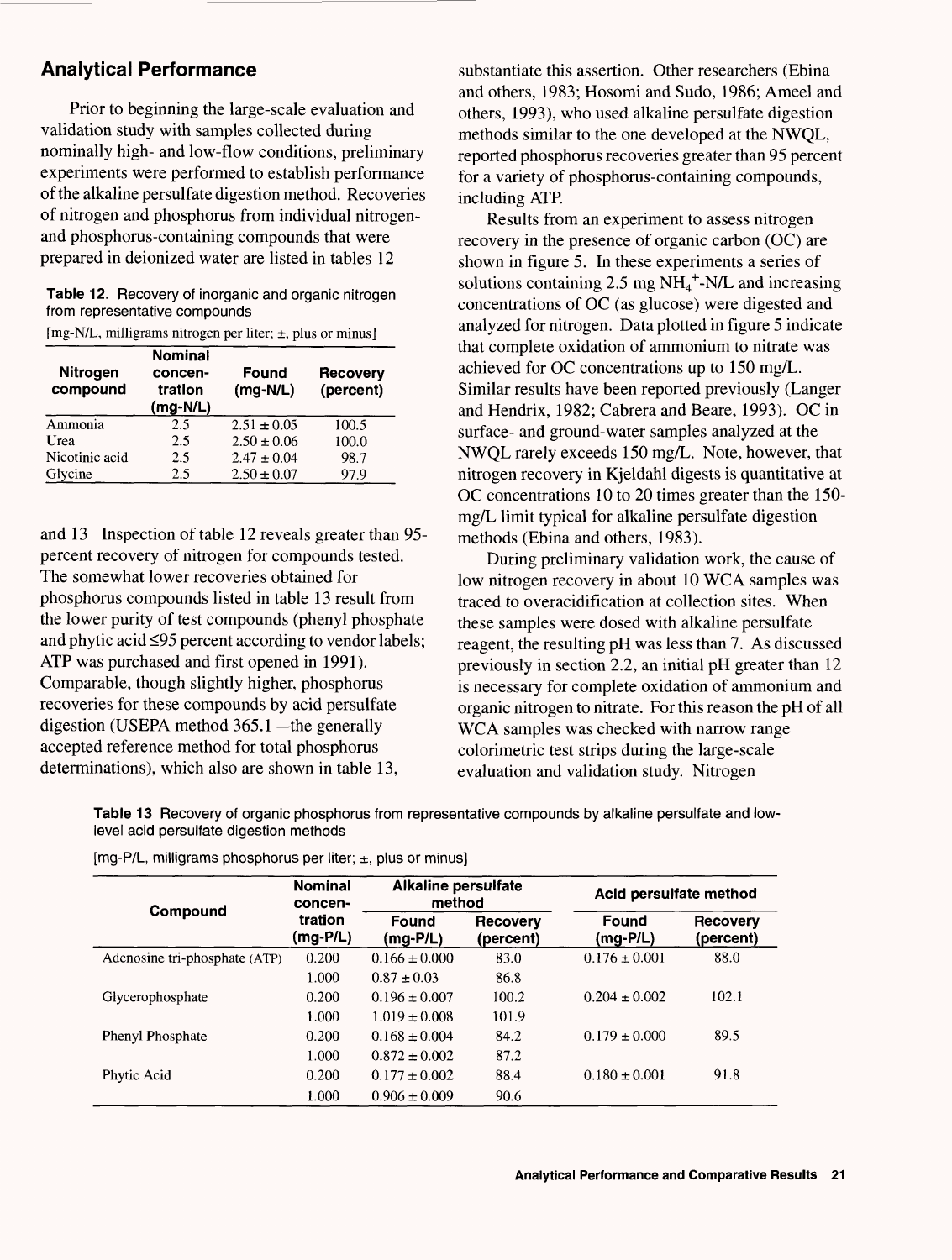## Analytical Performance

Prior to beginning the large-scale evaluation and validation study with samples collected during nominally high- and low-flow conditions, preliminary experiments were performed to establish performance of the alkaline persulfate digestion method. Recoveries of nitrogen and phosphorus from individual nitrogen- and phosphorus-containing compounds that were prepared in deionized water are listed in tables 12 and 13 Inspection of table 12 reveals greater than 95-percent recovery of nitrogen for compounds tested. The somewhat lower recoveries obtained for phosphorus compounds listed in table 13 result from the lower purity of test compounds (phenyl phosphate and phytic acid ≤95 percent according to vendor labels; ATP was purchased and first opened in 1991). Comparable, though slightly higher, phosphorus recoveries for these compounds by acid persulfate digestion (USEPA method 365.1—the generally accepted reference method for total phosphorus determinations), which also are shown in table 13, substantiate this assertion. Other researchers (Ebina and others, 1983; Hosomi and Sudo, 1986; Ameel and others, 1993), who used alkaline persulfate digestion methods similar to the one developed at the NWQL, reported phosphorus recoveries greater than 95 percent for a variety of phosphorus-containing compounds, including ATP.

**Table 12.** Recovery of inorganic and organic nitrogen from representative compounds

[mg-N/L, milligrams nitrogen per liter; ±, plus or minus]

| Nitrogen compound | Nominal concentration (mg-N/L) | Found (mg-N/L) | Recovery (percent) |
|---|---|---|---|
| Ammonia | 2.5 | 2.51 ± 0.05 | 100.5 |
| Urea | 2.5 | 2.50 ± 0.06 | 100.0 |
| Nicotinic acid | 2.5 | 2.47 ± 0.04 | 98.7 |
| Glycine | 2.5 | 2.50 ± 0.07 | 97.9 |

Results from an experiment to assess nitrogen recovery in the presence of organic carbon (OC) are shown in figure 5. In these experiments a series of solutions containing 2.5 mg $NH_4^+$-N/L and increasing concentrations of OC (as glucose) were digested and analyzed for nitrogen. Data plotted in figure 5 indicate that complete oxidation of ammonium to nitrate was achieved for OC concentrations up to 150 mg/L. Similar results have been reported previously (Langer and Hendrix, 1982; Cabrera and Beare, 1993). OC in surface- and ground-water samples analyzed at the NWQL rarely exceeds 150 mg/L. Note, however, that nitrogen recovery in Kjeldahl digests is quantitative at OC concentrations 10 to 20 times greater than the 150-mg/L limit typical for alkaline persulfate digestion methods (Ebina and others, 1983).

During preliminary validation work, the cause of low nitrogen recovery in about 10 WCA samples was traced to overacidification at collection sites. When these samples were dosed with alkaline persulfate reagent, the resulting pH was less than 7. As discussed previously in section 2.2, an initial pH greater than 12 is necessary for complete oxidation of ammonium and organic nitrogen to nitrate. For this reason the pH of all WCA samples was checked with narrow range colorimetric test strips during the large-scale evaluation and validation study. Nitrogen

**Table 13** Recovery of organic phosphorus from representative compounds by alkaline persulfate and low-level acid persulfate digestion methods

[mg-P/L, milligrams phosphorus per liter; ±, plus or minus]

| Compound | Nominal concentration (mg-P/L) | Alkaline persulfate method | | Acid persulfate method | |
|---|---|---|---|---|---|
| | | Found (mg-P/L) | Recovery (percent) | Found (mg-P/L) | Recovery (percent) |
| Adenosine tri-phosphate (ATP) | 0.200 | 0.166 ± 0.000 | 83.0 | 0.176 ± 0.001 | 88.0 |
| | 1.000 | 0.87 ± 0.03 | 86.8 | | |
| Glycerophosphate | 0.200 | 0.196 ± 0.007 | 100.2 | 0.204 ± 0.002 | 102.1 |
| | 1.000 | 1.019 ± 0.008 | 101.9 | | |
| Phenyl Phosphate | 0.200 | 0.168 ± 0.004 | 84.2 | 0.179 ± 0.000 | 89.5 |
| | 1.000 | 0.872 ± 0.002 | 87.2 | | |
| Phytic Acid | 0.200 | 0.177 ± 0.002 | 88.4 | 0.180 ± 0.001 | 91.8 |
| | 1.000 | 0.906 ± 0.009 | 90.6 | | |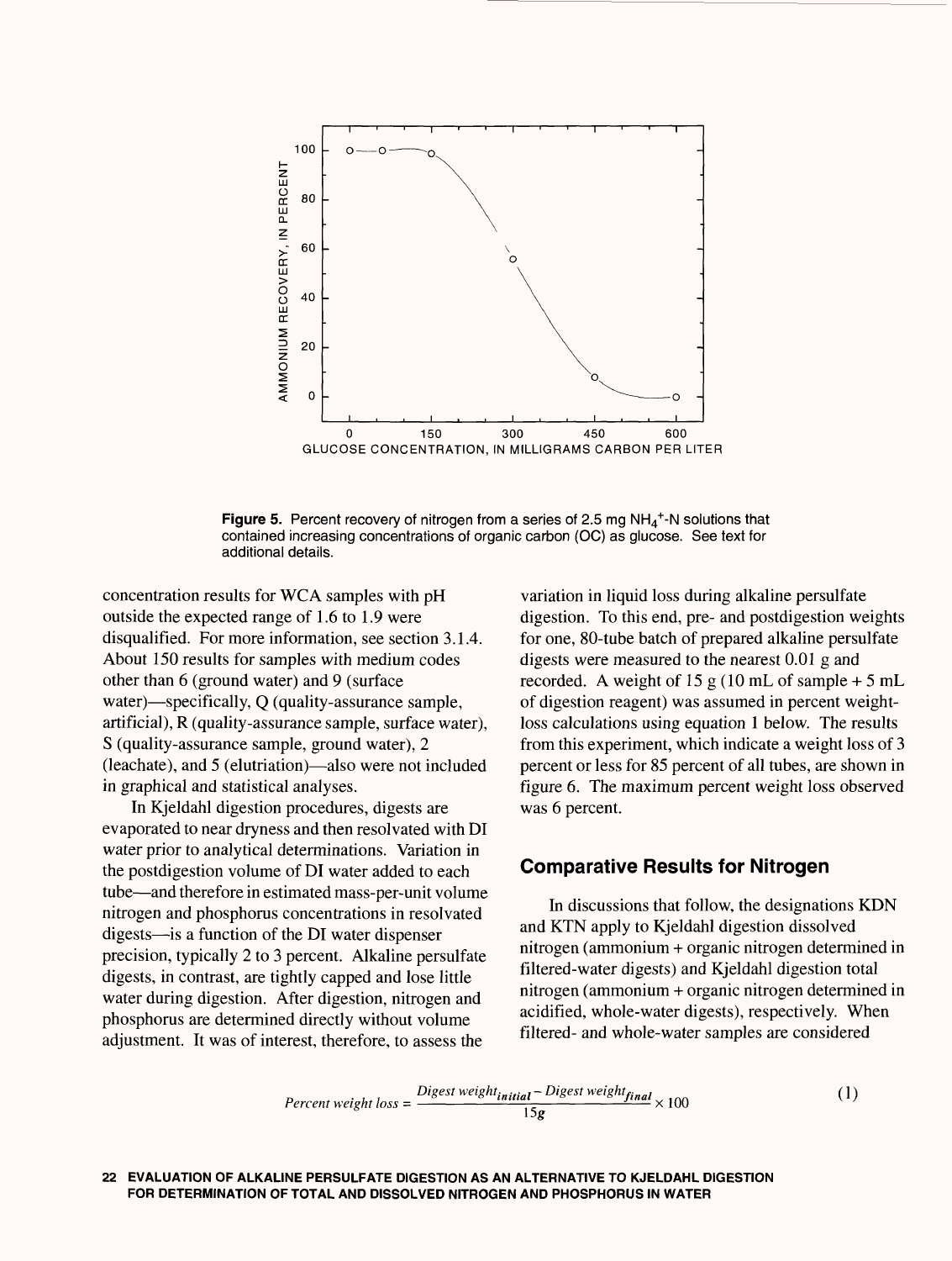100
80
60
40
20
0

AMMONIUM RECOVERY, IN PERCENT

0 150 300 450 600

GLUCOSE CONCENTRATION, IN MILLIGRAMS CARBON PER LITER

**Figure 5.** Percent recovery of nitrogen from a series of 2.5 mg $NH_4^+$-N solutions that contained increasing concentrations of organic carbon (OC) as glucose. See text for additional details.

concentration results for WCA samples with pH outside the expected range of 1.6 to 1.9 were disqualified. For more information, see section 3.1.4. About 150 results for samples with medium codes other than 6 (ground water) and 9 (surface water)—specifically, Q (quality-assurance sample, artificial), R (quality-assurance sample, surface water), S (quality-assurance sample, ground water), 2 (leachate), and 5 (elutriation)—also were not included in graphical and statistical analyses.

In Kjeldahl digestion procedures, digests are evaporated to near dryness and then resolvated with DI water prior to analytical determinations. Variation in the postdigestion volume of DI water added to each tube—and therefore in estimated mass-per-unit volume nitrogen and phosphorus concentrations in resolvated digests—is a function of the DI water dispenser precision, typically 2 to 3 percent. Alkaline persulfate digests, in contrast, are tightly capped and lose little water during digestion. After digestion, nitrogen and phosphorus are determined directly without volume adjustment. It was of interest, therefore, to assess the variation in liquid loss during alkaline persulfate digestion. To this end, pre- and postdigestion weights for one, 80-tube batch of prepared alkaline persulfate digests were measured to the nearest 0.01 g and recorded. A weight of 15 g (10 mL of sample + 5 mL of digestion reagent) was assumed in percent weight-loss calculations using equation 1 below. The results from this experiment, which indicate a weight loss of 3 percent or less for 85 percent of all tubes, are shown in figure 6. The maximum percent weight loss observed was 6 percent.

## Comparative Results for Nitrogen

In discussions that follow, the designations KDN and KTN apply to Kjeldahl digestion dissolved nitrogen (ammonium + organic nitrogen determined in filtered-water digests) and Kjeldahl digestion total nitrogen (ammonium + organic nitrogen determined in acidified, whole-water digests), respectively. When filtered- and whole-water samples are considered

$$Percent\ weight\ loss = \frac{Digest\ weight_{initial} - Digest\ weight_{final}}{15g} \times 100 \qquad (1)$$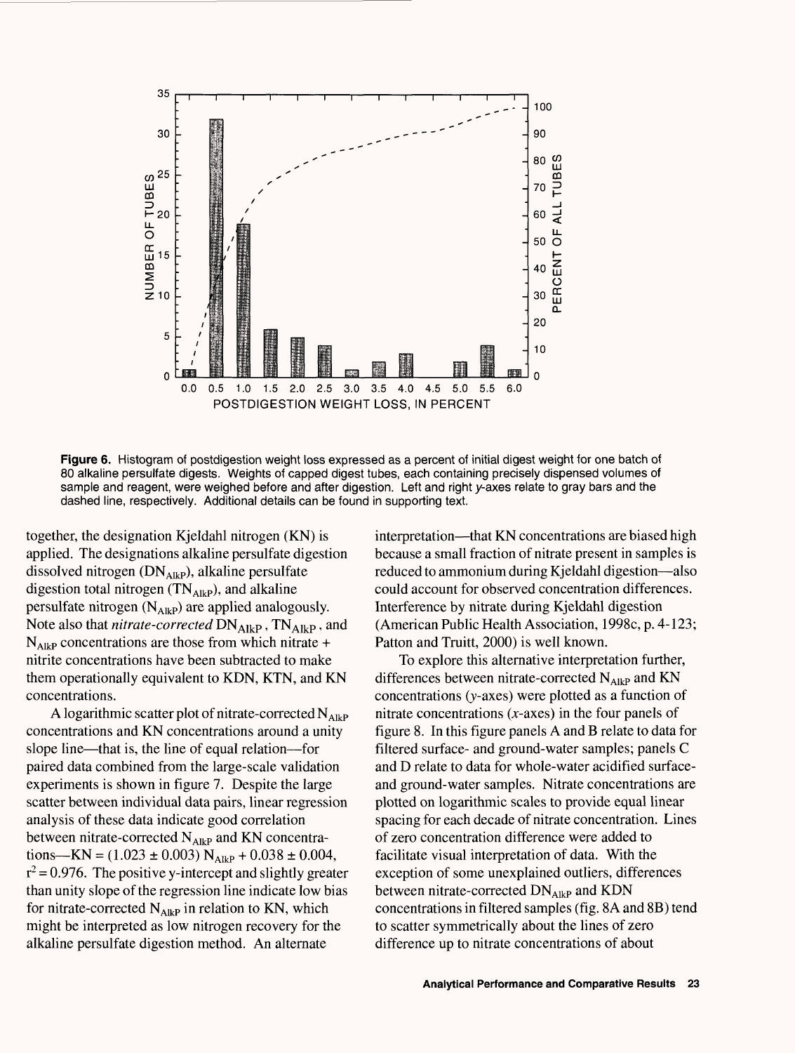**Figure 6.** Histogram of postdigestion weight loss expressed as a percent of initial digest weight for one batch of 80 alkaline persulfate digests. Weights of capped digest tubes, each containing precisely dispensed volumes of sample and reagent, were weighed before and after digestion. Left and right y-axes relate to gray bars and the dashed line, respectively. Additional details can be found in supporting text.

together, the designation Kjeldahl nitrogen (KN) is applied. The designations alkaline persulfate digestion dissolved nitrogen ($DN_{AlkP}$), alkaline persulfate digestion total nitrogen ($TN_{AlkP}$), and alkaline persulfate nitrogen ($N_{AlkP}$) are applied analogously. Note also that *nitrate-corrected* $DN_{AlkP}$, $TN_{AlkP}$, and $N_{AlkP}$ concentrations are those from which nitrate + nitrite concentrations have been subtracted to make them operationally equivalent to KDN, KTN, and KN concentrations.

A logarithmic scatter plot of nitrate-corrected $N_{AlkP}$ concentrations and KN concentrations around a unity slope line—that is, the line of equal relation—for paired data combined from the large-scale validation experiments is shown in figure 7. Despite the large scatter between individual data pairs, linear regression analysis of these data indicate good correlation between nitrate-corrected $N_{AlkP}$ and KN concentrations—$KN = (1.023 \pm 0.003)\ N_{AlkP} + 0.038 \pm 0.004$, $r^2 = 0.976$. The positive y-intercept and slightly greater than unity slope of the regression line indicate low bias for nitrate-corrected $N_{AlkP}$ in relation to KN, which might be interpreted as low nitrogen recovery for the alkaline persulfate digestion method. An alternate interpretation—that KN concentrations are biased high because a small fraction of nitrate present in samples is reduced to ammonium during Kjeldahl digestion—also could account for observed concentration differences. Interference by nitrate during Kjeldahl digestion (American Public Health Association, 1998c, p. 4-123; Patton and Truitt, 2000) is well known.

To explore this alternative interpretation further, differences between nitrate-corrected $N_{AlkP}$ and KN concentrations (y-axes) were plotted as a function of nitrate concentrations (x-axes) in the four panels of figure 8. In this figure panels A and B relate to data for filtered surface- and ground-water samples; panels C and D relate to data for whole-water acidified surface- and ground-water samples. Nitrate concentrations are plotted on logarithmic scales to provide equal linear spacing for each decade of nitrate concentration. Lines of zero concentration difference were added to facilitate visual interpretation of data. With the exception of some unexplained outliers, differences between nitrate-corrected $DN_{AlkP}$ and KDN concentrations in filtered samples (fig. 8A and 8B) tend to scatter symmetrically about the lines of zero difference up to nitrate concentrations of about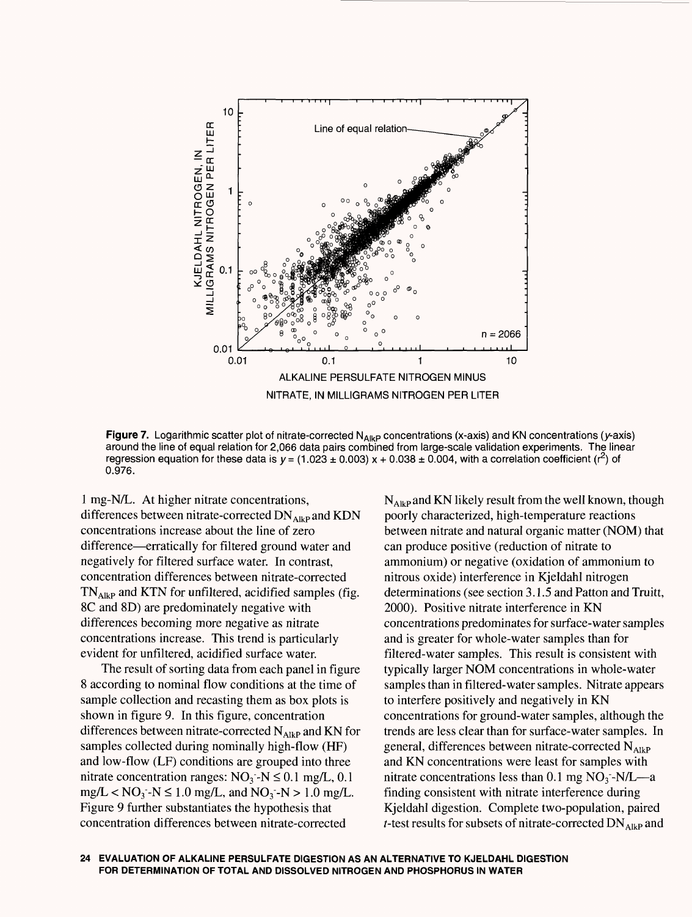10

Line of equal relation

1

0.1

0.01

n = 2066

0.01 0.1 1 10

KJELDAHL NITROGEN, IN MILLIGRAMS NITROGEN PER LITER

ALKALINE PERSULFATE NITROGEN MINUS NITRATE, IN MILLIGRAMS NITROGEN PER LITER

**Figure 7.** Logarithmic scatter plot of nitrate-corrected $N_{AlkP}$ concentrations (x-axis) and KN concentrations (*y*-axis) around the line of equal relation for 2,066 data pairs combined from large-scale validation experiments. The linear regression equation for these data is $y = (1.023 \pm 0.003)\,x + 0.038 \pm 0.004$, with a correlation coefficient ($r^2$) of 0.976.

1 mg-N/L. At higher nitrate concentrations, differences between nitrate-corrected $DN_{AlkP}$ and KDN concentrations increase about the line of zero difference—erratically for filtered ground water and negatively for filtered surface water. In contrast, concentration differences between nitrate-corrected $TN_{AlkP}$ and KTN for unfiltered, acidified samples (fig. 8C and 8D) are predominately negative with differences becoming more negative as nitrate concentrations increase. This trend is particularly evident for unfiltered, acidified surface water.

The result of sorting data from each panel in figure 8 according to nominal flow conditions at the time of sample collection and recasting them as box plots is shown in figure 9. In this figure, concentration differences between nitrate-corrected $N_{AlkP}$ and KN for samples collected during nominally high-flow (HF) and low-flow (LF) conditions are grouped into three nitrate concentration ranges: $NO_3^-$-N ≤ 0.1 mg/L, 0.1 mg/L < $NO_3^-$-N ≤ 1.0 mg/L, and $NO_3^-$-N > 1.0 mg/L. Figure 9 further substantiates the hypothesis that concentration differences between nitrate-corrected $N_{AlkP}$ and KN likely result from the well known, though poorly characterized, high-temperature reactions between nitrate and natural organic matter (NOM) that can produce positive (reduction of nitrate to ammonium) or negative (oxidation of ammonium to nitrous oxide) interference in Kjeldahl nitrogen determinations (see section 3.1.5 and Patton and Truitt, 2000). Positive nitrate interference in KN concentrations predominates for surface-water samples and is greater for whole-water samples than for filtered-water samples. This result is consistent with typically larger NOM concentrations in whole-water samples than in filtered-water samples. Nitrate appears to interfere positively and negatively in KN concentrations for ground-water samples, although the trends are less clear than for surface-water samples. In general, differences between nitrate-corrected $N_{AlkP}$ and KN concentrations were least for samples with nitrate concentrations less than 0.1 mg $NO_3^-$-N/L—a finding consistent with nitrate interference during Kjeldahl digestion. Complete two-population, paired *t*-test results for subsets of nitrate-corrected $DN_{AlkP}$ and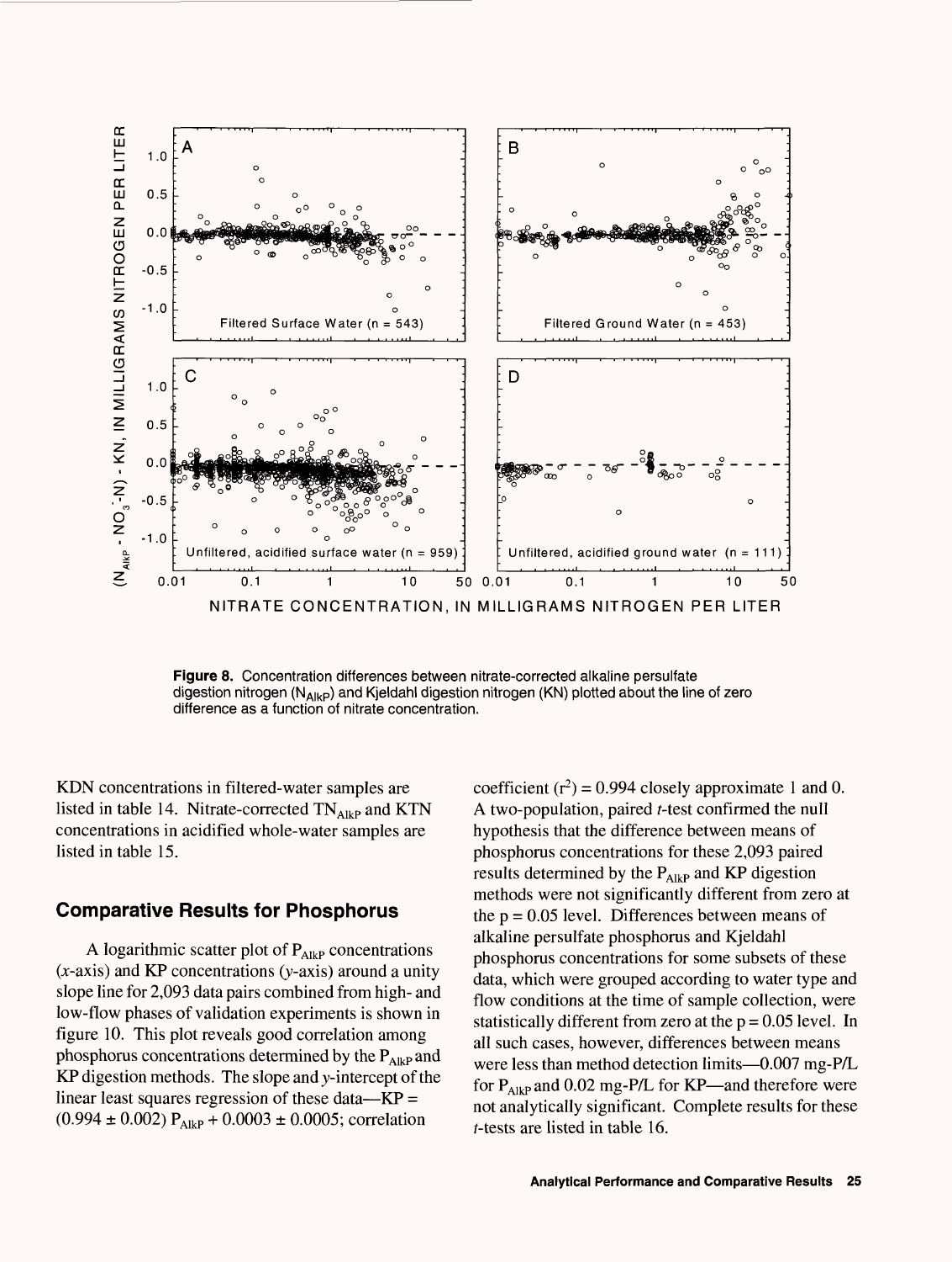A

Filtered Surface Water (n = 543)

B

Filtered Ground Water (n = 453)

C

Unfiltered, acidified surface water (n = 959)

D

Unfiltered, acidified ground water (n = 111)

1.0
0.5
0.0
-0.5
-1.0

0.01 0.1 1 10 50

$(N_{AlkP} - NO_3^{-}\text{-}N) - KN$, IN MILLIGRAMS NITROGEN PER LITER

NITRATE CONCENTRATION, IN MILLIGRAMS NITROGEN PER LITER

**Figure 8.** Concentration differences between nitrate-corrected alkaline persulfate digestion nitrogen ($N_{AlkP}$) and Kjeldahl digestion nitrogen (KN) plotted about the line of zero difference as a function of nitrate concentration.

KDN concentrations in filtered-water samples are listed in table 14. Nitrate-corrected $TN_{AlkP}$ and KTN concentrations in acidified whole-water samples are listed in table 15.

## Comparative Results for Phosphorus

A logarithmic scatter plot of $P_{AlkP}$ concentrations (*x*-axis) and KP concentrations (*y*-axis) around a unity slope line for 2,093 data pairs combined from high- and low-flow phases of validation experiments is shown in figure 10. This plot reveals good correlation among phosphorus concentrations determined by the $P_{AlkP}$ and KP digestion methods. The slope and *y*-intercept of the linear least squares regression of these data—$KP = (0.994 \pm 0.002)\, P_{AlkP} + 0.0003 \pm 0.0005$; correlation coefficient ($r^2$) = 0.994 closely approximate 1 and 0. A two-population, paired *t*-test confirmed the null hypothesis that the difference between means of phosphorus concentrations for these 2,093 paired results determined by the $P_{AlkP}$ and KP digestion methods were not significantly different from zero at the $p = 0.05$ level. Differences between means of alkaline persulfate phosphorus and Kjeldahl phosphorus concentrations for some subsets of these data, which were grouped according to water type and flow conditions at the time of sample collection, were statistically different from zero at the $p = 0.05$ level. In all such cases, however, differences between means were less than method detection limits—0.007 mg-P/L for $P_{AlkP}$ and 0.02 mg-P/L for KP—and therefore were not analytically significant. Complete results for these *t*-tests are listed in table 16.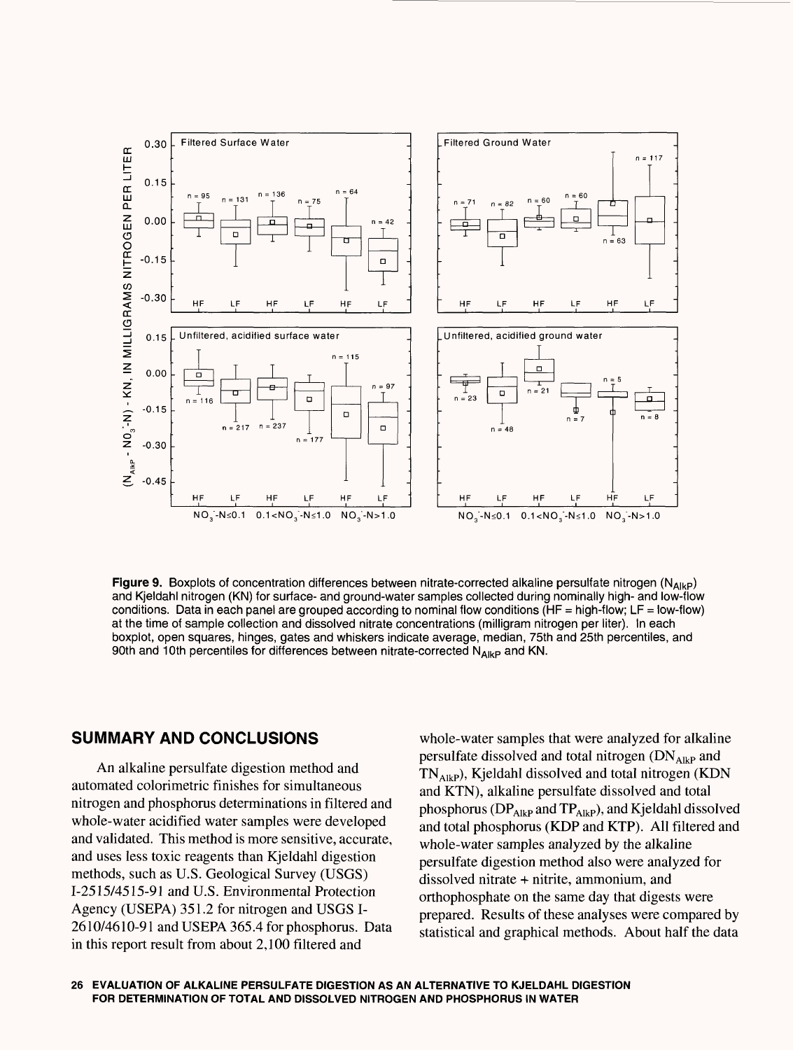Filtered Surface Water

Filtered Ground Water

Unfiltered, acidified surface water

Unfiltered, acidified ground water

($N_{AlkP}$ - $NO_3^-$-N) - KN, IN MILLIGRAMS NITROGEN PER LITER

0.30
0.15
0.00
-0.15
-0.30

0.15
0.00
-0.15
-0.30
-0.45

n = 95, n = 131, n = 136, n = 75, n = 64, n = 42

n = 71, n = 82, n = 60, n = 60, n = 117, n = 63

n = 116, n = 217, n = 237, n = 177, n = 115, n = 97

n = 23, n = 48, n = 21, n = 7, n = 5, n = 8

HF LF HF LF HF LF

$NO_3^-$-N≤0.1   0.1<$NO_3^-$-N≤1.0   $NO_3^-$-N>1.0

**Figure 9.** Boxplots of concentration differences between nitrate-corrected alkaline persulfate nitrogen ($N_{AlkP}$) and Kjeldahl nitrogen (KN) for surface- and ground-water samples collected during nominally high- and low-flow conditions. Data in each panel are grouped according to nominal flow conditions (HF = high-flow; LF = low-flow) at the time of sample collection and dissolved nitrate concentrations (milligram nitrogen per liter). In each boxplot, open squares, hinges, gates and whiskers indicate average, median, 75th and 25th percentiles, and 90th and 10th percentiles for differences between nitrate-corrected $N_{AlkP}$ and KN.

## SUMMARY AND CONCLUSIONS

An alkaline persulfate digestion method and automated colorimetric finishes for simultaneous nitrogen and phosphorus determinations in filtered and whole-water acidified water samples were developed and validated. This method is more sensitive, accurate, and uses less toxic reagents than Kjeldahl digestion methods, such as U.S. Geological Survey (USGS) I-2515/4515-91 and U.S. Environmental Protection Agency (USEPA) 351.2 for nitrogen and USGS I-2610/4610-91 and USEPA 365.4 for phosphorus. Data in this report result from about 2,100 filtered and whole-water samples that were analyzed for alkaline persulfate dissolved and total nitrogen ($DN_{AlkP}$ and $TN_{AlkP}$), Kjeldahl dissolved and total nitrogen (KDN and KTN), alkaline persulfate dissolved and total phosphorus ($DP_{AlkP}$ and $TP_{AlkP}$), and Kjeldahl dissolved and total phosphorus (KDP and KTP). All filtered and whole-water samples analyzed by the alkaline persulfate digestion method also were analyzed for dissolved nitrate + nitrite, ammonium, and orthophosphate on the same day that digests were prepared. Results of these analyses were compared by statistical and graphical methods. About half the data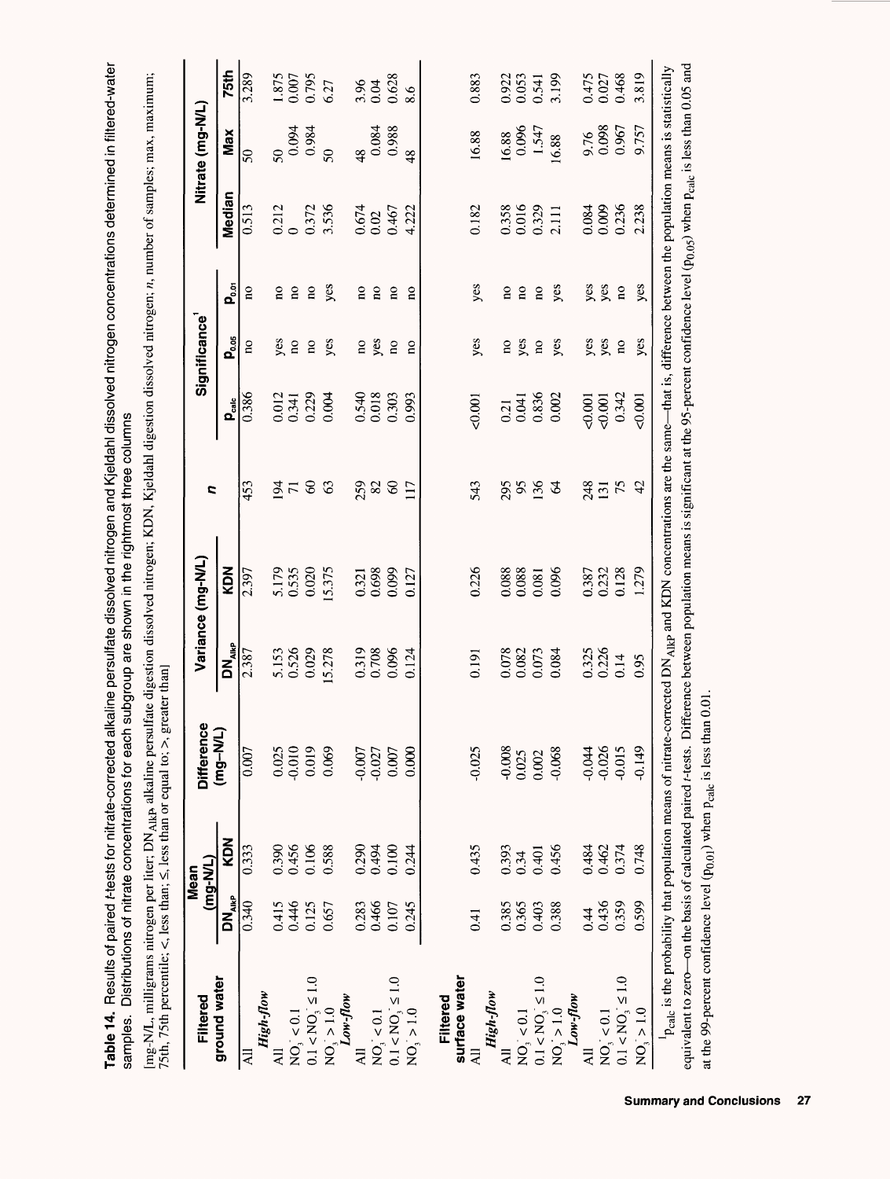**Table 14.** Results of paired *t*-tests for nitrate-corrected alkaline persulfate dissolved nitrogen and Kjeldahl dissolved nitrogen concentrations determined in filtered-water samples. Distributions of nitrate concentrations for each subgroup are shown in the rightmost three columns

[mg-N/L, milligrams nitrogen per liter; $DN_{AlkP}$, alkaline persulfate digestion dissolved nitrogen; KDN, Kjeldahl digestion dissolved nitrogen; *n*, number of samples; max, maximum; 75th, 75th percentile; <, less than; ≤, less than or equal to; >, greater than]

| Filtered ground water | Mean (mg-N/L) | | Difference (mg–N/L) | Variance (mg-N/L) | | *n* | Significance[1] | | | Nitrate (mg-N/L) | | |
|---|---|---|---|---|---|---|---|---|---|---|---|---|
| | $DN_{AlkP}$ | KDN | | $DN_{AlkP}$ | KDN | | $p_{calc}$ | $p_{0.05}$ | $p_{0.01}$ | Median | Max | 75th |
| All | 0.340 | 0.333 | 0.007 | 2.387 | 2.397 | 453 | 0.386 | no | no | 0.513 | 50 | 3.289 |
| *High-flow* | | | | | | | | | | | | |
| All | 0.415 | 0.390 | 0.025 | 5.153 | 5.179 | 194 | 0.012 | yes | no | 0.212 | 50 | 1.875 |
| $NO_3^- < 0.1$ | 0.446 | 0.456 | -0.010 | 0.526 | 0.535 | 71 | 0.341 | no | no | 0 | 0.094 | 0.007 |
| $0.1 < NO_3^- \leq 1.0$ | 0.125 | 0.106 | 0.019 | 0.029 | 0.020 | 60 | 0.229 | no | no | 0.372 | 0.984 | 0.795 |
| $NO_3^- > 1.0$ | 0.657 | 0.588 | 0.069 | 15.278 | 15.375 | 63 | 0.004 | yes | yes | 3.536 | 50 | 6.27 |
| *Low-flow* | | | | | | | | | | | | |
| All | 0.283 | 0.290 | -0.007 | 0.319 | 0.321 | 259 | 0.540 | no | no | 0.674 | 48 | 3.96 |
| $NO_3^- < 0.1$ | 0.466 | 0.494 | -0.027 | 0.708 | 0.698 | 82 | 0.018 | yes | no | 0.02 | 0.084 | 0.04 |
| $0.1 < NO_3^- \leq 1.0$ | 0.107 | 0.100 | 0.007 | 0.096 | 0.099 | 60 | 0.303 | no | no | 0.467 | 0.988 | 0.628 |
| $NO_3^- > 1.0$ | 0.245 | 0.244 | 0.000 | 0.124 | 0.127 | 117 | 0.993 | no | no | 4.222 | 48 | 8.6 |
| **Filtered surface water** | | | | | | | | | | | | |
| All | 0.41 | 0.435 | -0.025 | 0.191 | 0.226 | 543 | <0.001 | yes | yes | 0.182 | 16.88 | 0.883 |
| *High-flow* | | | | | | | | | | | | |
| All | 0.385 | 0.393 | -0.008 | 0.078 | 0.088 | 295 | 0.21 | no | no | 0.358 | 16.88 | 0.922 |
| $NO_3^- < 0.1$ | 0.365 | 0.34 | 0.025 | 0.082 | 0.088 | 95 | 0.041 | yes | no | 0.016 | 0.096 | 0.053 |
| $0.1 < NO_3^- \leq 1.0$ | 0.403 | 0.401 | 0.002 | 0.073 | 0.081 | 136 | 0.836 | no | no | 0.329 | 1.547 | 0.541 |
| $NO_3^- > 1.0$ | 0.388 | 0.456 | -0.068 | 0.084 | 0.096 | 64 | 0.002 | yes | yes | 2.111 | 16.88 | 3.199 |
| *Low-flow* | | | | | | | | | | | | |
| All | 0.44 | 0.484 | -0.044 | 0.325 | 0.387 | 248 | <0.001 | yes | yes | 0.084 | 9.76 | 0.475 |
| $NO_3^- < 0.1$ | 0.436 | 0.462 | -0.026 | 0.226 | 0.232 | 131 | <0.001 | yes | yes | 0.009 | 0.098 | 0.027 |
| $0.1 < NO_3^- \leq 1.0$ | 0.359 | 0.374 | -0.015 | 0.14 | 0.128 | 75 | 0.342 | no | no | 0.236 | 0.967 | 0.468 |
| $NO_3^- > 1.0$ | 0.599 | 0.748 | -0.149 | 0.95 | 1.279 | 42 | <0.001 | yes | yes | 2.238 | 9.757 | 3.819 |

[1] $p_{calc}$ is the probability that population means of nitrate-corrected $DN_{AlkP}$ and KDN concentrations are the same—that is, difference between the population means is statistically equivalent to zero—on the basis of calculated paired *t*-tests. Difference between population means is significant at the 95-percent confidence level ($p_{0.05}$) when $p_{calc}$ is less than 0.05 and at the 99-percent confidence level ($p_{0.01}$) when $p_{calc}$ is less than 0.01.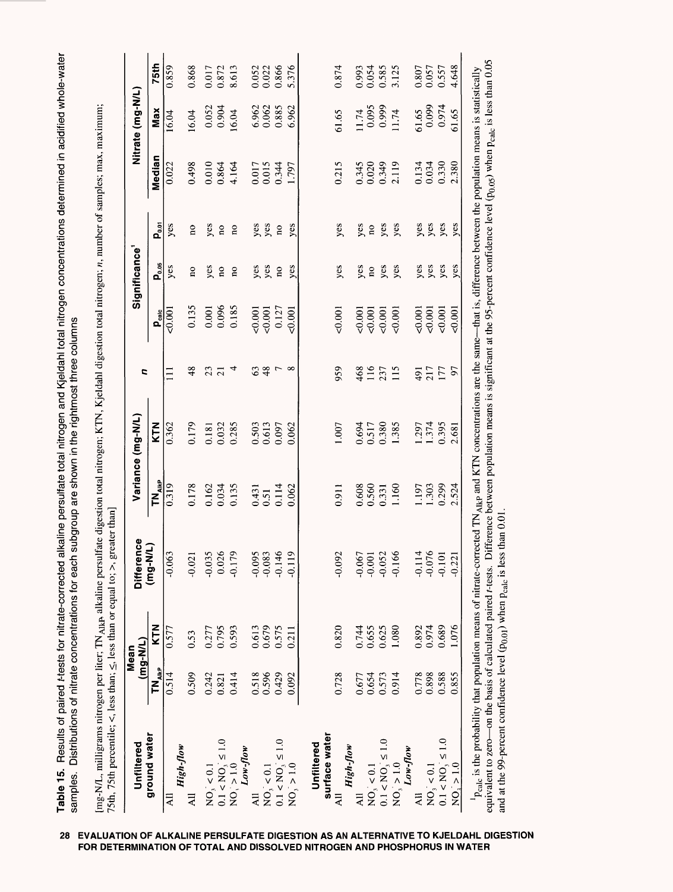**Table 15.** Results of paired *t*-tests for nitrate-corrected alkaline persulfate total nitrogen and Kjeldahl total nitrogen concentrations determined in acidified whole-water samples. Distributions of nitrate concentrations for each subgroup are shown in the rightmost three columns

[mg-N/L, milligrams nitrogen per liter; $TN_{AlkP}$ alkaline persulfate digestion total nitrogen; KTN, Kjeldahl digestion total nitrogen; *n*, number of samples; max, maximum; 75th, 75th percentile; <, less than; ≤, less than or equal to; >, greater than]

| Unfiltered ground water | Mean (mg-N/L) | | Difference (mg-N/L) | Variance (mg-N/L) | | *n* | Significance[1] | | | Nitrate (mg-N/L) | | |
|---|---|---|---|---|---|---|---|---|---|---|---|---|
| | $TN_{AlkP}$ | KTN | | $TN_{AlkP}$ | KTN | | $p_{calc}$ | $p_{0.05}$ | $p_{0.01}$ | Median | Max | 75th |
| All | 0.514 | 0.577 | -0.063 | 0.319 | 0.362 | 111 | <0.001 | yes | yes | 0.022 | 16.04 | 0.859 |
| ***High-flow*** | | | | | | | | | | | | |
| All | 0.509 | 0.53 | -0.021 | 0.178 | 0.179 | 48 | 0.135 | no | no | 0.498 | 16.04 | 0.868 |
| $NO_3^- < 0.1$ | 0.242 | 0.277 | -0.035 | 0.162 | 0.181 | 23 | 0.001 | yes | yes | 0.010 | 0.052 | 0.017 |
| $0.1 < NO_3^- \leq 1.0$ | 0.821 | 0.795 | 0.026 | 0.034 | 0.032 | 21 | 0.096 | no | no | 0.864 | 0.904 | 0.872 |
| $NO_3^- > 1.0$ | 0.414 | 0.593 | -0.179 | 0.135 | 0.285 | 4 | 0.185 | no | no | 4.164 | 16.04 | 8.613 |
| ***Low-flow*** | | | | | | | | | | | | |
| All | 0.518 | 0.613 | -0.095 | 0.431 | 0.503 | 63 | <0.001 | yes | yes | 0.017 | 6.962 | 0.052 |
| $NO_3^- < 0.1$ | 0.596 | 0.679 | -0.083 | 0.51 | 0.613 | 48 | <0.001 | yes | yes | 0.015 | 0.062 | 0.022 |
| $0.1 < NO_3^- \leq 1.0$ | 0.429 | 0.575 | -0.146 | 0.114 | 0.097 | 7 | 0.127 | no | no | 0.344 | 0.885 | 0.866 |
| $NO_3^- > 1.0$ | 0.092 | 0.211 | -0.119 | 0.062 | 0.062 | 8 | <0.001 | yes | yes | 1.797 | 6.962 | 5.376 |
| **Unfiltered surface water** | | | | | | | | | | | | |
| All | 0.728 | 0.820 | -0.092 | 0.911 | 1.007 | 959 | <0.001 | yes | yes | 0.215 | 61.65 | 0.874 |
| ***High-flow*** | | | | | | | | | | | | |
| All | 0.677 | 0.744 | -0.067 | 0.608 | 0.694 | 468 | <0.001 | yes | yes | 0.345 | 11.74 | 0.993 |
| $NO_3^- < 0.1$ | 0.654 | 0.655 | -0.001 | 0.560 | 0.517 | 116 | <0.001 | no | no | 0.020 | 0.095 | 0.054 |
| $0.1 < NO_3^- \leq 1.0$ | 0.573 | 0.625 | -0.052 | 0.331 | 0.380 | 237 | <0.001 | yes | yes | 0.349 | 0.999 | 0.585 |
| $NO_3^- > 1.0$ | 0.914 | 1.080 | -0.166 | 1.160 | 1.385 | 115 | <0.001 | yes | yes | 2.119 | 11.74 | 3.125 |
| ***Low-flow*** | | | | | | | | | | | | |
| All | 0.778 | 0.892 | -0.114 | 1.197 | 1.297 | 491 | <0.001 | yes | yes | 0.134 | 61.65 | 0.807 |
| $NO_3^- < 0.1$ | 0.898 | 0.974 | -0.076 | 1.303 | 1.374 | 217 | <0.001 | yes | yes | 0.034 | 0.099 | 0.057 |
| $0.1 < NO_3^- \leq 1.0$ | 0.588 | 0.689 | -0.101 | 0.299 | 0.395 | 177 | <0.001 | yes | yes | 0.330 | 0.974 | 0.557 |
| $NO_3^- > 1.0$ | 0.855 | 1.076 | -0.221 | 2.524 | 2.681 | 97 | <0.001 | yes | yes | 2.380 | 61.65 | 4.648 |

[1]$p_{calc}$ is the probability that population means of nitrate-corrected $TN_{AlkP}$ and KTN concentrations are the same—that is, difference between the population means is statistically equivalent to zero—on the basis of calculated paired *t*-tests. Difference between population means is significant at the 95-percent confidence level ($p_{0.05}$) when $p_{calc}$ is less than 0.05 and at the 99-percent confidence level ($p_{0.01}$) when $p_{calc}$ is less than 0.01.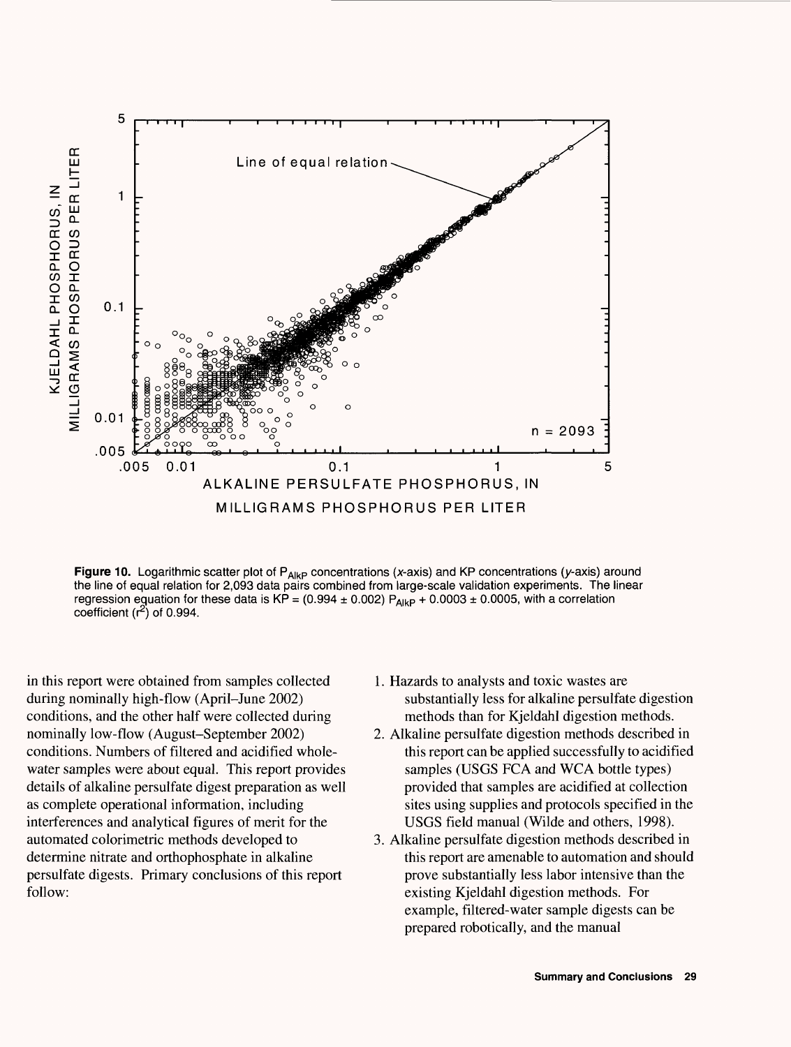KJELDAHL PHOSPHORUS, IN MILLIGRAMS PHOSPHORUS PER LITER

5

1

0.1

0.01

.005

Line of equal relation

n = 2093

.005 0.01 0.1 1 5

ALKALINE PERSULFATE PHOSPHORUS, IN MILLIGRAMS PHOSPHORUS PER LITER

**Figure 10.** Logarithmic scatter plot of $P_{AlkP}$ concentrations (*x*-axis) and KP concentrations (*y*-axis) around the line of equal relation for 2,093 data pairs combined from large-scale validation experiments. The linear regression equation for these data is $KP = (0.994 \pm 0.002)\ P_{AlkP} + 0.0003 \pm 0.0005$, with a correlation coefficient ($r^2$) of 0.994.

in this report were obtained from samples collected during nominally high-flow (April–June 2002) conditions, and the other half were collected during nominally low-flow (August–September 2002) conditions. Numbers of filtered and acidified whole-water samples were about equal. This report provides details of alkaline persulfate digest preparation as well as complete operational information, including interferences and analytical figures of merit for the automated colorimetric methods developed to determine nitrate and orthophosphate in alkaline persulfate digests. Primary conclusions of this report follow:

1. Hazards to analysts and toxic wastes are substantially less for alkaline persulfate digestion methods than for Kjeldahl digestion methods.
2. Alkaline persulfate digestion methods described in this report can be applied successfully to acidified samples (USGS FCA and WCA bottle types) provided that samples are acidified at collection sites using supplies and protocols specified in the USGS field manual (Wilde and others, 1998).
3. Alkaline persulfate digestion methods described in this report are amenable to automation and should prove substantially less labor intensive than the existing Kjeldahl digestion methods. For example, filtered-water sample digests can be prepared robotically, and the manual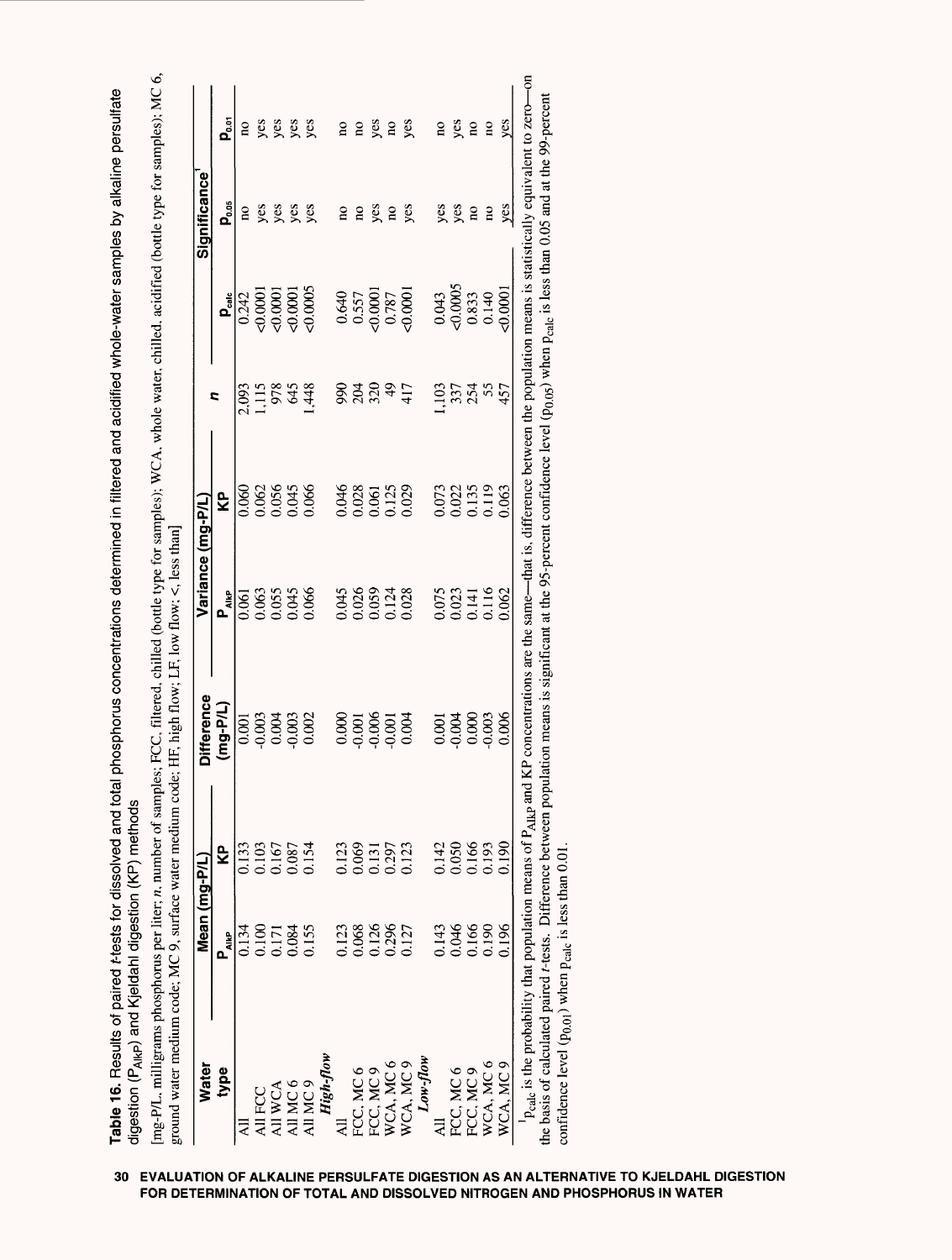**Table 16.** Results of paired *t*-tests for dissolved and total phosphorus concentrations determined in filtered and acidified whole-water samples by alkaline persulfate digestion ($P_{AlkP}$) and Kjeldahl digestion (KP) methods

[mg-P/L, milligrams phosphorus per liter; *n*, number of samples; FCC, filtered, chilled (bottle type for samples); WCA, whole water, chilled, acidified (bottle type for samples); MC 6, ground water medium code; MC 9, surface water medium code; HF, high flow; LF, low flow; <, less than]

| Water type | Mean (mg-P/L) | | Difference (mg-P/L) | Variance (mg-P/L) | | *n* | Significance[1] | | |
|---|---|---|---|---|---|---|---|---|---|
| | $P_{AlkP}$ | KP | | $P_{AlkP}$ | KP | | $p_{calc}$ | $p_{0.05}$ | $p_{0.01}$ |
| All | 0.134 | 0.133 | 0.001 | 0.061 | 0.060 | 2,093 | 0.242 | no | no |
| All FCC | 0.100 | 0.103 | -0.003 | 0.063 | 0.062 | 1,115 | <0.0001 | yes | yes |
| All WCA | 0.171 | 0.167 | 0.004 | 0.055 | 0.056 | 978 | <0.0001 | yes | yes |
| All MC 6 | 0.084 | 0.087 | -0.003 | 0.045 | 0.045 | 645 | <0.0001 | yes | yes |
| All MC 9 | 0.155 | 0.154 | 0.002 | 0.066 | 0.066 | 1,448 | <0.0005 | yes | yes |
| ***High-flow*** | | | | | | | | | |
| All | 0.123 | 0.123 | 0.000 | 0.045 | 0.046 | 990 | 0.640 | no | no |
| FCC, MC 6 | 0.068 | 0.069 | -0.001 | 0.026 | 0.028 | 204 | 0.557 | no | no |
| FCC, MC 9 | 0.126 | 0.131 | -0.006 | 0.059 | 0.061 | 320 | <0.0001 | yes | yes |
| WCA, MC 6 | 0.296 | 0.297 | -0.001 | 0.124 | 0.125 | 49 | 0.787 | no | no |
| WCA, MC 9 | 0.127 | 0.123 | 0.004 | 0.028 | 0.029 | 417 | <0.0001 | yes | yes |
| ***Low-flow*** | | | | | | | | | |
| All | 0.143 | 0.142 | 0.001 | 0.075 | 0.073 | 1,103 | 0.043 | yes | no |
| FCC, MC 6 | 0.046 | 0.050 | -0.004 | 0.023 | 0.022 | 337 | <0.0005 | yes | yes |
| FCC, MC 9 | 0.166 | 0.166 | 0.000 | 0.141 | 0.135 | 254 | 0.833 | no | no |
| WCA, MC 6 | 0.190 | 0.193 | -0.003 | 0.116 | 0.119 | 55 | 0.140 | no | no |
| WCA, MC 9 | 0.196 | 0.190 | 0.006 | 0.062 | 0.063 | 457 | <0.0001 | yes | yes |

[1]$p_{calc}$ is the probability that population means of $P_{AlkP}$ and KP concentrations are the same—that is, difference between the population means is statistically equivalent to zero—on the basis of calculated paired *t*-tests. Difference between population means is significant at the 95-percent confidence level ($p_{0.05}$) when $p_{calc}$ is less than 0.05 and at the 99-percent confidence level ($p_{0.01}$) when $p_{calc}$ is less than 0.01.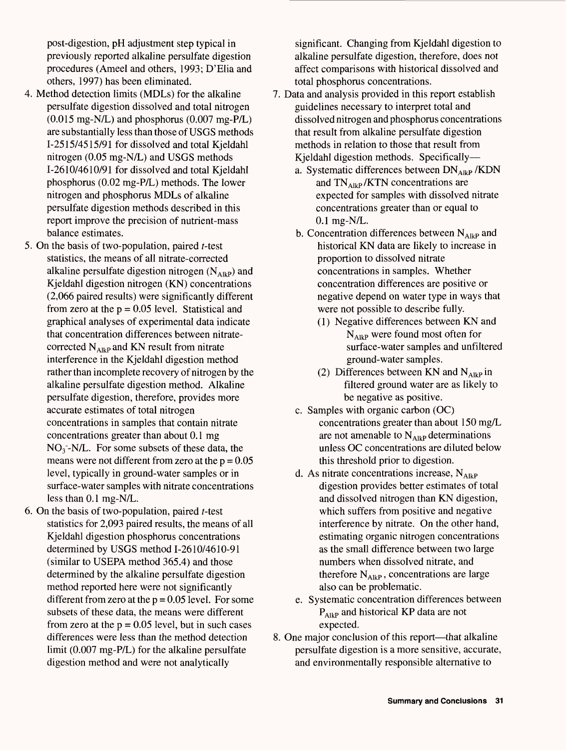post-digestion, pH adjustment step typical in previously reported alkaline persulfate digestion procedures (Ameel and others, 1993; D'Elia and others, 1997) has been eliminated.

4. Method detection limits (MDLs) for the alkaline persulfate digestion dissolved and total nitrogen (0.015 mg-N/L) and phosphorus (0.007 mg-P/L) are substantially less than those of USGS methods I-2515/4515/91 for dissolved and total Kjeldahl nitrogen (0.05 mg-N/L) and USGS methods I-2610/4610/91 for dissolved and total Kjeldahl phosphorus (0.02 mg-P/L) methods. The lower nitrogen and phosphorus MDLs of alkaline persulfate digestion methods described in this report improve the precision of nutrient-mass balance estimates.
5. On the basis of two-population, paired *t*-test statistics, the means of all nitrate-corrected alkaline persulfate digestion nitrogen ($N_{AlkP}$) and Kjeldahl digestion nitrogen (KN) concentrations (2,066 paired results) were significantly different from zero at the $p = 0.05$ level. Statistical and graphical analyses of experimental data indicate that concentration differences between nitrate-corrected $N_{AlkP}$ and KN result from nitrate interference in the Kjeldahl digestion method rather than incomplete recovery of nitrogen by the alkaline persulfate digestion method. Alkaline persulfate digestion, therefore, provides more accurate estimates of total nitrogen concentrations in samples that contain nitrate concentrations greater than about 0.1 mg $NO_3^-$-N/L. For some subsets of these data, the means were not different from zero at the $p = 0.05$ level, typically in ground-water samples or in surface-water samples with nitrate concentrations less than 0.1 mg-N/L.
6. On the basis of two-population, paired *t*-test statistics for 2,093 paired results, the means of all Kjeldahl digestion phosphorus concentrations determined by USGS method I-2610/4610-91 (similar to USEPA method 365.4) and those determined by the alkaline persulfate digestion method reported here were not significantly different from zero at the $p = 0.05$ level. For some subsets of these data, the means were different from zero at the $p = 0.05$ level, but in such cases differences were less than the method detection limit (0.007 mg-P/L) for the alkaline persulfate digestion method and were not analytically significant. Changing from Kjeldahl digestion to alkaline persulfate digestion, therefore, does not affect comparisons with historical dissolved and total phosphorus concentrations.
7. Data and analysis provided in this report establish guidelines necessary to interpret total and dissolved nitrogen and phosphorus concentrations that result from alkaline persulfate digestion methods in relation to those that result from Kjeldahl digestion methods. Specifically—
   a. Systematic differences between $DN_{AlkP}$/KDN and $TN_{AlkP}$/KTN concentrations are expected for samples with dissolved nitrate concentrations greater than or equal to 0.1 mg-N/L.
   b. Concentration differences between $N_{AlkP}$ and historical KN data are likely to increase in proportion to dissolved nitrate concentrations in samples. Whether concentration differences are positive or negative depend on water type in ways that were not possible to describe fully.
      (1) Negative differences between KN and $N_{AlkP}$ were found most often for surface-water samples and unfiltered ground-water samples.
      (2) Differences between KN and $N_{AlkP}$ in filtered ground water are as likely to be negative as positive.
   c. Samples with organic carbon (OC) concentrations greater than about 150 mg/L are not amenable to $N_{AlkP}$ determinations unless OC concentrations are diluted below this threshold prior to digestion.
   d. As nitrate concentrations increase, $N_{AlkP}$ digestion provides better estimates of total and dissolved nitrogen than KN digestion, which suffers from positive and negative interference by nitrate. On the other hand, estimating organic nitrogen concentrations as the small difference between two large numbers when dissolved nitrate, and therefore $N_{AlkP}$, concentrations are large also can be problematic.
   e. Systematic concentration differences between $P_{AlkP}$ and historical KP data are not expected.
8. One major conclusion of this report—that alkaline persulfate digestion is a more sensitive, accurate, and environmentally responsible alternative to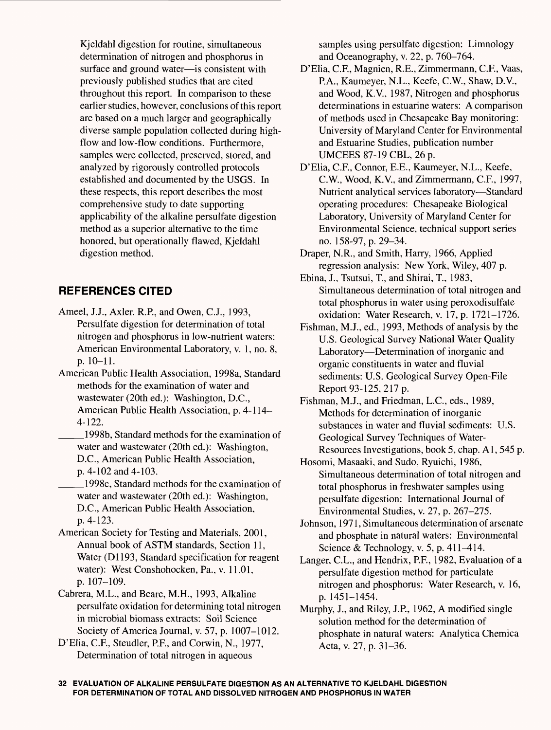Kjeldahl digestion for routine, simultaneous determination of nitrogen and phosphorus in surface and ground water—is consistent with previously published studies that are cited throughout this report. In comparison to these earlier studies, however, conclusions of this report are based on a much larger and geographically diverse sample population collected during high-flow and low-flow conditions. Furthermore, samples were collected, preserved, stored, and analyzed by rigorously controlled protocols established and documented by the USGS. In these respects, this report describes the most comprehensive study to date supporting applicability of the alkaline persulfate digestion method as a superior alternative to the time honored, but operationally flawed, Kjeldahl digestion method.

## REFERENCES CITED

Ameel, J.J., Axler, R.P., and Owen, C.J., 1993, Persulfate digestion for determination of total nitrogen and phosphorus in low-nutrient waters: American Environmental Laboratory, v. 1, no. 8, p. 10–11.

American Public Health Association, 1998a, Standard methods for the examination of water and wastewater (20th ed.): Washington, D.C., American Public Health Association, p. 4-114–4-122.

_____1998b, Standard methods for the examination of water and wastewater (20th ed.): Washington, D.C., American Public Health Association, p. 4-102 and 4-103.

_____1998c, Standard methods for the examination of water and wastewater (20th ed.): Washington, D.C., American Public Health Association, p. 4-123.

American Society for Testing and Materials, 2001, Annual book of ASTM standards, Section 11, Water (D1193, Standard specification for reagent water): West Conshohocken, Pa., v. 11.01, p. 107–109.

Cabrera, M.L., and Beare, M.H., 1993, Alkaline persulfate oxidation for determining total nitrogen in microbial biomass extracts: Soil Science Society of America Journal, v. 57, p. 1007–1012.

D'Elia, C.F., Steudler, P.F., and Corwin, N., 1977, Determination of total nitrogen in aqueous samples using persulfate digestion: Limnology and Oceanography, v. 22, p. 760–764.

D'Elia, C.F., Magnien, R.E., Zimmermann, C.F., Vaas, P.A., Kaumeyer, N.L., Keefe, C.W., Shaw, D.V., and Wood, K.V., 1987, Nitrogen and phosphorus determinations in estuarine waters: A comparison of methods used in Chesapeake Bay monitoring: University of Maryland Center for Environmental and Estuarine Studies, publication number UMCEES 87-19 CBL, 26 p.

D'Elia, C.F., Connor, E.E., Kaumeyer, N.L., Keefe, C.W., Wood, K.V., and Zimmermann, C.F., 1997, Nutrient analytical services laboratory—Standard operating procedures: Chesapeake Biological Laboratory, University of Maryland Center for Environmental Science, technical support series no. 158-97, p. 29–34.

Draper, N.R., and Smith, Harry, 1966, Applied regression analysis: New York, Wiley, 407 p.

Ebina, J., Tsutsui, T., and Shirai, T., 1983, Simultaneous determination of total nitrogen and total phosphorus in water using peroxodisulfate oxidation: Water Research, v. 17, p. 1721–1726.

Fishman, M.J., ed., 1993, Methods of analysis by the U.S. Geological Survey National Water Quality Laboratory—Determination of inorganic and organic constituents in water and fluvial sediments: U.S. Geological Survey Open-File Report 93-125, 217 p.

Fishman, M.J., and Friedman, L.C., eds., 1989, Methods for determination of inorganic substances in water and fluvial sediments: U.S. Geological Survey Techniques of Water-Resources Investigations, book 5, chap. A1, 545 p.

Hosomi, Masaaki, and Sudo, Ryuichi, 1986, Simultaneous determination of total nitrogen and total phosphorus in freshwater samples using persulfate digestion: International Journal of Environmental Studies, v. 27, p. 267–275.

Johnson, 1971, Simultaneous determination of arsenate and phosphate in natural waters: Environmental Science & Technology, v. 5, p. 411–414.

Langer, C.L., and Hendrix, P.F., 1982, Evaluation of a persulfate digestion method for particulate nitrogen and phosphorus: Water Research, v. 16, p. 1451–1454.

Murphy, J., and Riley, J.P., 1962, A modified single solution method for the determination of phosphate in natural waters: Analytica Chemica Acta, v. 27, p. 31–36.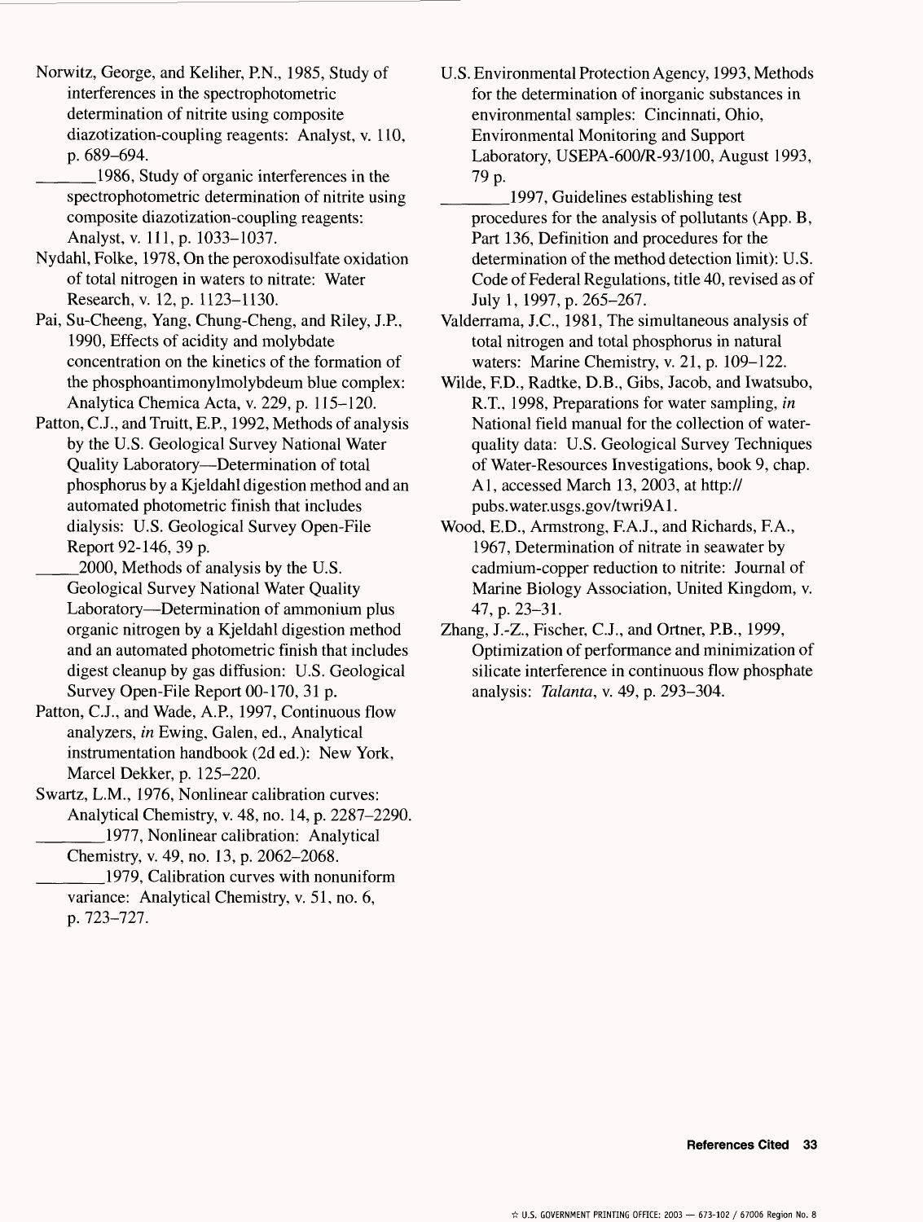Norwitz, George, and Keliher, P.N., 1985, Study of interferences in the spectrophotometric determination of nitrite using composite diazotization-coupling reagents: Analyst, v. 110, p. 689–694.

_______1986, Study of organic interferences in the spectrophotometric determination of nitrite using composite diazotization-coupling reagents: Analyst, v. 111, p. 1033–1037.

Nydahl, Folke, 1978, On the peroxodisulfate oxidation of total nitrogen in waters to nitrate: Water Research, v. 12, p. 1123–1130.

Pai, Su-Cheeng, Yang, Chung-Cheng, and Riley, J.P., 1990, Effects of acidity and molybdate concentration on the kinetics of the formation of the phosphoantimonylmolybdeum blue complex: Analytica Chemica Acta, v. 229, p. 115–120.

Patton, C.J., and Truitt, E.P., 1992, Methods of analysis by the U.S. Geological Survey National Water Quality Laboratory—Determination of total phosphorus by a Kjeldahl digestion method and an automated photometric finish that includes dialysis: U.S. Geological Survey Open-File Report 92-146, 39 p.

_____2000, Methods of analysis by the U.S. Geological Survey National Water Quality Laboratory—Determination of ammonium plus organic nitrogen by a Kjeldahl digestion method and an automated photometric finish that includes digest cleanup by gas diffusion: U.S. Geological Survey Open-File Report 00-170, 31 p.

Patton, C.J., and Wade, A.P., 1997, Continuous flow analyzers, *in* Ewing, Galen, ed., Analytical instrumentation handbook (2d ed.): New York, Marcel Dekker, p. 125–220.

Swartz, L.M., 1976, Nonlinear calibration curves: Analytical Chemistry, v. 48, no. 14, p. 2287–2290.

________1977, Nonlinear calibration: Analytical Chemistry, v. 49, no. 13, p. 2062–2068.

________1979, Calibration curves with nonuniform variance: Analytical Chemistry, v. 51, no. 6, p. 723–727.

U.S. Environmental Protection Agency, 1993, Methods for the determination of inorganic substances in environmental samples: Cincinnati, Ohio, Environmental Monitoring and Support Laboratory, USEPA-600/R-93/100, August 1993, 79 p.

________1997, Guidelines establishing test procedures for the analysis of pollutants (App. B, Part 136, Definition and procedures for the determination of the method detection limit): U.S. Code of Federal Regulations, title 40, revised as of July 1, 1997, p. 265–267.

Valderrama, J.C., 1981, The simultaneous analysis of total nitrogen and total phosphorus in natural waters: Marine Chemistry, v. 21, p. 109–122.

Wilde, F.D., Radtke, D.B., Gibs, Jacob, and Iwatsubo, R.T., 1998, Preparations for water sampling, *in* National field manual for the collection of water-quality data: U.S. Geological Survey Techniques of Water-Resources Investigations, book 9, chap. A1, accessed March 13, 2003, at http://pubs.water.usgs.gov/twri9A1.

Wood, E.D., Armstrong, F.A.J., and Richards, F.A., 1967, Determination of nitrate in seawater by cadmium-copper reduction to nitrite: Journal of Marine Biology Association, United Kingdom, v. 47, p. 23–31.

Zhang, J.-Z., Fischer, C.J., and Ortner, P.B., 1999, Optimization of performance and minimization of silicate interference in continuous flow phosphate analysis: *Talanta*, v. 49, p. 293–304.

☆ U.S. GOVERNMENT PRINTING OFFICE: 2003 — 673-102 / 67006 Region No. 8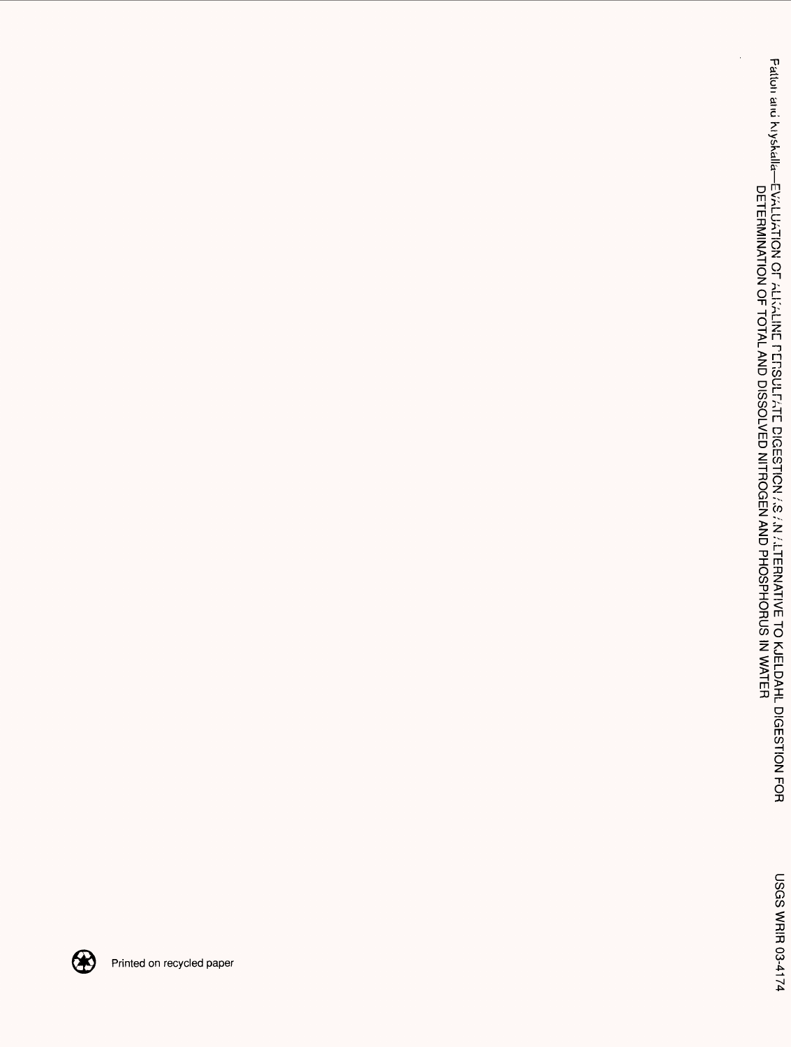Patton and Kryskalla—EVALUATION OF ALKALINE PERSULFATE DIGESTION AS AN ALTERNATIVE TO KJELDAHL DIGESTION FOR DETERMINATION OF TOTAL AND DISSOLVED NITROGEN AND PHOSPHORUS IN WATER

USGS WRIR 03-4174

Printed on recycled paper